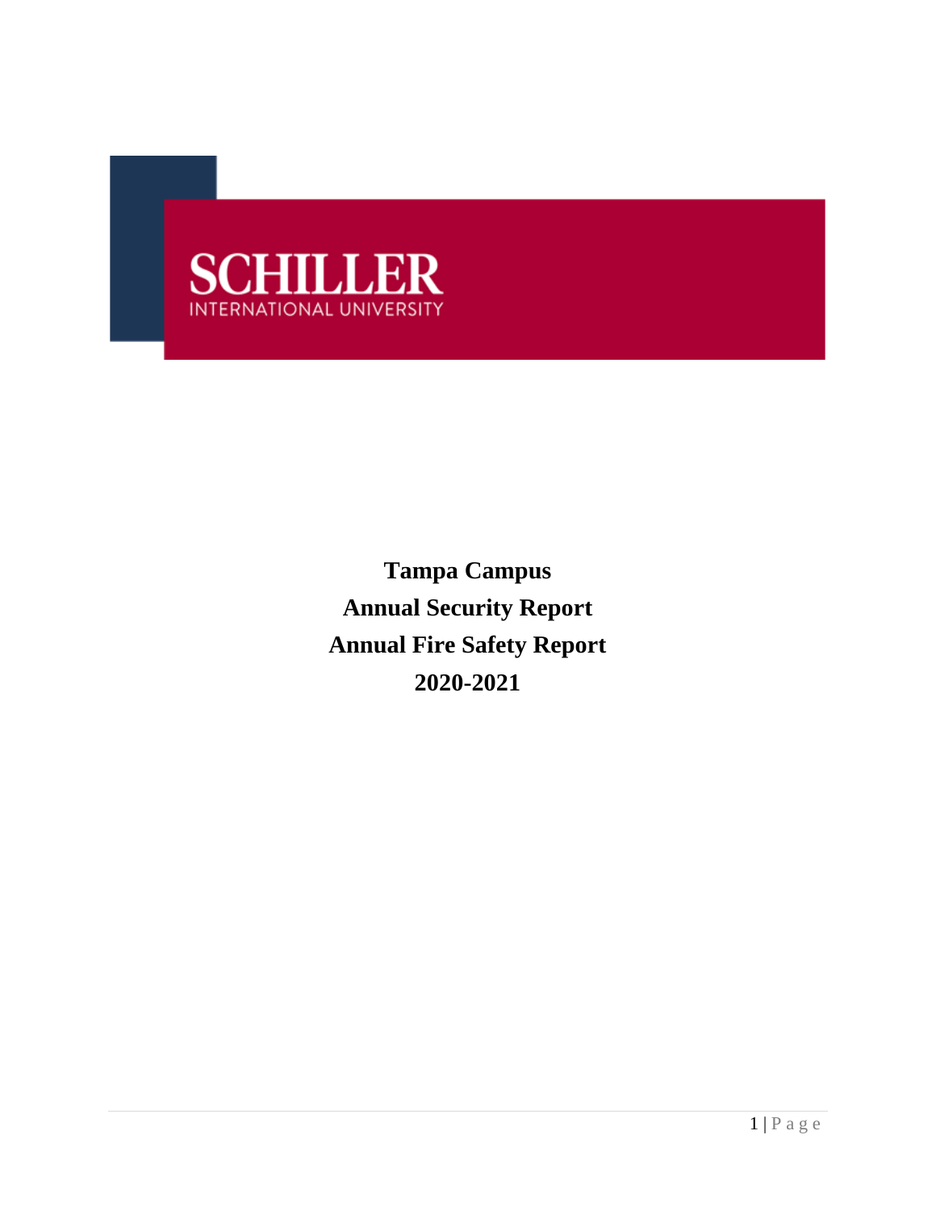SCHILLER
INTERNATIONAL UNIVERSITY

# Tampa Campus
# Annual Security Report
# Annual Fire Safety Report
# 2020-2021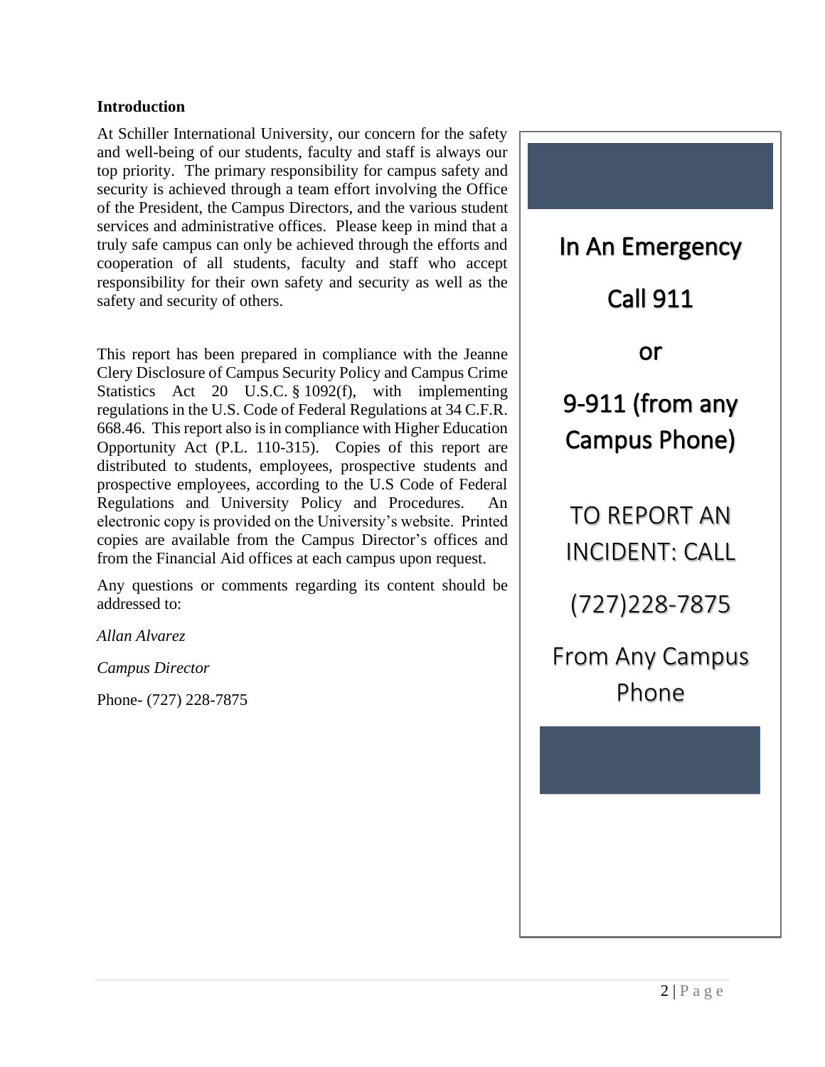## Introduction

At Schiller International University, our concern for the safety and well-being of our students, faculty and staff is always our top priority. The primary responsibility for campus safety and security is achieved through a team effort involving the Office of the President, the Campus Directors, and the various student services and administrative offices. Please keep in mind that a truly safe campus can only be achieved through the efforts and cooperation of all students, faculty and staff who accept responsibility for their own safety and security as well as the safety and security of others.

This report has been prepared in compliance with the Jeanne Clery Disclosure of Campus Security Policy and Campus Crime Statistics Act 20 U.S.C. § 1092(f), with implementing regulations in the U.S. Code of Federal Regulations at 34 C.F.R. 668.46. This report also is in compliance with Higher Education Opportunity Act (P.L. 110-315). Copies of this report are distributed to students, employees, prospective students and prospective employees, according to the U.S Code of Federal Regulations and University Policy and Procedures. An electronic copy is provided on the University's website. Printed copies are available from the Campus Director's offices and from the Financial Aid offices at each campus upon request.

Any questions or comments regarding its content should be addressed to:

*Allan Alvarez*

*Campus Director*

Phone- (727) 228-7875

---

**In An Emergency**

**Call 911**

**or**

**9-911 (from any Campus Phone)**

TO REPORT AN INCIDENT: CALL

(727)228-7875

From Any Campus Phone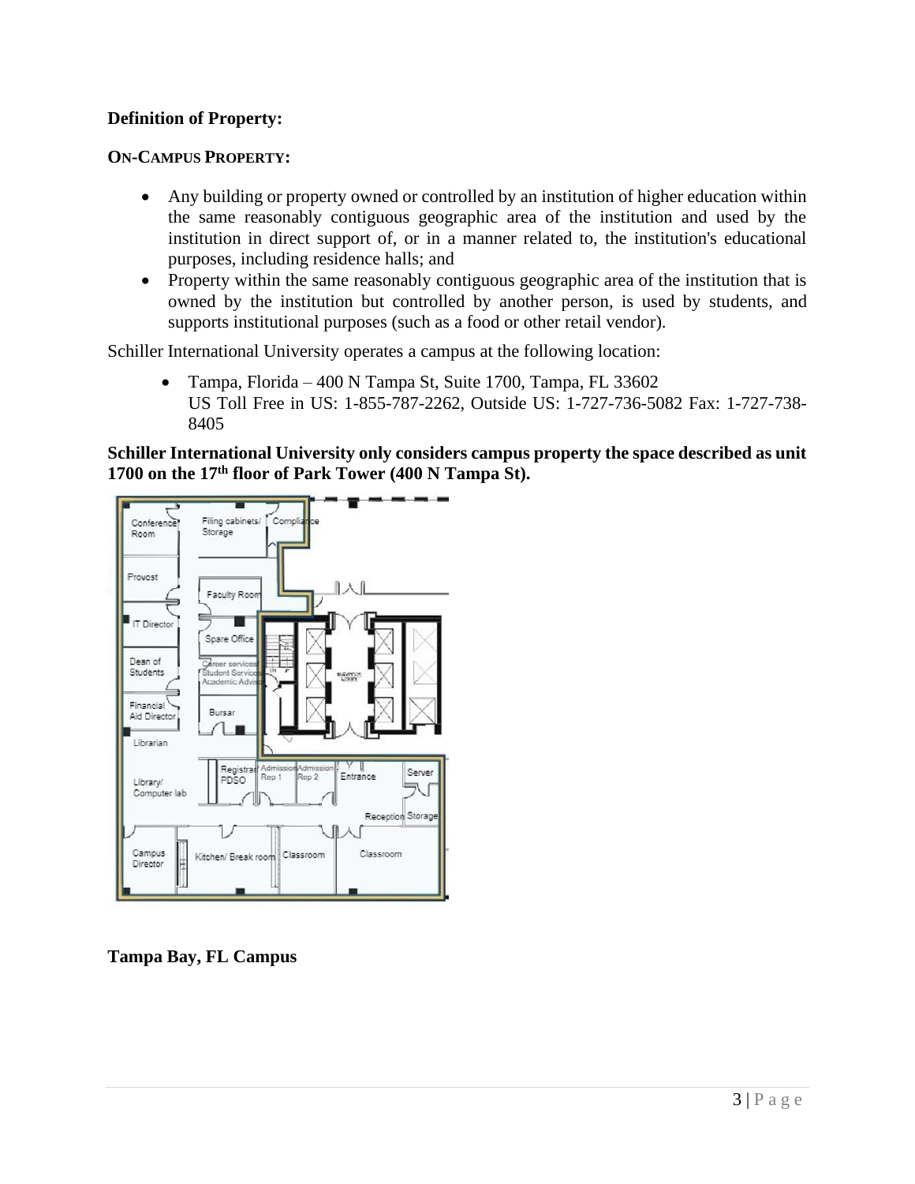**Definition of Property:**

**ON-CAMPUS PROPERTY:**

- Any building or property owned or controlled by an institution of higher education within the same reasonably contiguous geographic area of the institution and used by the institution in direct support of, or in a manner related to, the institution's educational purposes, including residence halls; and
- Property within the same reasonably contiguous geographic area of the institution that is owned by the institution but controlled by another person, is used by students, and supports institutional purposes (such as a food or other retail vendor).

Schiller International University operates a campus at the following location:

- Tampa, Florida – 400 N Tampa St, Suite 1700, Tampa, FL 33602
  US Toll Free in US: 1-855-787-2262, Outside US: 1-727-736-5082 Fax: 1-727-738-8405

**Schiller International University only considers campus property the space described as unit 1700 on the 17th floor of Park Tower (400 N Tampa St).**

**Tampa Bay, FL Campus**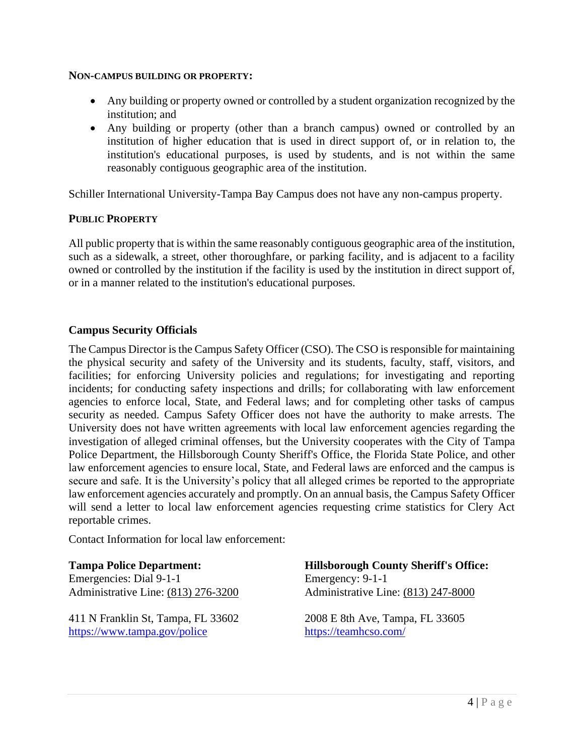**NON-CAMPUS BUILDING OR PROPERTY:**

- Any building or property owned or controlled by a student organization recognized by the institution; and
- Any building or property (other than a branch campus) owned or controlled by an institution of higher education that is used in direct support of, or in relation to, the institution's educational purposes, is used by students, and is not within the same reasonably contiguous geographic area of the institution.

Schiller International University-Tampa Bay Campus does not have any non-campus property.

**PUBLIC PROPERTY**

All public property that is within the same reasonably contiguous geographic area of the institution, such as a sidewalk, a street, other thoroughfare, or parking facility, and is adjacent to a facility owned or controlled by the institution if the facility is used by the institution in direct support of, or in a manner related to the institution's educational purposes.

## Campus Security Officials

The Campus Director is the Campus Safety Officer (CSO). The CSO is responsible for maintaining the physical security and safety of the University and its students, faculty, staff, visitors, and facilities; for enforcing University policies and regulations; for investigating and reporting incidents; for conducting safety inspections and drills; for collaborating with law enforcement agencies to enforce local, State, and Federal laws; and for completing other tasks of campus security as needed. Campus Safety Officer does not have the authority to make arrests. The University does not have written agreements with local law enforcement agencies regarding the investigation of alleged criminal offenses, but the University cooperates with the City of Tampa Police Department, the Hillsborough County Sheriff's Office, the Florida State Police, and other law enforcement agencies to ensure local, State, and Federal laws are enforced and the campus is secure and safe. It is the University's policy that all alleged crimes be reported to the appropriate law enforcement agencies accurately and promptly. On an annual basis, the Campus Safety Officer will send a letter to local law enforcement agencies requesting crime statistics for Clery Act reportable crimes.

Contact Information for local law enforcement:

**Tampa Police Department:**
Emergencies: Dial 9-1-1
Administrative Line: (813) 276-3200

411 N Franklin St, Tampa, FL 33602
https://www.tampa.gov/police

**Hillsborough County Sheriff's Office:**
Emergency: 9-1-1
Administrative Line: (813) 247-8000

2008 E 8th Ave, Tampa, FL 33605
https://teamhcso.com/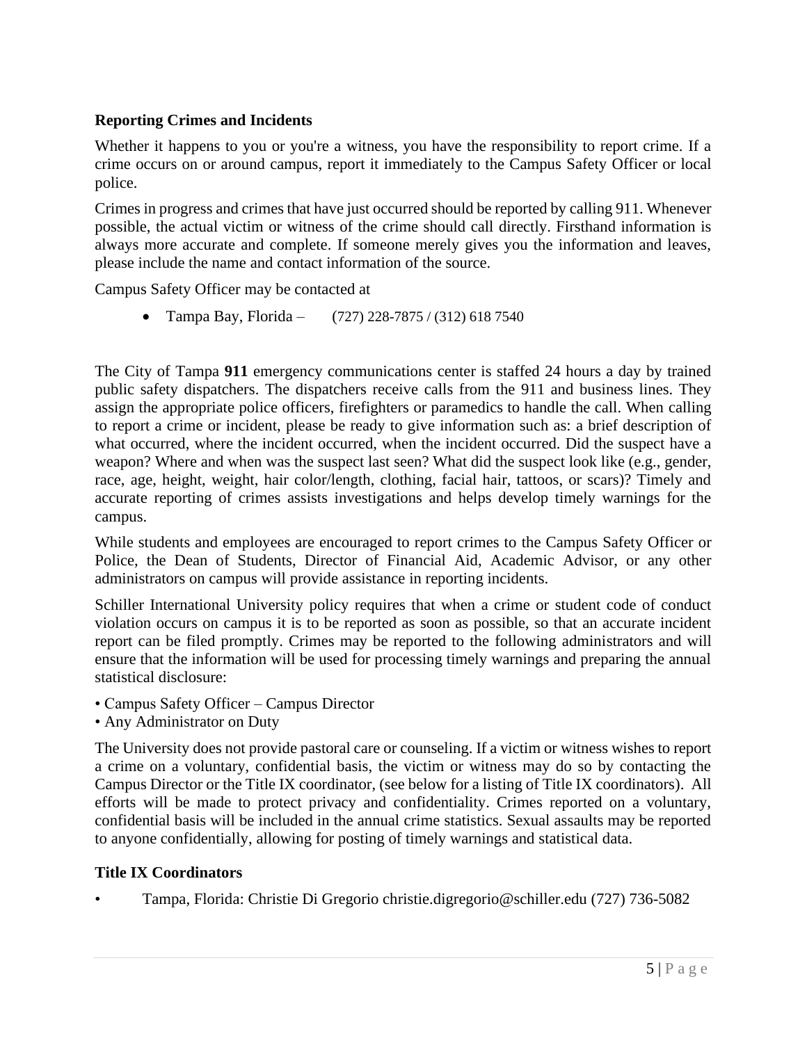## Reporting Crimes and Incidents

Whether it happens to you or you're a witness, you have the responsibility to report crime. If a crime occurs on or around campus, report it immediately to the Campus Safety Officer or local police.

Crimes in progress and crimes that have just occurred should be reported by calling 911. Whenever possible, the actual victim or witness of the crime should call directly. Firsthand information is always more accurate and complete. If someone merely gives you the information and leaves, please include the name and contact information of the source.

Campus Safety Officer may be contacted at

- Tampa Bay, Florida – (727) 228-7875 / (312) 618 7540

The City of Tampa **911** emergency communications center is staffed 24 hours a day by trained public safety dispatchers. The dispatchers receive calls from the 911 and business lines. They assign the appropriate police officers, firefighters or paramedics to handle the call. When calling to report a crime or incident, please be ready to give information such as: a brief description of what occurred, where the incident occurred, when the incident occurred. Did the suspect have a weapon? Where and when was the suspect last seen? What did the suspect look like (e.g., gender, race, age, height, weight, hair color/length, clothing, facial hair, tattoos, or scars)? Timely and accurate reporting of crimes assists investigations and helps develop timely warnings for the campus.

While students and employees are encouraged to report crimes to the Campus Safety Officer or Police, the Dean of Students, Director of Financial Aid, Academic Advisor, or any other administrators on campus will provide assistance in reporting incidents.

Schiller International University policy requires that when a crime or student code of conduct violation occurs on campus it is to be reported as soon as possible, so that an accurate incident report can be filed promptly. Crimes may be reported to the following administrators and will ensure that the information will be used for processing timely warnings and preparing the annual statistical disclosure:

- Campus Safety Officer – Campus Director
- Any Administrator on Duty

The University does not provide pastoral care or counseling. If a victim or witness wishes to report a crime on a voluntary, confidential basis, the victim or witness may do so by contacting the Campus Director or the Title IX coordinator, (see below for a listing of Title IX coordinators). All efforts will be made to protect privacy and confidentiality. Crimes reported on a voluntary, confidential basis will be included in the annual crime statistics. Sexual assaults may be reported to anyone confidentially, allowing for posting of timely warnings and statistical data.

## Title IX Coordinators

- Tampa, Florida: Christie Di Gregorio christie.digregorio@schiller.edu (727) 736-5082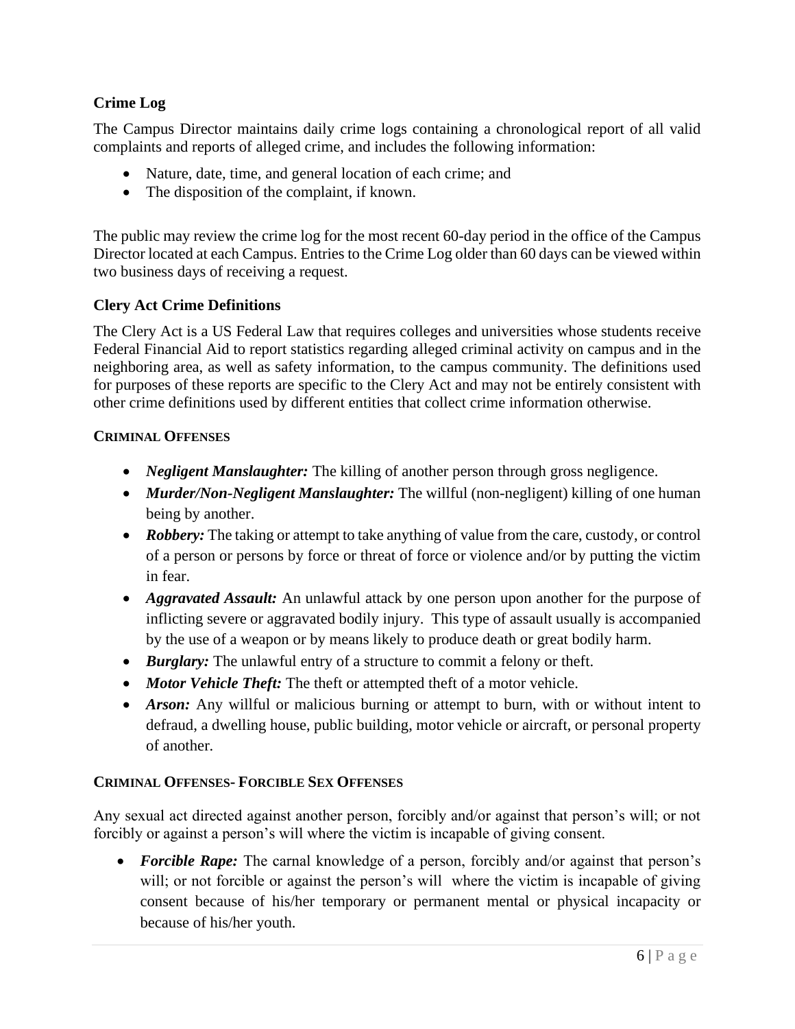### Crime Log

The Campus Director maintains daily crime logs containing a chronological report of all valid complaints and reports of alleged crime, and includes the following information:

- Nature, date, time, and general location of each crime; and
- The disposition of the complaint, if known.

The public may review the crime log for the most recent 60-day period in the office of the Campus Director located at each Campus. Entries to the Crime Log older than 60 days can be viewed within two business days of receiving a request.

### Clery Act Crime Definitions

The Clery Act is a US Federal Law that requires colleges and universities whose students receive Federal Financial Aid to report statistics regarding alleged criminal activity on campus and in the neighboring area, as well as safety information, to the campus community. The definitions used for purposes of these reports are specific to the Clery Act and may not be entirely consistent with other crime definitions used by different entities that collect crime information otherwise.

#### CRIMINAL OFFENSES

- ***Negligent Manslaughter:*** The killing of another person through gross negligence.
- ***Murder/Non-Negligent Manslaughter:*** The willful (non-negligent) killing of one human being by another.
- ***Robbery:*** The taking or attempt to take anything of value from the care, custody, or control of a person or persons by force or threat of force or violence and/or by putting the victim in fear.
- ***Aggravated Assault:*** An unlawful attack by one person upon another for the purpose of inflicting severe or aggravated bodily injury. This type of assault usually is accompanied by the use of a weapon or by means likely to produce death or great bodily harm.
- ***Burglary:*** The unlawful entry of a structure to commit a felony or theft.
- ***Motor Vehicle Theft:*** The theft or attempted theft of a motor vehicle.
- ***Arson:*** Any willful or malicious burning or attempt to burn, with or without intent to defraud, a dwelling house, public building, motor vehicle or aircraft, or personal property of another.

#### CRIMINAL OFFENSES- FORCIBLE SEX OFFENSES

Any sexual act directed against another person, forcibly and/or against that person's will; or not forcibly or against a person's will where the victim is incapable of giving consent.

- ***Forcible Rape:*** The carnal knowledge of a person, forcibly and/or against that person's will; or not forcible or against the person's will where the victim is incapable of giving consent because of his/her temporary or permanent mental or physical incapacity or because of his/her youth.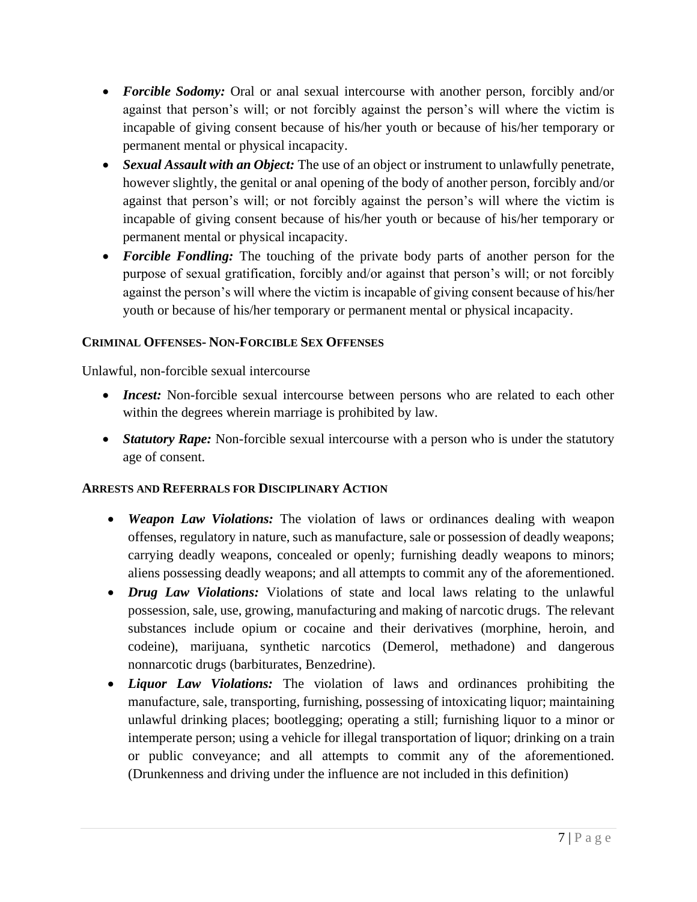- ***Forcible Sodomy:*** Oral or anal sexual intercourse with another person, forcibly and/or against that person's will; or not forcibly against the person's will where the victim is incapable of giving consent because of his/her youth or because of his/her temporary or permanent mental or physical incapacity.
- ***Sexual Assault with an Object:*** The use of an object or instrument to unlawfully penetrate, however slightly, the genital or anal opening of the body of another person, forcibly and/or against that person's will; or not forcibly against the person's will where the victim is incapable of giving consent because of his/her youth or because of his/her temporary or permanent mental or physical incapacity.
- ***Forcible Fondling:*** The touching of the private body parts of another person for the purpose of sexual gratification, forcibly and/or against that person's will; or not forcibly against the person's will where the victim is incapable of giving consent because of his/her youth or because of his/her temporary or permanent mental or physical incapacity.

**CRIMINAL OFFENSES- NON-FORCIBLE SEX OFFENSES**

Unlawful, non-forcible sexual intercourse

- ***Incest:*** Non-forcible sexual intercourse between persons who are related to each other within the degrees wherein marriage is prohibited by law.
- ***Statutory Rape:*** Non-forcible sexual intercourse with a person who is under the statutory age of consent.

**ARRESTS AND REFERRALS FOR DISCIPLINARY ACTION**

- ***Weapon Law Violations:*** The violation of laws or ordinances dealing with weapon offenses, regulatory in nature, such as manufacture, sale or possession of deadly weapons; carrying deadly weapons, concealed or openly; furnishing deadly weapons to minors; aliens possessing deadly weapons; and all attempts to commit any of the aforementioned.
- ***Drug Law Violations:*** Violations of state and local laws relating to the unlawful possession, sale, use, growing, manufacturing and making of narcotic drugs. The relevant substances include opium or cocaine and their derivatives (morphine, heroin, and codeine), marijuana, synthetic narcotics (Demerol, methadone) and dangerous nonnarcotic drugs (barbiturates, Benzedrine).
- ***Liquor Law Violations:*** The violation of laws and ordinances prohibiting the manufacture, sale, transporting, furnishing, possessing of intoxicating liquor; maintaining unlawful drinking places; bootlegging; operating a still; furnishing liquor to a minor or intemperate person; using a vehicle for illegal transportation of liquor; drinking on a train or public conveyance; and all attempts to commit any of the aforementioned. (Drunkenness and driving under the influence are not included in this definition)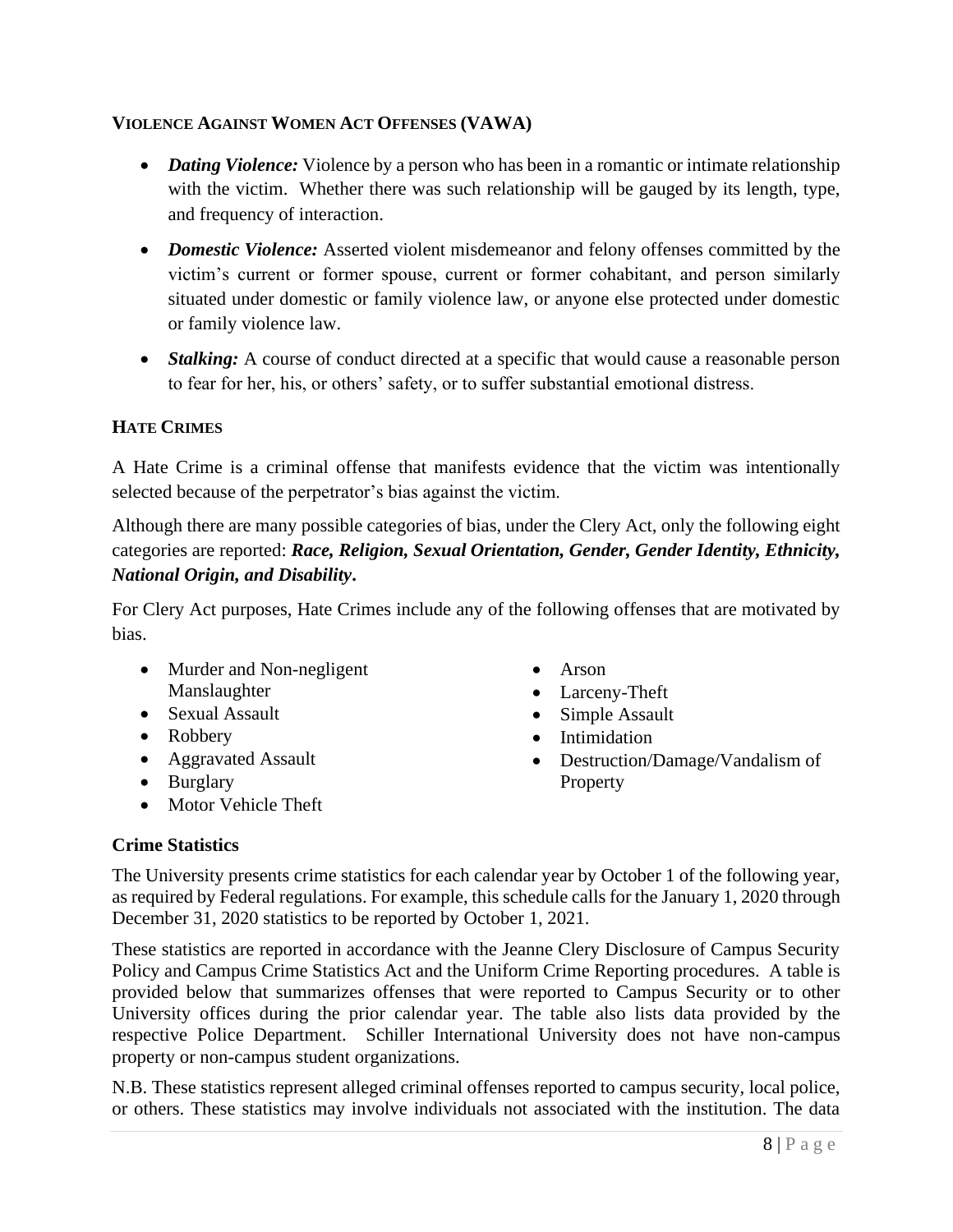### Violence Against Women Act Offenses (VAWA)

- ***Dating Violence:*** Violence by a person who has been in a romantic or intimate relationship with the victim. Whether there was such relationship will be gauged by its length, type, and frequency of interaction.
- ***Domestic Violence:*** Asserted violent misdemeanor and felony offenses committed by the victim's current or former spouse, current or former cohabitant, and person similarly situated under domestic or family violence law, or anyone else protected under domestic or family violence law.
- ***Stalking:*** A course of conduct directed at a specific that would cause a reasonable person to fear for her, his, or others' safety, or to suffer substantial emotional distress.

### Hate Crimes

A Hate Crime is a criminal offense that manifests evidence that the victim was intentionally selected because of the perpetrator's bias against the victim.

Although there are many possible categories of bias, under the Clery Act, only the following eight categories are reported: ***Race, Religion, Sexual Orientation, Gender, Gender Identity, Ethnicity, National Origin, and Disability*.**

For Clery Act purposes, Hate Crimes include any of the following offenses that are motivated by bias.

- Murder and Non-negligent Manslaughter
- Sexual Assault
- Robbery
- Aggravated Assault
- Burglary
- Motor Vehicle Theft
- Arson
- Larceny-Theft
- Simple Assault
- Intimidation
- Destruction/Damage/Vandalism of Property

### Crime Statistics

The University presents crime statistics for each calendar year by October 1 of the following year, as required by Federal regulations. For example, this schedule calls for the January 1, 2020 through December 31, 2020 statistics to be reported by October 1, 2021.

These statistics are reported in accordance with the Jeanne Clery Disclosure of Campus Security Policy and Campus Crime Statistics Act and the Uniform Crime Reporting procedures. A table is provided below that summarizes offenses that were reported to Campus Security or to other University offices during the prior calendar year. The table also lists data provided by the respective Police Department. Schiller International University does not have non-campus property or non-campus student organizations.

N.B. These statistics represent alleged criminal offenses reported to campus security, local police, or others. These statistics may involve individuals not associated with the institution. The data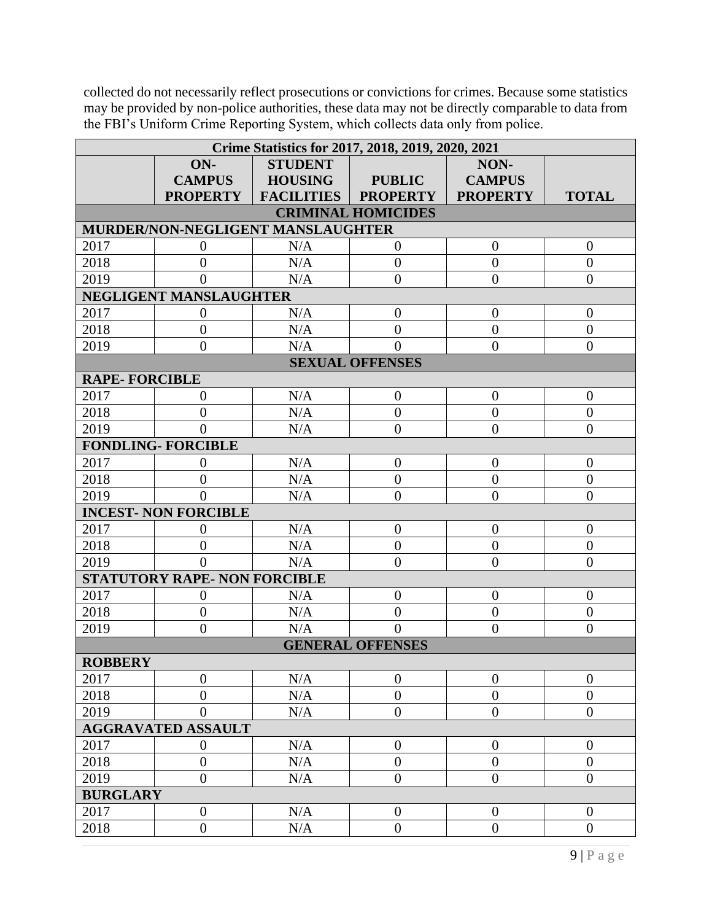collected do not necessarily reflect prosecutions or convictions for crimes. Because some statistics may be provided by non-police authorities, these data may not be directly comparable to data from the FBI's Uniform Crime Reporting System, which collects data only from police.

| Crime Statistics for 2017, 2018, 2019, 2020, 2021 | | | | | |
|---|---|---|---|---|---|
| | **ON-CAMPUS PROPERTY** | **STUDENT HOUSING FACILITIES** | **PUBLIC PROPERTY** | **NON-CAMPUS PROPERTY** | **TOTAL** |
| **CRIMINAL HOMICIDES** | | | | | |
| **MURDER/NON-NEGLIGENT MANSLAUGHTER** | | | | | |
| 2017 | 0 | N/A | 0 | 0 | 0 |
| 2018 | 0 | N/A | 0 | 0 | 0 |
| 2019 | 0 | N/A | 0 | 0 | 0 |
| **NEGLIGENT MANSLAUGHTER** | | | | | |
| 2017 | 0 | N/A | 0 | 0 | 0 |
| 2018 | 0 | N/A | 0 | 0 | 0 |
| 2019 | 0 | N/A | 0 | 0 | 0 |
| **SEXUAL OFFENSES** | | | | | |
| **RAPE- FORCIBLE** | | | | | |
| 2017 | 0 | N/A | 0 | 0 | 0 |
| 2018 | 0 | N/A | 0 | 0 | 0 |
| 2019 | 0 | N/A | 0 | 0 | 0 |
| **FONDLING- FORCIBLE** | | | | | |
| 2017 | 0 | N/A | 0 | 0 | 0 |
| 2018 | 0 | N/A | 0 | 0 | 0 |
| 2019 | 0 | N/A | 0 | 0 | 0 |
| **INCEST- NON FORCIBLE** | | | | | |
| 2017 | 0 | N/A | 0 | 0 | 0 |
| 2018 | 0 | N/A | 0 | 0 | 0 |
| 2019 | 0 | N/A | 0 | 0 | 0 |
| **STATUTORY RAPE- NON FORCIBLE** | | | | | |
| 2017 | 0 | N/A | 0 | 0 | 0 |
| 2018 | 0 | N/A | 0 | 0 | 0 |
| 2019 | 0 | N/A | 0 | 0 | 0 |
| **GENERAL OFFENSES** | | | | | |
| **ROBBERY** | | | | | |
| 2017 | 0 | N/A | 0 | 0 | 0 |
| 2018 | 0 | N/A | 0 | 0 | 0 |
| 2019 | 0 | N/A | 0 | 0 | 0 |
| **AGGRAVATED ASSAULT** | | | | | |
| 2017 | 0 | N/A | 0 | 0 | 0 |
| 2018 | 0 | N/A | 0 | 0 | 0 |
| 2019 | 0 | N/A | 0 | 0 | 0 |
| **BURGLARY** | | | | | |
| 2017 | 0 | N/A | 0 | 0 | 0 |
| 2018 | 0 | N/A | 0 | 0 | 0 |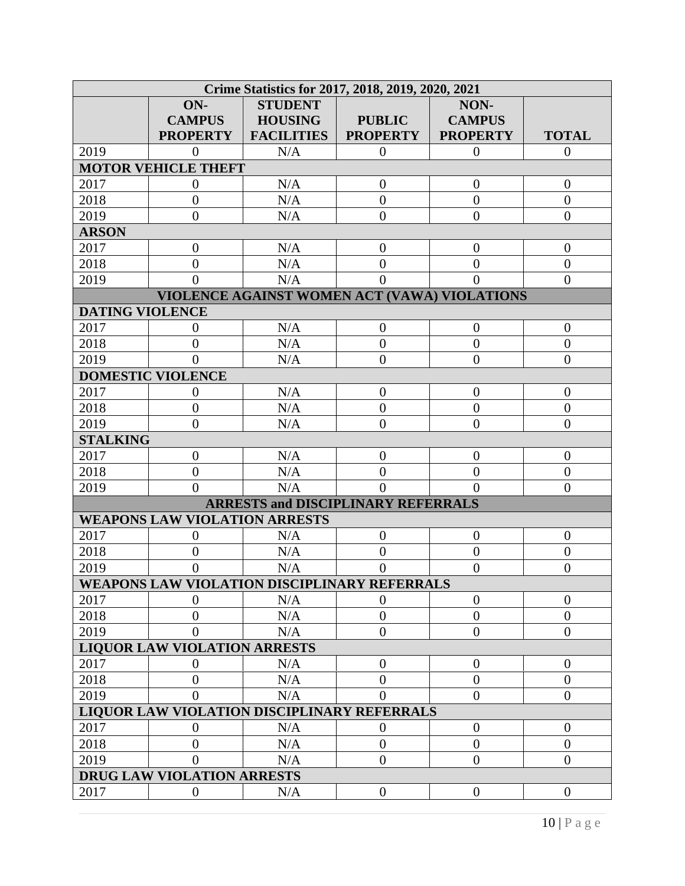| Crime Statistics for 2017, 2018, 2019, 2020, 2021 | | | | | |
|---|---|---|---|---|---|
| | **ON-CAMPUS PROPERTY** | **STUDENT HOUSING FACILITIES** | **PUBLIC PROPERTY** | **NON-CAMPUS PROPERTY** | **TOTAL** |
| 2019 | 0 | N/A | 0 | 0 | 0 |
| **MOTOR VEHICLE THEFT** | | | | | |
| 2017 | 0 | N/A | 0 | 0 | 0 |
| 2018 | 0 | N/A | 0 | 0 | 0 |
| 2019 | 0 | N/A | 0 | 0 | 0 |
| **ARSON** | | | | | |
| 2017 | 0 | N/A | 0 | 0 | 0 |
| 2018 | 0 | N/A | 0 | 0 | 0 |
| 2019 | 0 | N/A | 0 | 0 | 0 |
| **VIOLENCE AGAINST WOMEN ACT (VAWA) VIOLATIONS** | | | | | |
| **DATING VIOLENCE** | | | | | |
| 2017 | 0 | N/A | 0 | 0 | 0 |
| 2018 | 0 | N/A | 0 | 0 | 0 |
| 2019 | 0 | N/A | 0 | 0 | 0 |
| **DOMESTIC VIOLENCE** | | | | | |
| 2017 | 0 | N/A | 0 | 0 | 0 |
| 2018 | 0 | N/A | 0 | 0 | 0 |
| 2019 | 0 | N/A | 0 | 0 | 0 |
| **STALKING** | | | | | |
| 2017 | 0 | N/A | 0 | 0 | 0 |
| 2018 | 0 | N/A | 0 | 0 | 0 |
| 2019 | 0 | N/A | 0 | 0 | 0 |
| **ARRESTS and DISCIPLINARY REFERRALS** | | | | | |
| **WEAPONS LAW VIOLATION ARRESTS** | | | | | |
| 2017 | 0 | N/A | 0 | 0 | 0 |
| 2018 | 0 | N/A | 0 | 0 | 0 |
| 2019 | 0 | N/A | 0 | 0 | 0 |
| **WEAPONS LAW VIOLATION DISCIPLINARY REFERRALS** | | | | | |
| 2017 | 0 | N/A | 0 | 0 | 0 |
| 2018 | 0 | N/A | 0 | 0 | 0 |
| 2019 | 0 | N/A | 0 | 0 | 0 |
| **LIQUOR LAW VIOLATION ARRESTS** | | | | | |
| 2017 | 0 | N/A | 0 | 0 | 0 |
| 2018 | 0 | N/A | 0 | 0 | 0 |
| 2019 | 0 | N/A | 0 | 0 | 0 |
| **LIQUOR LAW VIOLATION DISCIPLINARY REFERRALS** | | | | | |
| 2017 | 0 | N/A | 0 | 0 | 0 |
| 2018 | 0 | N/A | 0 | 0 | 0 |
| 2019 | 0 | N/A | 0 | 0 | 0 |
| **DRUG LAW VIOLATION ARRESTS** | | | | | |
| 2017 | 0 | N/A | 0 | 0 | 0 |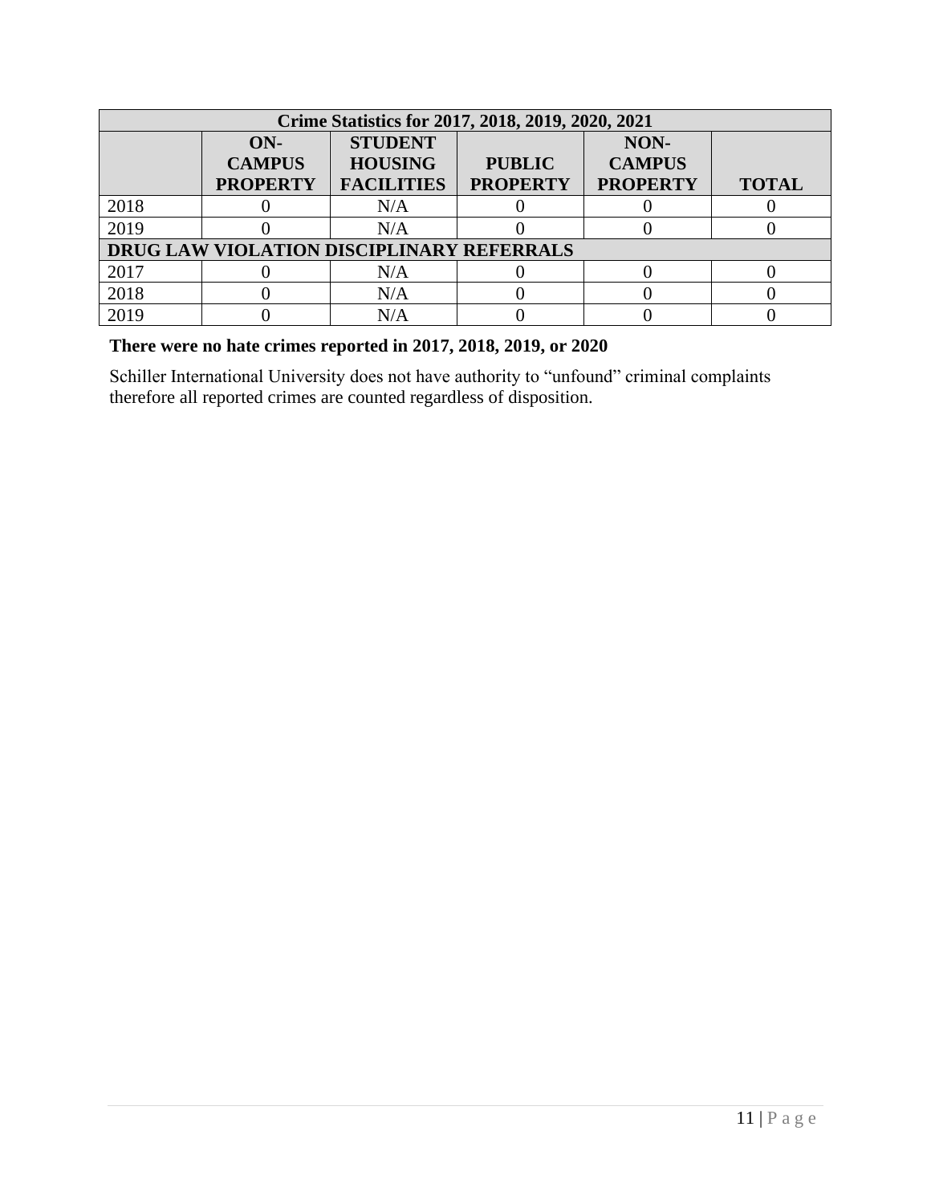| Crime Statistics for 2017, 2018, 2019, 2020, 2021 | | | | | |
|---|---|---|---|---|---|
| | **ON-CAMPUS PROPERTY** | **STUDENT HOUSING FACILITIES** | **PUBLIC PROPERTY** | **NON-CAMPUS PROPERTY** | **TOTAL** |
| 2018 | 0 | N/A | 0 | 0 | 0 |
| 2019 | 0 | N/A | 0 | 0 | 0 |
| **DRUG LAW VIOLATION DISCIPLINARY REFERRALS** | | | | | |
| 2017 | 0 | N/A | 0 | 0 | 0 |
| 2018 | 0 | N/A | 0 | 0 | 0 |
| 2019 | 0 | N/A | 0 | 0 | 0 |

**There were no hate crimes reported in 2017, 2018, 2019, or 2020**

Schiller International University does not have authority to "unfound" criminal complaints therefore all reported crimes are counted regardless of disposition.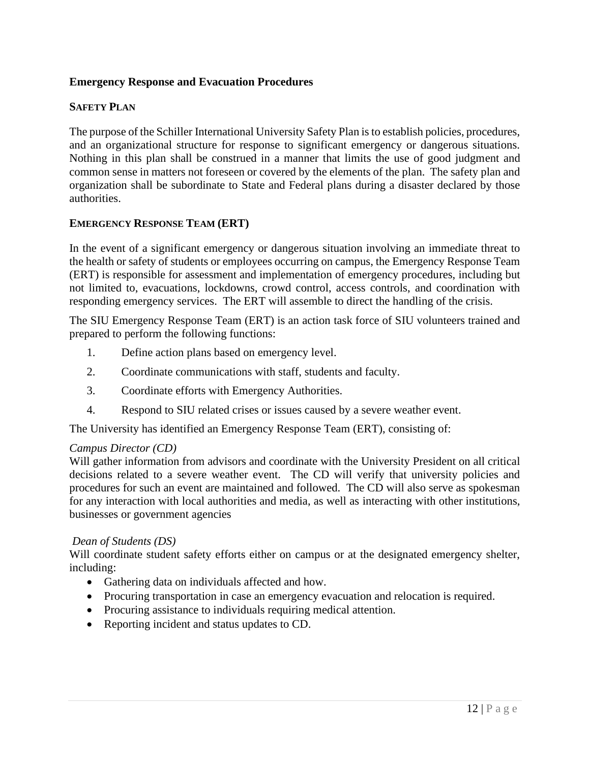**Emergency Response and Evacuation Procedures**

**SAFETY PLAN**

The purpose of the Schiller International University Safety Plan is to establish policies, procedures, and an organizational structure for response to significant emergency or dangerous situations. Nothing in this plan shall be construed in a manner that limits the use of good judgment and common sense in matters not foreseen or covered by the elements of the plan. The safety plan and organization shall be subordinate to State and Federal plans during a disaster declared by those authorities.

**EMERGENCY RESPONSE TEAM (ERT)**

In the event of a significant emergency or dangerous situation involving an immediate threat to the health or safety of students or employees occurring on campus, the Emergency Response Team (ERT) is responsible for assessment and implementation of emergency procedures, including but not limited to, evacuations, lockdowns, crowd control, access controls, and coordination with responding emergency services. The ERT will assemble to direct the handling of the crisis.

The SIU Emergency Response Team (ERT) is an action task force of SIU volunteers trained and prepared to perform the following functions:

1. Define action plans based on emergency level.
2. Coordinate communications with staff, students and faculty.
3. Coordinate efforts with Emergency Authorities.
4. Respond to SIU related crises or issues caused by a severe weather event.

The University has identified an Emergency Response Team (ERT), consisting of:

*Campus Director (CD)*
Will gather information from advisors and coordinate with the University President on all critical decisions related to a severe weather event. The CD will verify that university policies and procedures for such an event are maintained and followed. The CD will also serve as spokesman for any interaction with local authorities and media, as well as interacting with other institutions, businesses or government agencies

*Dean of Students (DS)*
Will coordinate student safety efforts either on campus or at the designated emergency shelter, including:

- Gathering data on individuals affected and how.
- Procuring transportation in case an emergency evacuation and relocation is required.
- Procuring assistance to individuals requiring medical attention.
- Reporting incident and status updates to CD.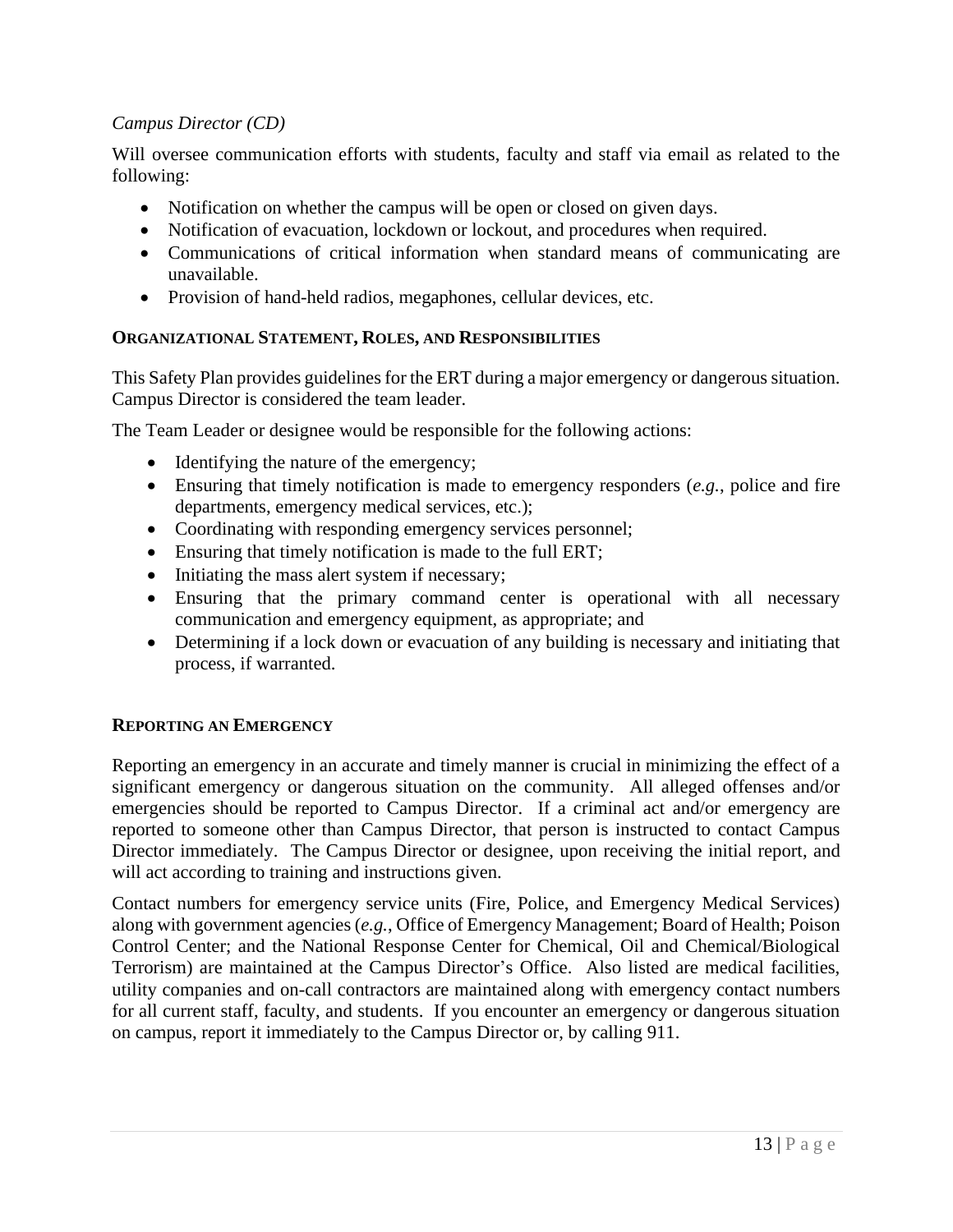*Campus Director (CD)*

Will oversee communication efforts with students, faculty and staff via email as related to the following:

- Notification on whether the campus will be open or closed on given days.
- Notification of evacuation, lockdown or lockout, and procedures when required.
- Communications of critical information when standard means of communicating are unavailable.
- Provision of hand-held radios, megaphones, cellular devices, etc.

**ORGANIZATIONAL STATEMENT, ROLES, AND RESPONSIBILITIES**

This Safety Plan provides guidelines for the ERT during a major emergency or dangerous situation. Campus Director is considered the team leader.

The Team Leader or designee would be responsible for the following actions:

- Identifying the nature of the emergency;
- Ensuring that timely notification is made to emergency responders (*e.g.*, police and fire departments, emergency medical services, etc.);
- Coordinating with responding emergency services personnel;
- Ensuring that timely notification is made to the full ERT;
- Initiating the mass alert system if necessary;
- Ensuring that the primary command center is operational with all necessary communication and emergency equipment, as appropriate; and
- Determining if a lock down or evacuation of any building is necessary and initiating that process, if warranted.

**REPORTING AN EMERGENCY**

Reporting an emergency in an accurate and timely manner is crucial in minimizing the effect of a significant emergency or dangerous situation on the community. All alleged offenses and/or emergencies should be reported to Campus Director. If a criminal act and/or emergency are reported to someone other than Campus Director, that person is instructed to contact Campus Director immediately. The Campus Director or designee, upon receiving the initial report, and will act according to training and instructions given.

Contact numbers for emergency service units (Fire, Police, and Emergency Medical Services) along with government agencies (*e.g.*, Office of Emergency Management; Board of Health; Poison Control Center; and the National Response Center for Chemical, Oil and Chemical/Biological Terrorism) are maintained at the Campus Director's Office. Also listed are medical facilities, utility companies and on-call contractors are maintained along with emergency contact numbers for all current staff, faculty, and students. If you encounter an emergency or dangerous situation on campus, report it immediately to the Campus Director or, by calling 911.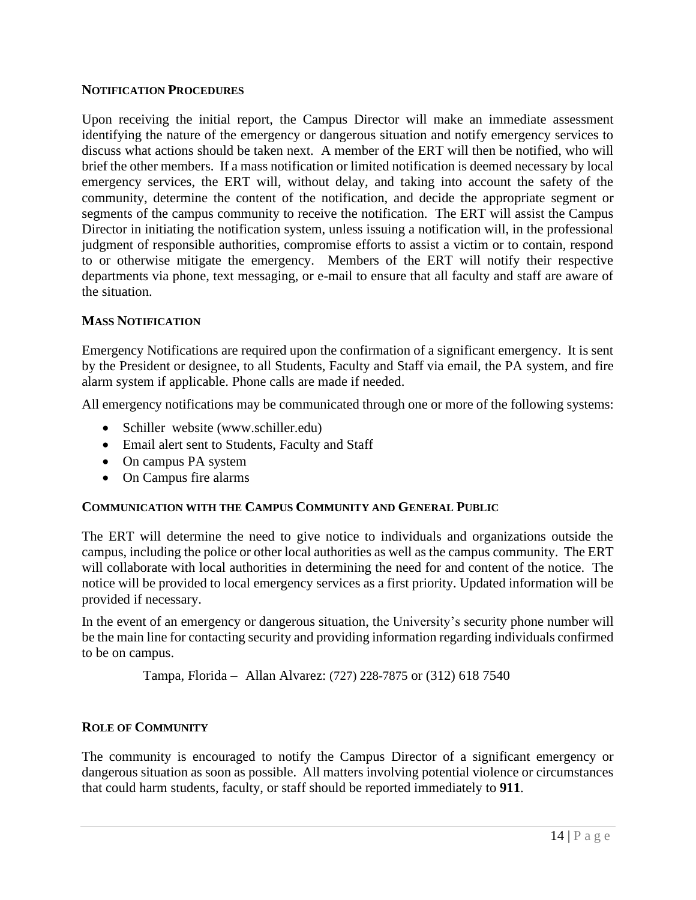### NOTIFICATION PROCEDURES

Upon receiving the initial report, the Campus Director will make an immediate assessment identifying the nature of the emergency or dangerous situation and notify emergency services to discuss what actions should be taken next. A member of the ERT will then be notified, who will brief the other members. If a mass notification or limited notification is deemed necessary by local emergency services, the ERT will, without delay, and taking into account the safety of the community, determine the content of the notification, and decide the appropriate segment or segments of the campus community to receive the notification. The ERT will assist the Campus Director in initiating the notification system, unless issuing a notification will, in the professional judgment of responsible authorities, compromise efforts to assist a victim or to contain, respond to or otherwise mitigate the emergency. Members of the ERT will notify their respective departments via phone, text messaging, or e-mail to ensure that all faculty and staff are aware of the situation.

### MASS NOTIFICATION

Emergency Notifications are required upon the confirmation of a significant emergency. It is sent by the President or designee, to all Students, Faculty and Staff via email, the PA system, and fire alarm system if applicable. Phone calls are made if needed.

All emergency notifications may be communicated through one or more of the following systems:

- Schiller website (www.schiller.edu)
- Email alert sent to Students, Faculty and Staff
- On campus PA system
- On Campus fire alarms

### COMMUNICATION WITH THE CAMPUS COMMUNITY AND GENERAL PUBLIC

The ERT will determine the need to give notice to individuals and organizations outside the campus, including the police or other local authorities as well as the campus community. The ERT will collaborate with local authorities in determining the need for and content of the notice. The notice will be provided to local emergency services as a first priority. Updated information will be provided if necessary.

In the event of an emergency or dangerous situation, the University's security phone number will be the main line for contacting security and providing information regarding individuals confirmed to be on campus.

Tampa, Florida – Allan Alvarez: (727) 228-7875 or (312) 618 7540

### ROLE OF COMMUNITY

The community is encouraged to notify the Campus Director of a significant emergency or dangerous situation as soon as possible. All matters involving potential violence or circumstances that could harm students, faculty, or staff should be reported immediately to **911**.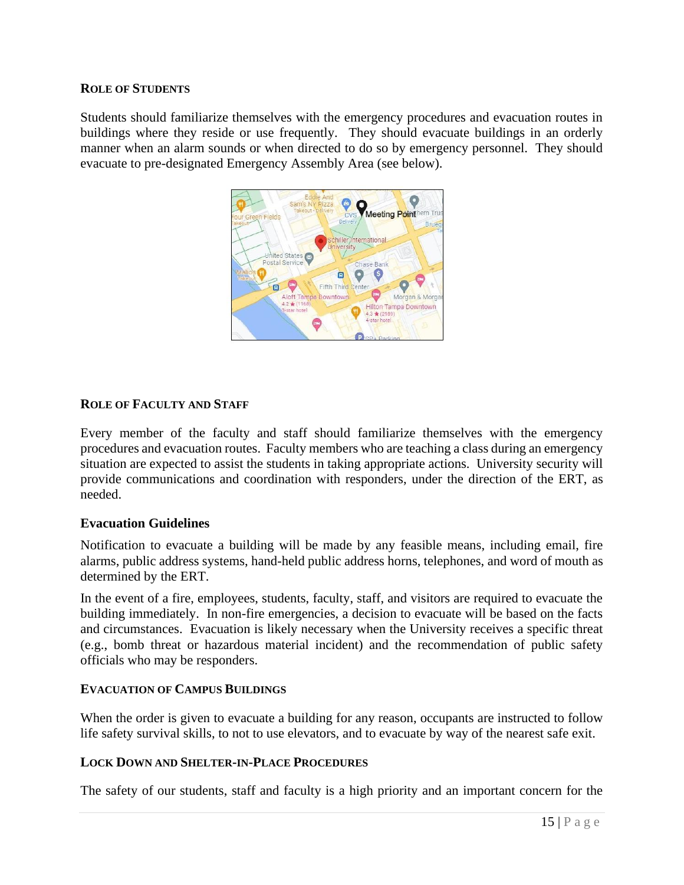### Role of Students

Students should familiarize themselves with the emergency procedures and evacuation routes in buildings where they reside or use frequently. They should evacuate buildings in an orderly manner when an alarm sounds or when directed to do so by emergency personnel. They should evacuate to pre-designated Emergency Assembly Area (see below).

### Role of Faculty and Staff

Every member of the faculty and staff should familiarize themselves with the emergency procedures and evacuation routes. Faculty members who are teaching a class during an emergency situation are expected to assist the students in taking appropriate actions. University security will provide communications and coordination with responders, under the direction of the ERT, as needed.

## Evacuation Guidelines

Notification to evacuate a building will be made by any feasible means, including email, fire alarms, public address systems, hand-held public address horns, telephones, and word of mouth as determined by the ERT.

In the event of a fire, employees, students, faculty, staff, and visitors are required to evacuate the building immediately. In non-fire emergencies, a decision to evacuate will be based on the facts and circumstances. Evacuation is likely necessary when the University receives a specific threat (e.g., bomb threat or hazardous material incident) and the recommendation of public safety officials who may be responders.

### Evacuation of Campus Buildings

When the order is given to evacuate a building for any reason, occupants are instructed to follow life safety survival skills, to not to use elevators, and to evacuate by way of the nearest safe exit.

### Lock Down and Shelter-in-Place Procedures

The safety of our students, staff and faculty is a high priority and an important concern for the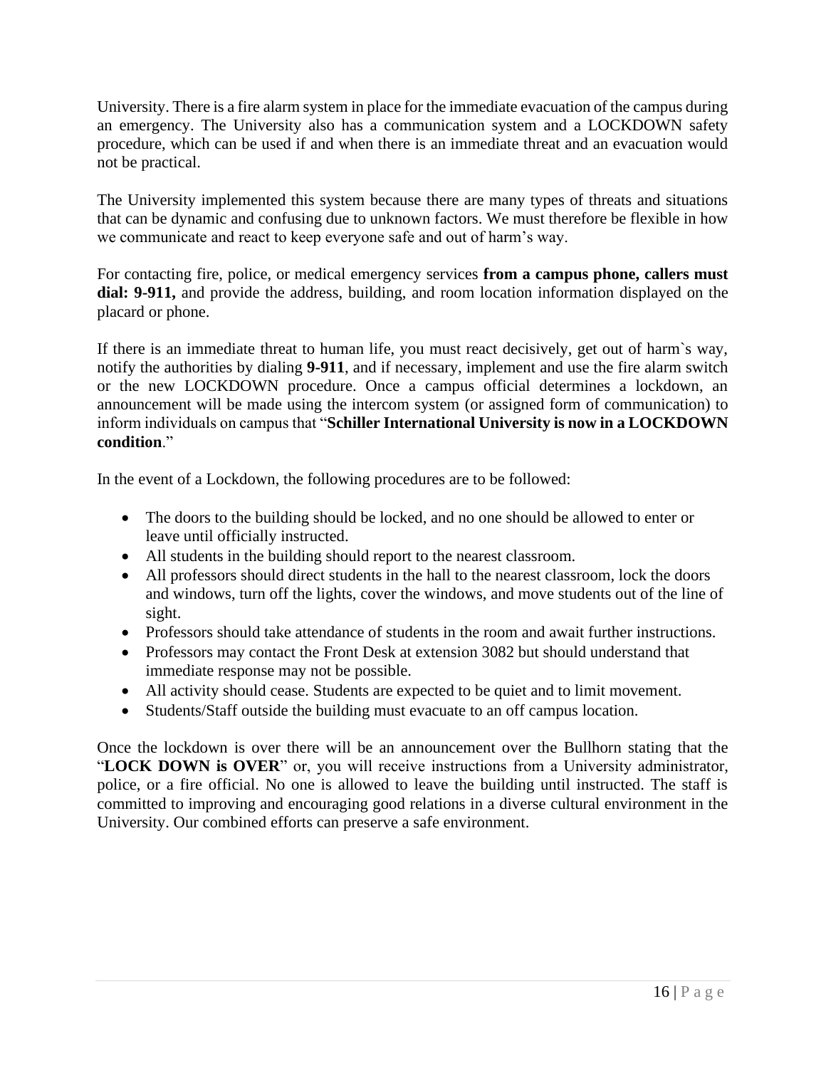University. There is a fire alarm system in place for the immediate evacuation of the campus during an emergency. The University also has a communication system and a LOCKDOWN safety procedure, which can be used if and when there is an immediate threat and an evacuation would not be practical.

The University implemented this system because there are many types of threats and situations that can be dynamic and confusing due to unknown factors. We must therefore be flexible in how we communicate and react to keep everyone safe and out of harm's way.

For contacting fire, police, or medical emergency services **from a campus phone, callers must dial: 9-911,** and provide the address, building, and room location information displayed on the placard or phone.

If there is an immediate threat to human life, you must react decisively, get out of harm`s way, notify the authorities by dialing **9-911**, and if necessary, implement and use the fire alarm switch or the new LOCKDOWN procedure. Once a campus official determines a lockdown, an announcement will be made using the intercom system (or assigned form of communication) to inform individuals on campus that "**Schiller International University is now in a LOCKDOWN condition**."

In the event of a Lockdown, the following procedures are to be followed:

- The doors to the building should be locked, and no one should be allowed to enter or leave until officially instructed.
- All students in the building should report to the nearest classroom.
- All professors should direct students in the hall to the nearest classroom, lock the doors and windows, turn off the lights, cover the windows, and move students out of the line of sight.
- Professors should take attendance of students in the room and await further instructions.
- Professors may contact the Front Desk at extension 3082 but should understand that immediate response may not be possible.
- All activity should cease. Students are expected to be quiet and to limit movement.
- Students/Staff outside the building must evacuate to an off campus location.

Once the lockdown is over there will be an announcement over the Bullhorn stating that the "**LOCK DOWN is OVER**" or, you will receive instructions from a University administrator, police, or a fire official. No one is allowed to leave the building until instructed. The staff is committed to improving and encouraging good relations in a diverse cultural environment in the University. Our combined efforts can preserve a safe environment.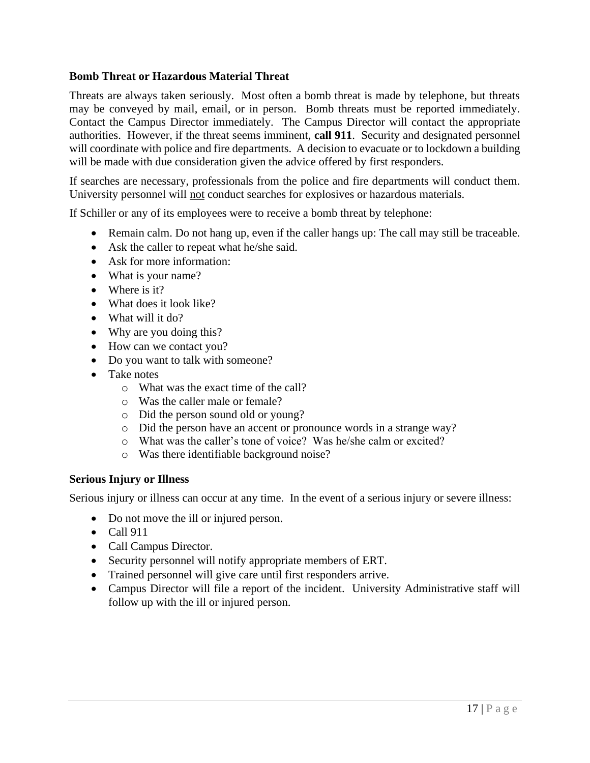### Bomb Threat or Hazardous Material Threat

Threats are always taken seriously. Most often a bomb threat is made by telephone, but threats may be conveyed by mail, email, or in person. Bomb threats must be reported immediately. Contact the Campus Director immediately. The Campus Director will contact the appropriate authorities. However, if the threat seems imminent, **call 911**. Security and designated personnel will coordinate with police and fire departments. A decision to evacuate or to lockdown a building will be made with due consideration given the advice offered by first responders.

If searches are necessary, professionals from the police and fire departments will conduct them. University personnel will <u>not</u> conduct searches for explosives or hazardous materials.

If Schiller or any of its employees were to receive a bomb threat by telephone:

- Remain calm. Do not hang up, even if the caller hangs up: The call may still be traceable.
- Ask the caller to repeat what he/she said.
- Ask for more information:
- What is your name?
- Where is it?
- What does it look like?
- What will it do?
- Why are you doing this?
- How can we contact you?
- Do you want to talk with someone?
- Take notes
  - What was the exact time of the call?
  - Was the caller male or female?
  - Did the person sound old or young?
  - Did the person have an accent or pronounce words in a strange way?
  - What was the caller's tone of voice? Was he/she calm or excited?
  - Was there identifiable background noise?

### Serious Injury or Illness

Serious injury or illness can occur at any time. In the event of a serious injury or severe illness:

- Do not move the ill or injured person.
- Call 911
- Call Campus Director.
- Security personnel will notify appropriate members of ERT.
- Trained personnel will give care until first responders arrive.
- Campus Director will file a report of the incident. University Administrative staff will follow up with the ill or injured person.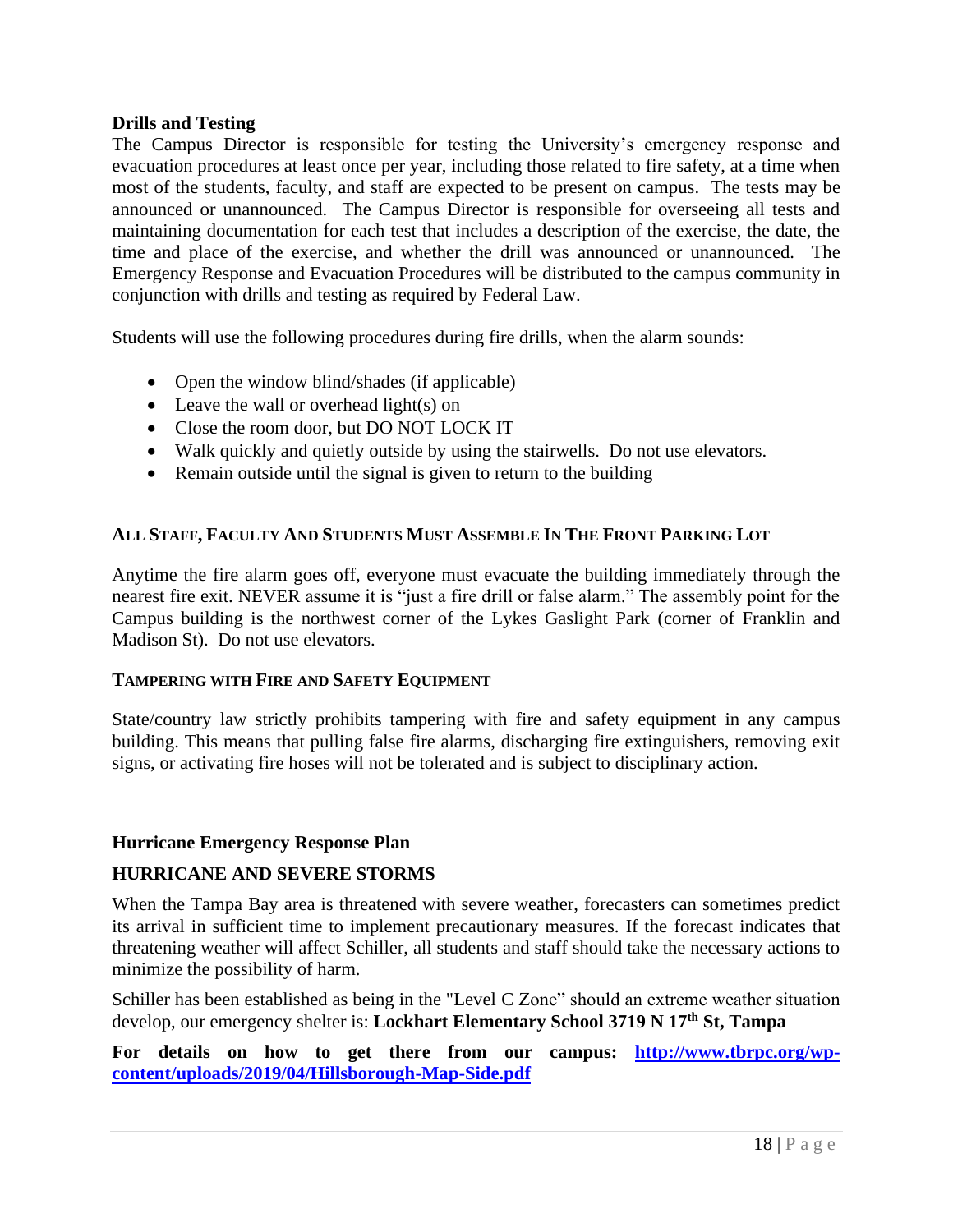**Drills and Testing**

The Campus Director is responsible for testing the University's emergency response and evacuation procedures at least once per year, including those related to fire safety, at a time when most of the students, faculty, and staff are expected to be present on campus. The tests may be announced or unannounced. The Campus Director is responsible for overseeing all tests and maintaining documentation for each test that includes a description of the exercise, the date, the time and place of the exercise, and whether the drill was announced or unannounced. The Emergency Response and Evacuation Procedures will be distributed to the campus community in conjunction with drills and testing as required by Federal Law.

Students will use the following procedures during fire drills, when the alarm sounds:

- Open the window blind/shades (if applicable)
- Leave the wall or overhead light(s) on
- Close the room door, but DO NOT LOCK IT
- Walk quickly and quietly outside by using the stairwells. Do not use elevators.
- Remain outside until the signal is given to return to the building

**ALL STAFF, FACULTY AND STUDENTS MUST ASSEMBLE IN THE FRONT PARKING LOT**

Anytime the fire alarm goes off, everyone must evacuate the building immediately through the nearest fire exit. NEVER assume it is "just a fire drill or false alarm." The assembly point for the Campus building is the northwest corner of the Lykes Gaslight Park (corner of Franklin and Madison St). Do not use elevators.

**TAMPERING WITH FIRE AND SAFETY EQUIPMENT**

State/country law strictly prohibits tampering with fire and safety equipment in any campus building. This means that pulling false fire alarms, discharging fire extinguishers, removing exit signs, or activating fire hoses will not be tolerated and is subject to disciplinary action.

**Hurricane Emergency Response Plan**

**HURRICANE AND SEVERE STORMS**

When the Tampa Bay area is threatened with severe weather, forecasters can sometimes predict its arrival in sufficient time to implement precautionary measures. If the forecast indicates that threatening weather will affect Schiller, all students and staff should take the necessary actions to minimize the possibility of harm.

Schiller has been established as being in the "Level C Zone" should an extreme weather situation develop, our emergency shelter is: **Lockhart Elementary School 3719 N 17th St, Tampa**

**For details on how to get there from our campus: [http://www.tbrpc.org/wp-content/uploads/2019/04/Hillsborough-Map-Side.pdf](http://www.tbrpc.org/wp-content/uploads/2019/04/Hillsborough-Map-Side.pdf)**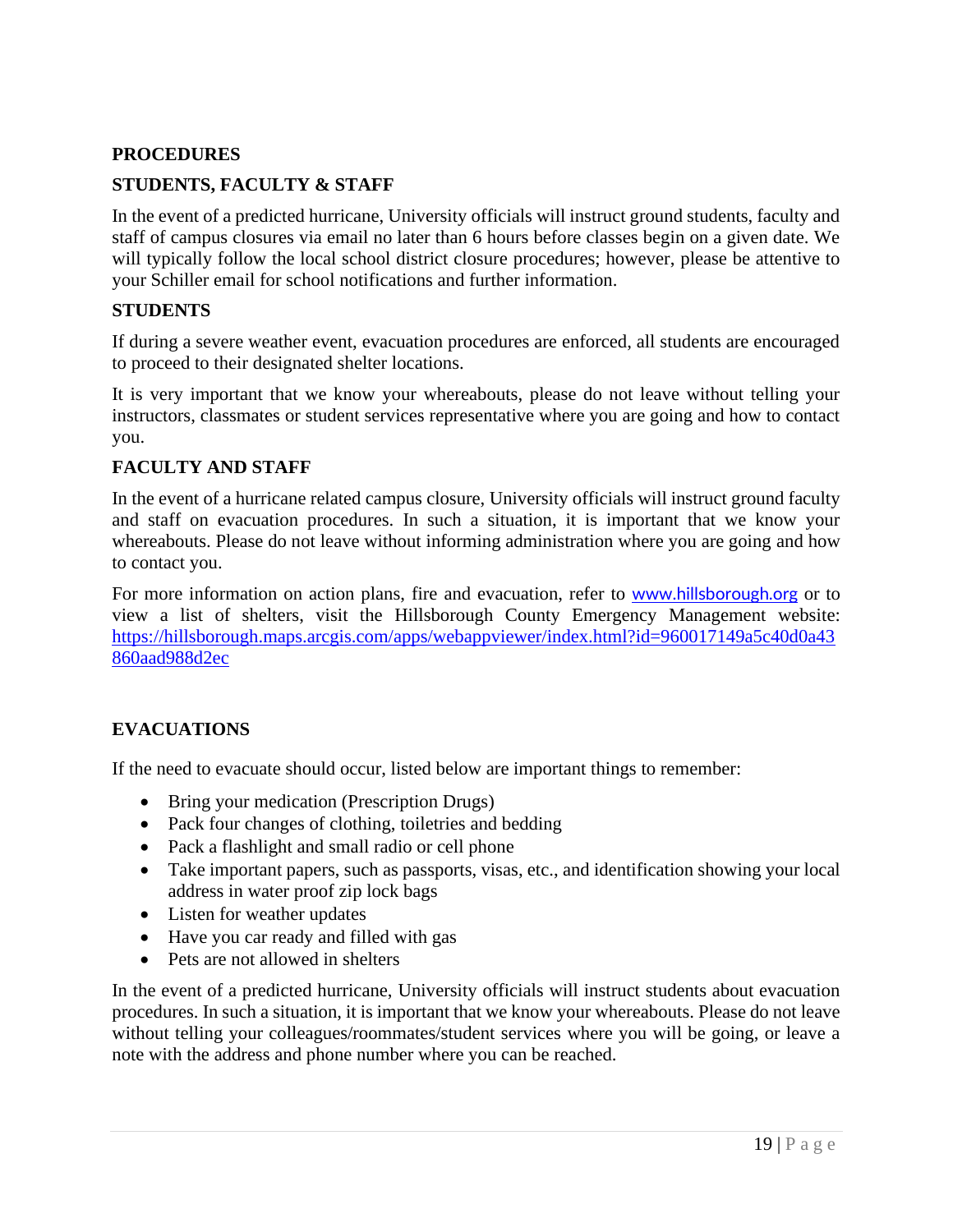## PROCEDURES

### STUDENTS, FACULTY & STAFF

In the event of a predicted hurricane, University officials will instruct ground students, faculty and staff of campus closures via email no later than 6 hours before classes begin on a given date. We will typically follow the local school district closure procedures; however, please be attentive to your Schiller email for school notifications and further information.

### STUDENTS

If during a severe weather event, evacuation procedures are enforced, all students are encouraged to proceed to their designated shelter locations.

It is very important that we know your whereabouts, please do not leave without telling your instructors, classmates or student services representative where you are going and how to contact you.

### FACULTY AND STAFF

In the event of a hurricane related campus closure, University officials will instruct ground faculty and staff on evacuation procedures. In such a situation, it is important that we know your whereabouts. Please do not leave without informing administration where you are going and how to contact you.

For more information on action plans, fire and evacuation, refer to www.hillsborough.org or to view a list of shelters, visit the Hillsborough County Emergency Management website: https://hillsborough.maps.arcgis.com/apps/webappviewer/index.html?id=960017149a5c40d0a43860aad988d2ec

## EVACUATIONS

If the need to evacuate should occur, listed below are important things to remember:

- Bring your medication (Prescription Drugs)
- Pack four changes of clothing, toiletries and bedding
- Pack a flashlight and small radio or cell phone
- Take important papers, such as passports, visas, etc., and identification showing your local address in water proof zip lock bags
- Listen for weather updates
- Have you car ready and filled with gas
- Pets are not allowed in shelters

In the event of a predicted hurricane, University officials will instruct students about evacuation procedures. In such a situation, it is important that we know your whereabouts. Please do not leave without telling your colleagues/roommates/student services where you will be going, or leave a note with the address and phone number where you can be reached.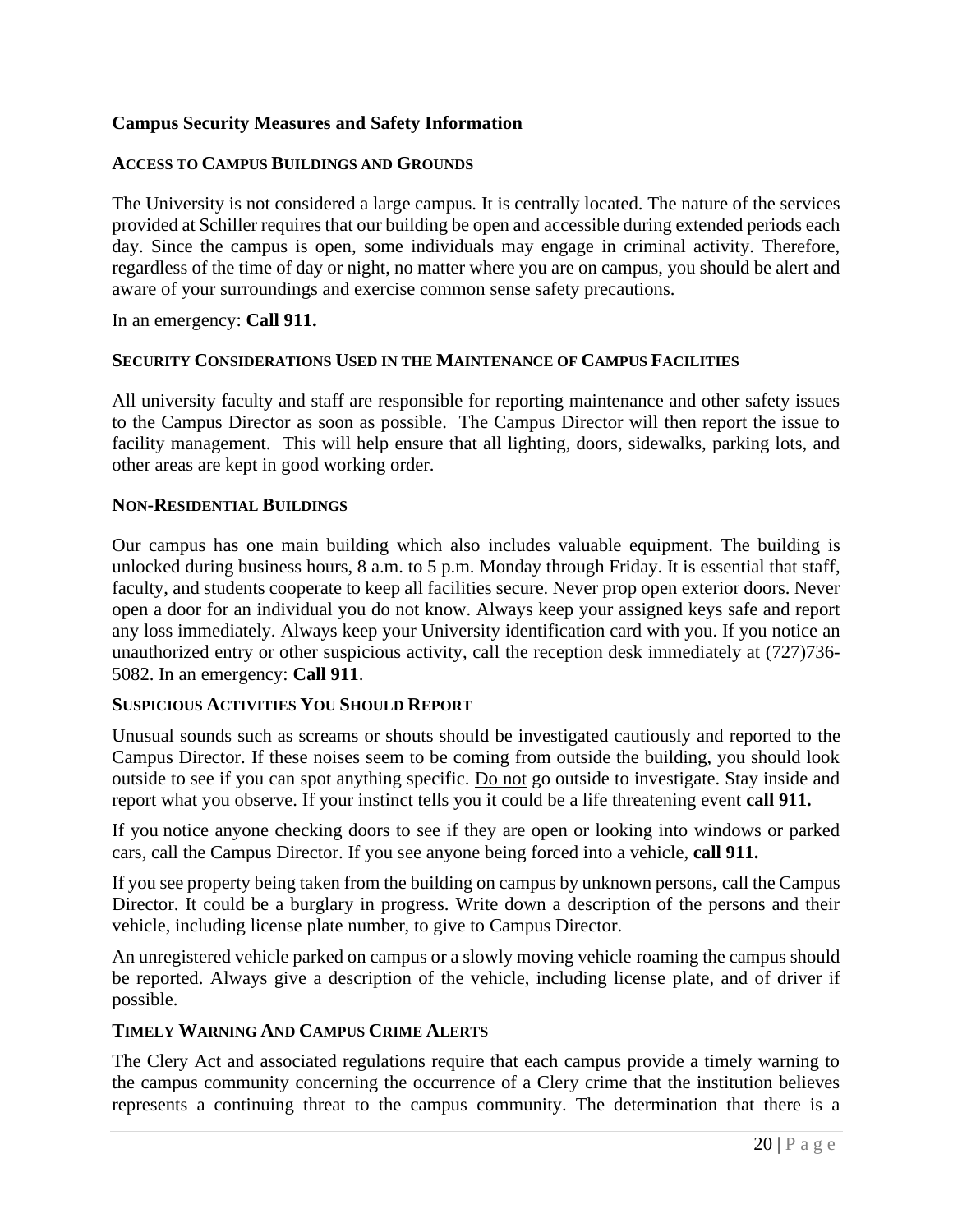## Campus Security Measures and Safety Information

### ACCESS TO CAMPUS BUILDINGS AND GROUNDS

The University is not considered a large campus. It is centrally located. The nature of the services provided at Schiller requires that our building be open and accessible during extended periods each day. Since the campus is open, some individuals may engage in criminal activity. Therefore, regardless of the time of day or night, no matter where you are on campus, you should be alert and aware of your surroundings and exercise common sense safety precautions.

In an emergency: **Call 911.**

### SECURITY CONSIDERATIONS USED IN THE MAINTENANCE OF CAMPUS FACILITIES

All university faculty and staff are responsible for reporting maintenance and other safety issues to the Campus Director as soon as possible. The Campus Director will then report the issue to facility management. This will help ensure that all lighting, doors, sidewalks, parking lots, and other areas are kept in good working order.

### NON-RESIDENTIAL BUILDINGS

Our campus has one main building which also includes valuable equipment. The building is unlocked during business hours, 8 a.m. to 5 p.m. Monday through Friday. It is essential that staff, faculty, and students cooperate to keep all facilities secure. Never prop open exterior doors. Never open a door for an individual you do not know. Always keep your assigned keys safe and report any loss immediately. Always keep your University identification card with you. If you notice an unauthorized entry or other suspicious activity, call the reception desk immediately at (727)736-5082. In an emergency: **Call 911**.

### SUSPICIOUS ACTIVITIES YOU SHOULD REPORT

Unusual sounds such as screams or shouts should be investigated cautiously and reported to the Campus Director. If these noises seem to be coming from outside the building, you should look outside to see if you can spot anything specific. Do not go outside to investigate. Stay inside and report what you observe. If your instinct tells you it could be a life threatening event **call 911.**

If you notice anyone checking doors to see if they are open or looking into windows or parked cars, call the Campus Director. If you see anyone being forced into a vehicle, **call 911.**

If you see property being taken from the building on campus by unknown persons, call the Campus Director. It could be a burglary in progress. Write down a description of the persons and their vehicle, including license plate number, to give to Campus Director.

An unregistered vehicle parked on campus or a slowly moving vehicle roaming the campus should be reported. Always give a description of the vehicle, including license plate, and of driver if possible.

### TIMELY WARNING AND CAMPUS CRIME ALERTS

The Clery Act and associated regulations require that each campus provide a timely warning to the campus community concerning the occurrence of a Clery crime that the institution believes represents a continuing threat to the campus community. The determination that there is a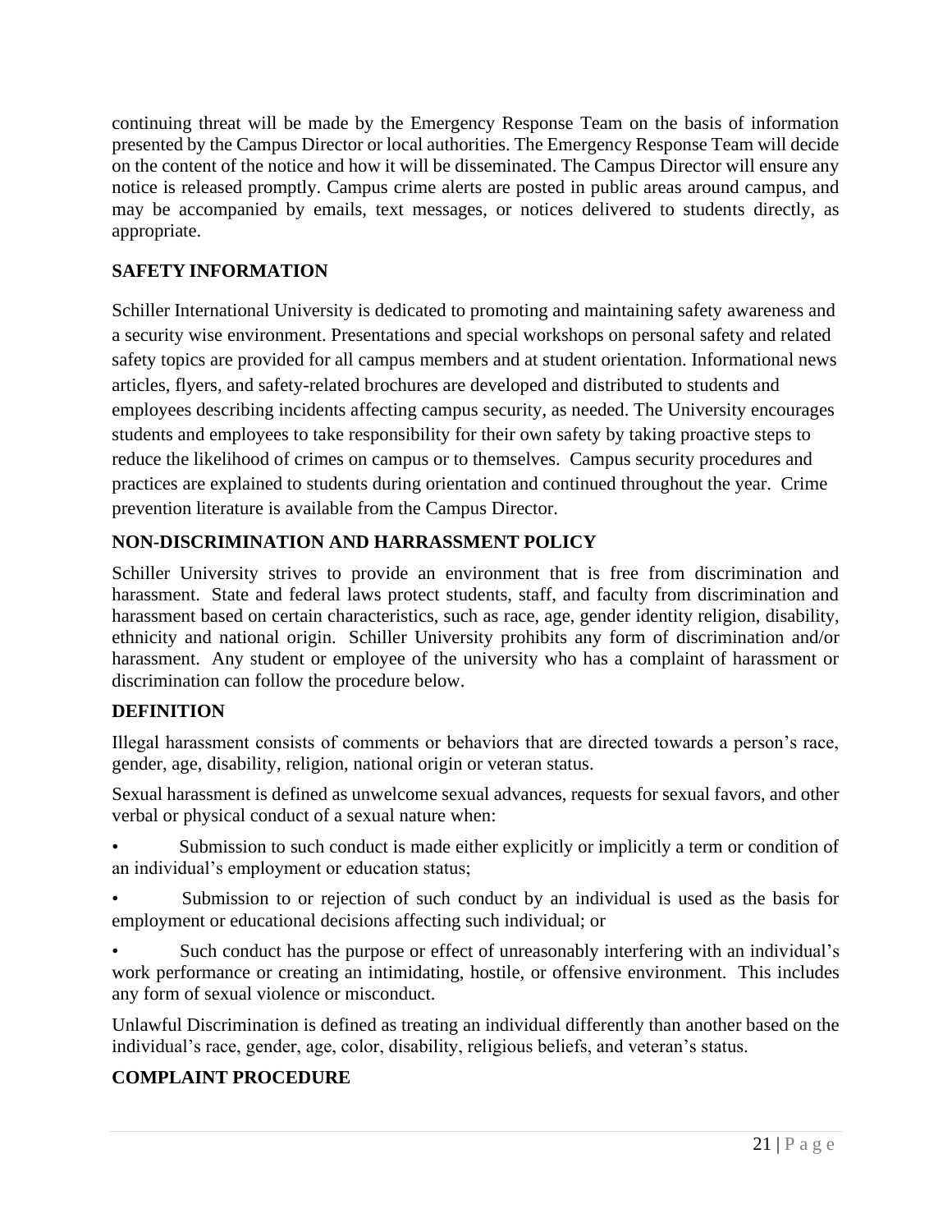continuing threat will be made by the Emergency Response Team on the basis of information presented by the Campus Director or local authorities. The Emergency Response Team will decide on the content of the notice and how it will be disseminated. The Campus Director will ensure any notice is released promptly. Campus crime alerts are posted in public areas around campus, and may be accompanied by emails, text messages, or notices delivered to students directly, as appropriate.

## SAFETY INFORMATION

Schiller International University is dedicated to promoting and maintaining safety awareness and a security wise environment. Presentations and special workshops on personal safety and related safety topics are provided for all campus members and at student orientation. Informational news articles, flyers, and safety-related brochures are developed and distributed to students and employees describing incidents affecting campus security, as needed. The University encourages students and employees to take responsibility for their own safety by taking proactive steps to reduce the likelihood of crimes on campus or to themselves. Campus security procedures and practices are explained to students during orientation and continued throughout the year. Crime prevention literature is available from the Campus Director.

## NON-DISCRIMINATION AND HARRASSMENT POLICY

Schiller University strives to provide an environment that is free from discrimination and harassment. State and federal laws protect students, staff, and faculty from discrimination and harassment based on certain characteristics, such as race, age, gender identity religion, disability, ethnicity and national origin. Schiller University prohibits any form of discrimination and/or harassment. Any student or employee of the university who has a complaint of harassment or discrimination can follow the procedure below.

## DEFINITION

Illegal harassment consists of comments or behaviors that are directed towards a person's race, gender, age, disability, religion, national origin or veteran status.

Sexual harassment is defined as unwelcome sexual advances, requests for sexual favors, and other verbal or physical conduct of a sexual nature when:

- Submission to such conduct is made either explicitly or implicitly a term or condition of an individual's employment or education status;
- Submission to or rejection of such conduct by an individual is used as the basis for employment or educational decisions affecting such individual; or
- Such conduct has the purpose or effect of unreasonably interfering with an individual's work performance or creating an intimidating, hostile, or offensive environment. This includes any form of sexual violence or misconduct.

Unlawful Discrimination is defined as treating an individual differently than another based on the individual's race, gender, age, color, disability, religious beliefs, and veteran's status.

## COMPLAINT PROCEDURE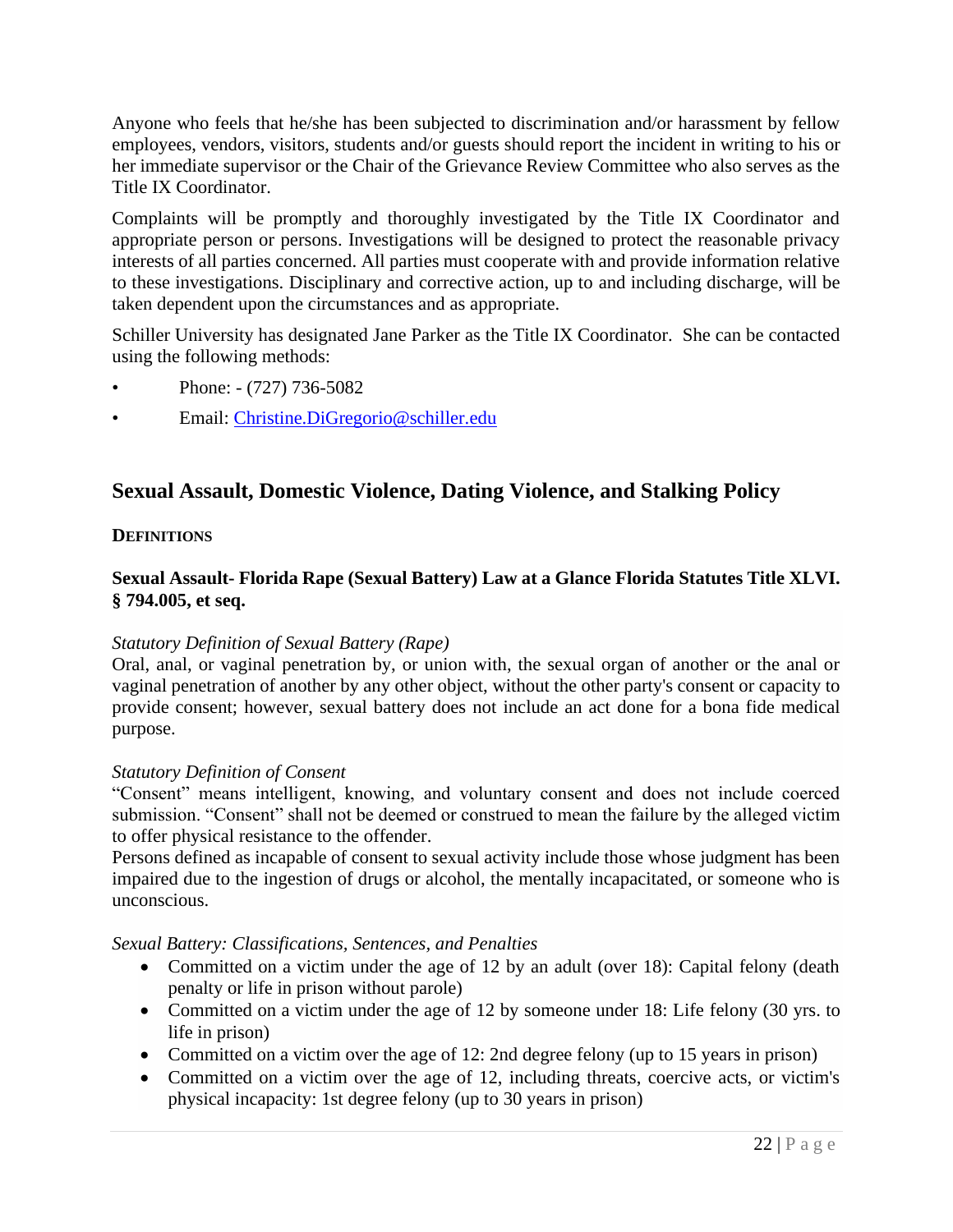Anyone who feels that he/she has been subjected to discrimination and/or harassment by fellow employees, vendors, visitors, students and/or guests should report the incident in writing to his or her immediate supervisor or the Chair of the Grievance Review Committee who also serves as the Title IX Coordinator.

Complaints will be promptly and thoroughly investigated by the Title IX Coordinator and appropriate person or persons. Investigations will be designed to protect the reasonable privacy interests of all parties concerned. All parties must cooperate with and provide information relative to these investigations. Disciplinary and corrective action, up to and including discharge, will be taken dependent upon the circumstances and as appropriate.

Schiller University has designated Jane Parker as the Title IX Coordinator. She can be contacted using the following methods:

- Phone: - (727) 736-5082
- Email: Christine.DiGregorio@schiller.edu

## Sexual Assault, Domestic Violence, Dating Violence, and Stalking Policy

### DEFINITIONS

**Sexual Assault- Florida Rape (Sexual Battery) Law at a Glance Florida Statutes Title XLVI. § 794.005, et seq.**

*Statutory Definition of Sexual Battery (Rape)*
Oral, anal, or vaginal penetration by, or union with, the sexual organ of another or the anal or vaginal penetration of another by any other object, without the other party's consent or capacity to provide consent; however, sexual battery does not include an act done for a bona fide medical purpose.

*Statutory Definition of Consent*
"Consent" means intelligent, knowing, and voluntary consent and does not include coerced submission. "Consent" shall not be deemed or construed to mean the failure by the alleged victim to offer physical resistance to the offender.
Persons defined as incapable of consent to sexual activity include those whose judgment has been impaired due to the ingestion of drugs or alcohol, the mentally incapacitated, or someone who is unconscious.

*Sexual Battery: Classifications, Sentences, and Penalties*

- Committed on a victim under the age of 12 by an adult (over 18): Capital felony (death penalty or life in prison without parole)
- Committed on a victim under the age of 12 by someone under 18: Life felony (30 yrs. to life in prison)
- Committed on a victim over the age of 12: 2nd degree felony (up to 15 years in prison)
- Committed on a victim over the age of 12, including threats, coercive acts, or victim's physical incapacity: 1st degree felony (up to 30 years in prison)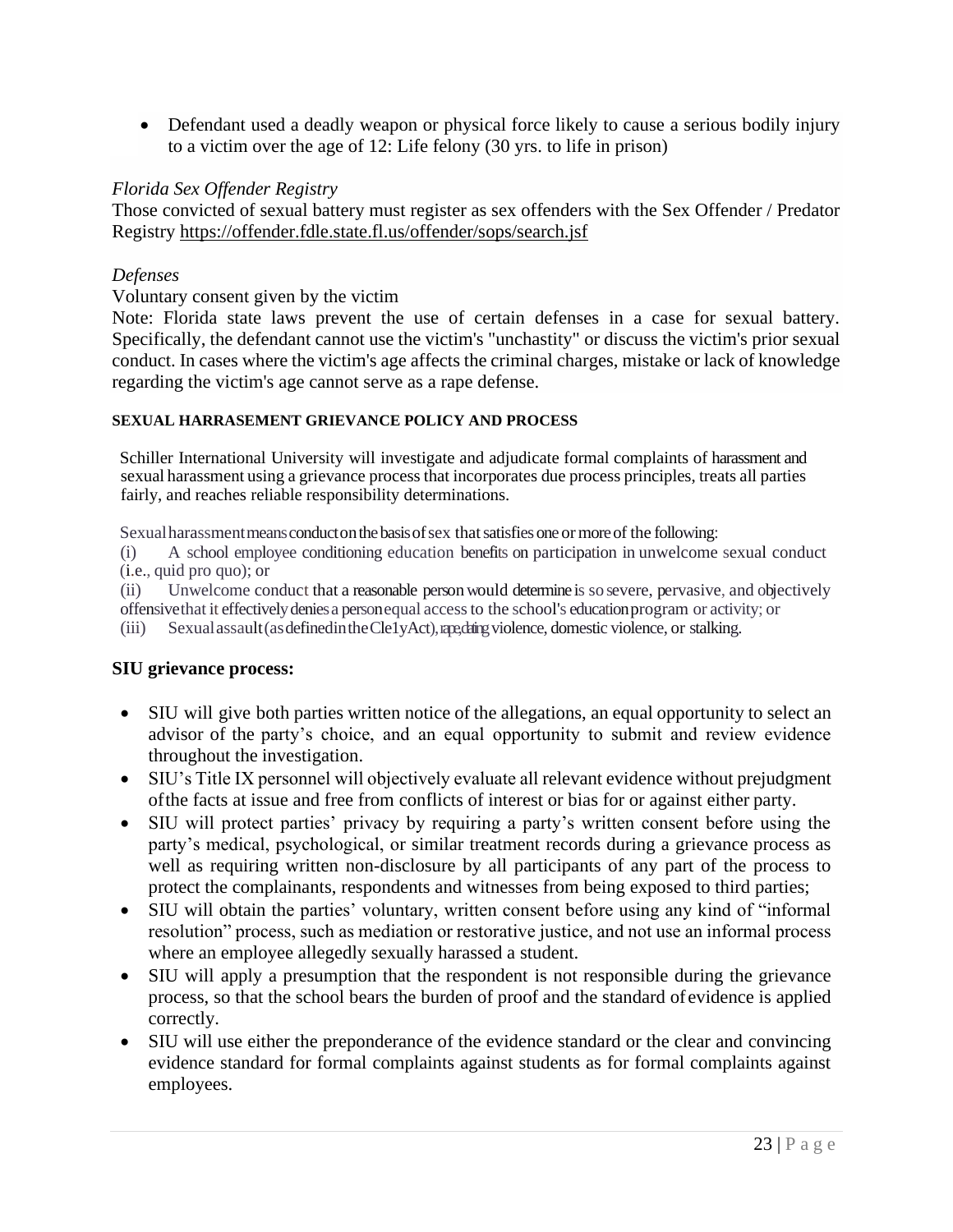- Defendant used a deadly weapon or physical force likely to cause a serious bodily injury to a victim over the age of 12: Life felony (30 yrs. to life in prison)

*Florida Sex Offender Registry*

Those convicted of sexual battery must register as sex offenders with the Sex Offender / Predator Registry https://offender.fdle.state.fl.us/offender/sops/search.jsf

*Defenses*

Voluntary consent given by the victim

Note: Florida state laws prevent the use of certain defenses in a case for sexual battery. Specifically, the defendant cannot use the victim's "unchastity" or discuss the victim's prior sexual conduct. In cases where the victim's age affects the criminal charges, mistake or lack of knowledge regarding the victim's age cannot serve as a rape defense.

**SEXUAL HARRASEMENT GRIEVANCE POLICY AND PROCESS**

Schiller International University will investigate and adjudicate formal complaints of harassment and sexual harassment using a grievance process that incorporates due process principles, treats all parties fairly, and reaches reliable responsibility determinations.

Sexual harassment means conduct on the basis of sex that satisfies one or more of the following:

(i) A school employee conditioning education benefits on participation in unwelcome sexual conduct (i.e., quid pro quo); or

(ii) Unwelcome conduct that a reasonable person would determine is so severe, pervasive, and objectively offensive that it effectively denies a person equal access to the school's education program or activity; or

(iii) Sexual assault (as defined in the Cle1y Act), rape, dating violence, domestic violence, or stalking.

**SIU grievance process:**

- SIU will give both parties written notice of the allegations, an equal opportunity to select an advisor of the party's choice, and an equal opportunity to submit and review evidence throughout the investigation.
- SIU's Title IX personnel will objectively evaluate all relevant evidence without prejudgment of the facts at issue and free from conflicts of interest or bias for or against either party.
- SIU will protect parties' privacy by requiring a party's written consent before using the party's medical, psychological, or similar treatment records during a grievance process as well as requiring written non-disclosure by all participants of any part of the process to protect the complainants, respondents and witnesses from being exposed to third parties;
- SIU will obtain the parties' voluntary, written consent before using any kind of "informal resolution" process, such as mediation or restorative justice, and not use an informal process where an employee allegedly sexually harassed a student.
- SIU will apply a presumption that the respondent is not responsible during the grievance process, so that the school bears the burden of proof and the standard of evidence is applied correctly.
- SIU will use either the preponderance of the evidence standard or the clear and convincing evidence standard for formal complaints against students as for formal complaints against employees.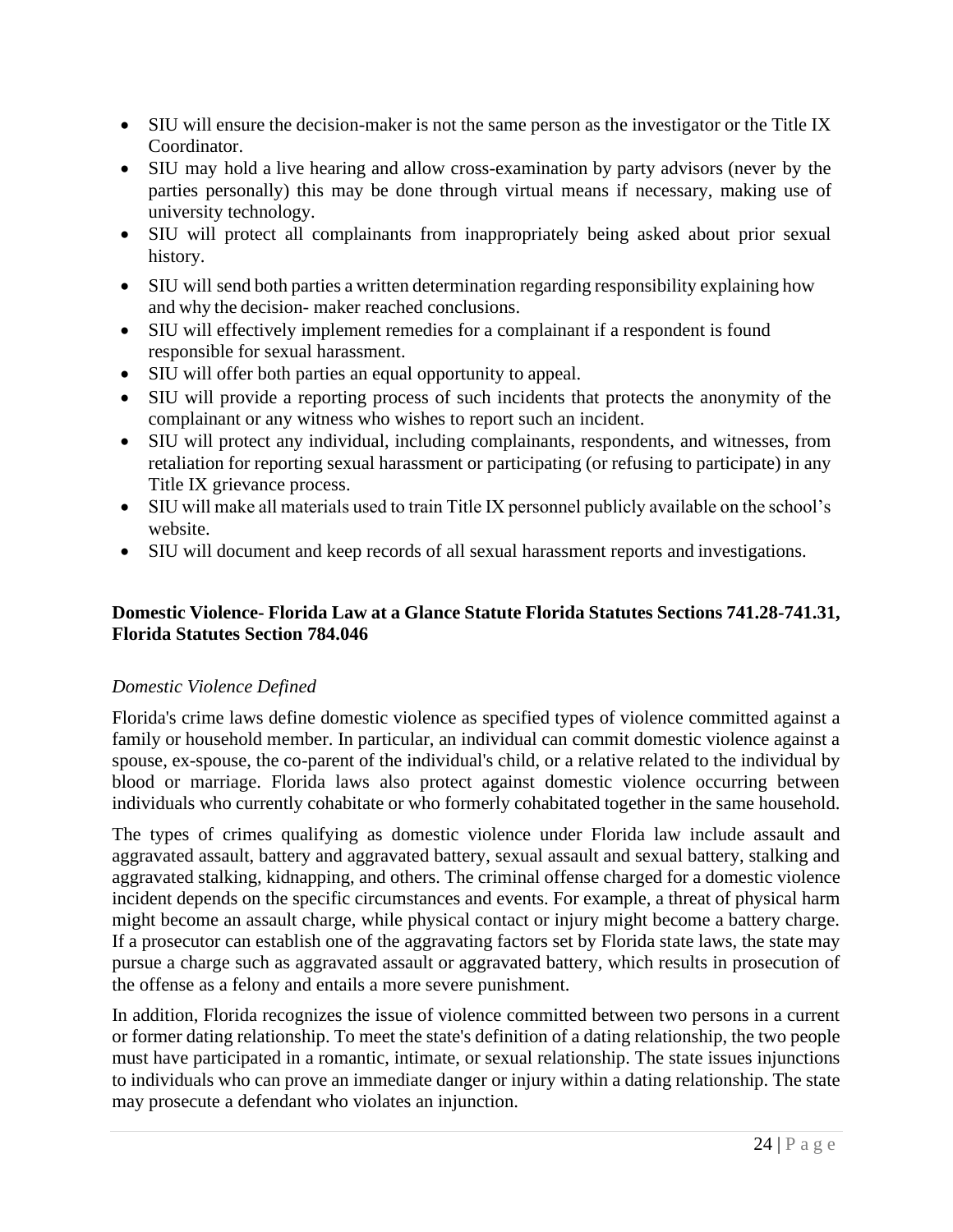- SIU will ensure the decision-maker is not the same person as the investigator or the Title IX Coordinator.
- SIU may hold a live hearing and allow cross-examination by party advisors (never by the parties personally) this may be done through virtual means if necessary, making use of university technology.
- SIU will protect all complainants from inappropriately being asked about prior sexual history.
- SIU will send both parties a written determination regarding responsibility explaining how and why the decision- maker reached conclusions.
- SIU will effectively implement remedies for a complainant if a respondent is found responsible for sexual harassment.
- SIU will offer both parties an equal opportunity to appeal.
- SIU will provide a reporting process of such incidents that protects the anonymity of the complainant or any witness who wishes to report such an incident.
- SIU will protect any individual, including complainants, respondents, and witnesses, from retaliation for reporting sexual harassment or participating (or refusing to participate) in any Title IX grievance process.
- SIU will make all materials used to train Title IX personnel publicly available on the school's website.
- SIU will document and keep records of all sexual harassment reports and investigations.

**Domestic Violence- Florida Law at a Glance Statute Florida Statutes Sections 741.28-741.31, Florida Statutes Section 784.046**

*Domestic Violence Defined*

Florida's crime laws define domestic violence as specified types of violence committed against a family or household member. In particular, an individual can commit domestic violence against a spouse, ex-spouse, the co-parent of the individual's child, or a relative related to the individual by blood or marriage. Florida laws also protect against domestic violence occurring between individuals who currently cohabitate or who formerly cohabitated together in the same household.

The types of crimes qualifying as domestic violence under Florida law include assault and aggravated assault, battery and aggravated battery, sexual assault and sexual battery, stalking and aggravated stalking, kidnapping, and others. The criminal offense charged for a domestic violence incident depends on the specific circumstances and events. For example, a threat of physical harm might become an assault charge, while physical contact or injury might become a battery charge. If a prosecutor can establish one of the aggravating factors set by Florida state laws, the state may pursue a charge such as aggravated assault or aggravated battery, which results in prosecution of the offense as a felony and entails a more severe punishment.

In addition, Florida recognizes the issue of violence committed between two persons in a current or former dating relationship. To meet the state's definition of a dating relationship, the two people must have participated in a romantic, intimate, or sexual relationship. The state issues injunctions to individuals who can prove an immediate danger or injury within a dating relationship. The state may prosecute a defendant who violates an injunction.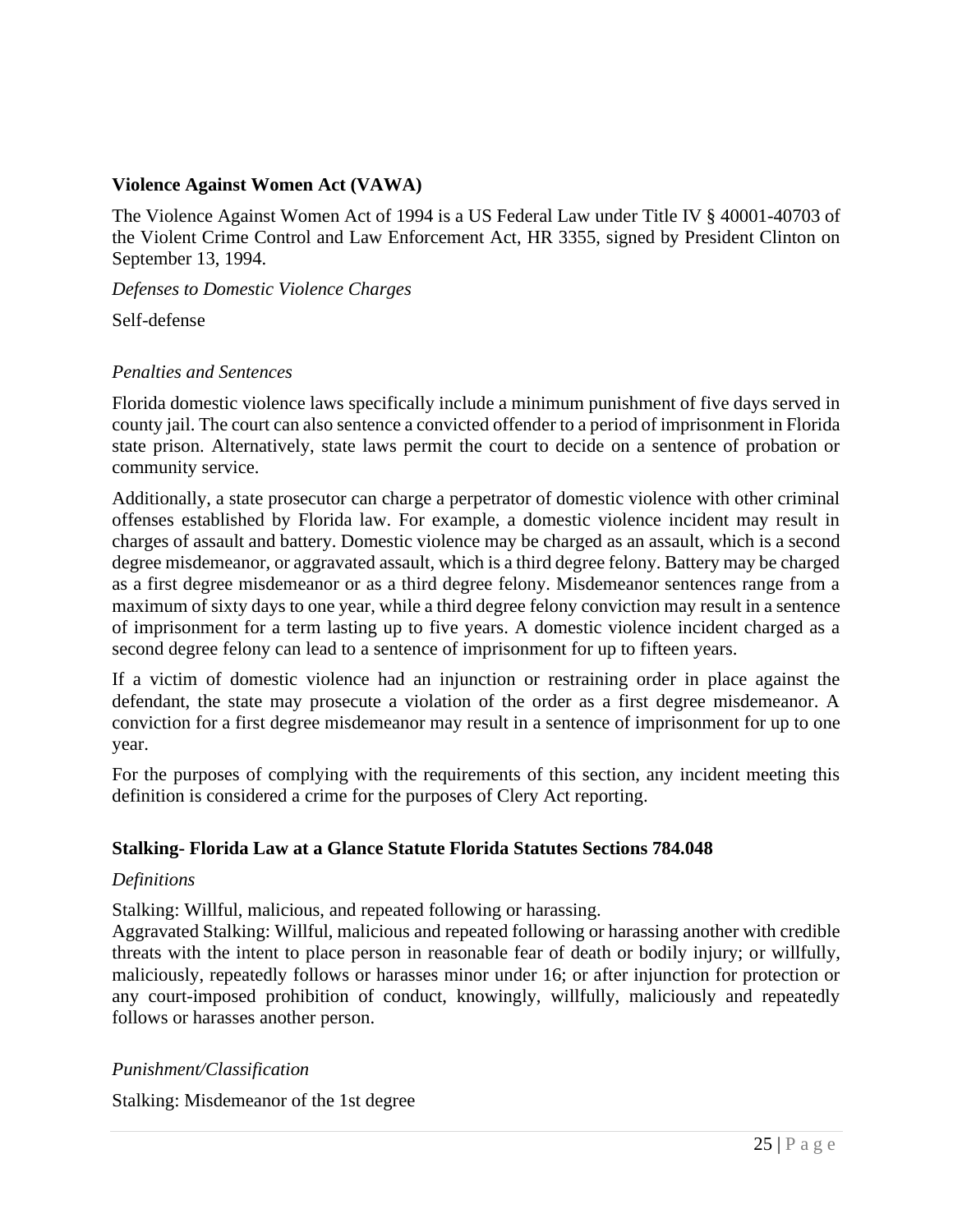**Violence Against Women Act (VAWA)**

The Violence Against Women Act of 1994 is a US Federal Law under Title IV § 40001-40703 of the Violent Crime Control and Law Enforcement Act, HR 3355, signed by President Clinton on September 13, 1994.

*Defenses to Domestic Violence Charges*

Self-defense

*Penalties and Sentences*

Florida domestic violence laws specifically include a minimum punishment of five days served in county jail. The court can also sentence a convicted offender to a period of imprisonment in Florida state prison. Alternatively, state laws permit the court to decide on a sentence of probation or community service.

Additionally, a state prosecutor can charge a perpetrator of domestic violence with other criminal offenses established by Florida law. For example, a domestic violence incident may result in charges of assault and battery. Domestic violence may be charged as an assault, which is a second degree misdemeanor, or aggravated assault, which is a third degree felony. Battery may be charged as a first degree misdemeanor or as a third degree felony. Misdemeanor sentences range from a maximum of sixty days to one year, while a third degree felony conviction may result in a sentence of imprisonment for a term lasting up to five years. A domestic violence incident charged as a second degree felony can lead to a sentence of imprisonment for up to fifteen years.

If a victim of domestic violence had an injunction or restraining order in place against the defendant, the state may prosecute a violation of the order as a first degree misdemeanor. A conviction for a first degree misdemeanor may result in a sentence of imprisonment for up to one year.

For the purposes of complying with the requirements of this section, any incident meeting this definition is considered a crime for the purposes of Clery Act reporting.

**Stalking- Florida Law at a Glance Statute Florida Statutes Sections 784.048**

*Definitions*

Stalking: Willful, malicious, and repeated following or harassing.
Aggravated Stalking: Willful, malicious and repeated following or harassing another with credible threats with the intent to place person in reasonable fear of death or bodily injury; or willfully, maliciously, repeatedly follows or harasses minor under 16; or after injunction for protection or any court-imposed prohibition of conduct, knowingly, willfully, maliciously and repeatedly follows or harasses another person.

*Punishment/Classification*

Stalking: Misdemeanor of the 1st degree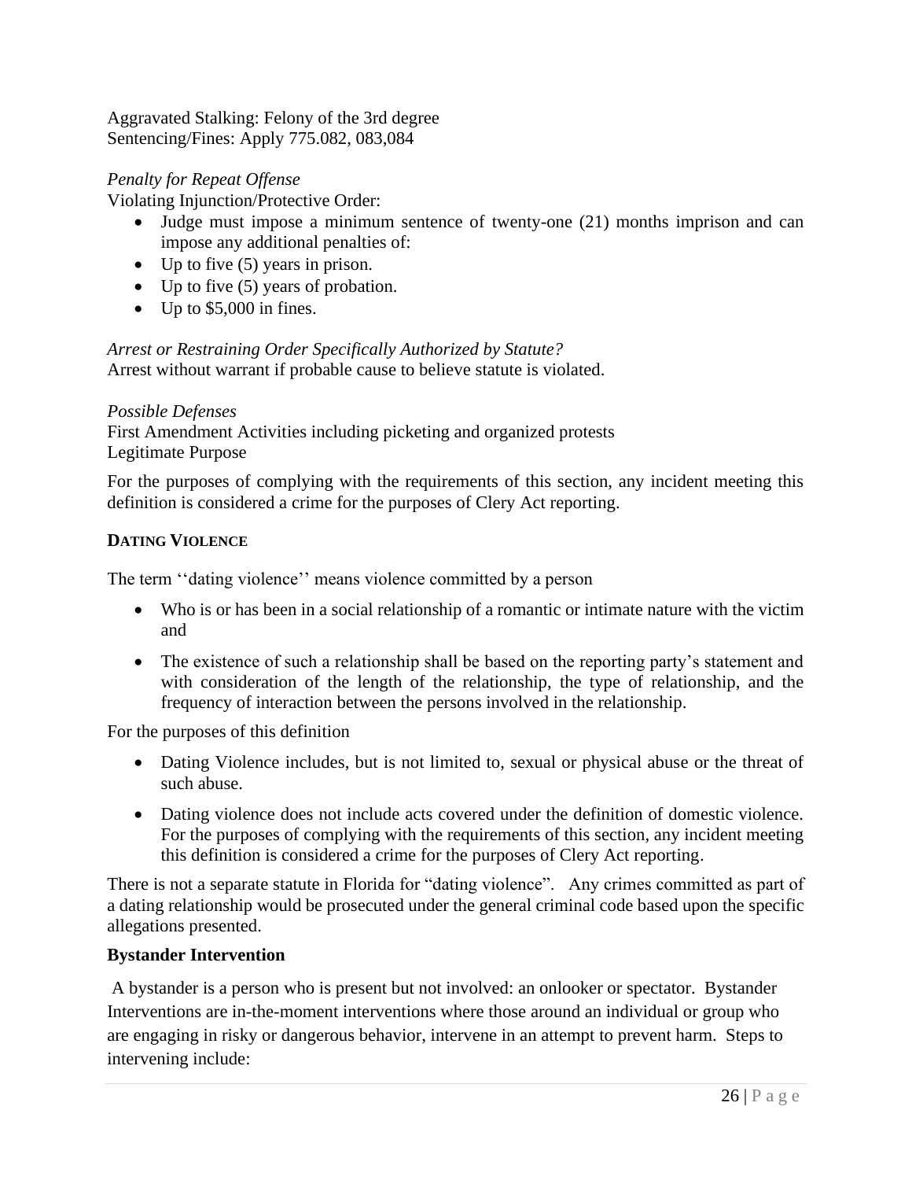Aggravated Stalking: Felony of the 3rd degree
Sentencing/Fines: Apply 775.082, 083,084

*Penalty for Repeat Offense*
Violating Injunction/Protective Order:

- Judge must impose a minimum sentence of twenty-one (21) months imprison and can impose any additional penalties of:
- Up to five (5) years in prison.
- Up to five (5) years of probation.
- Up to $5,000 in fines.

*Arrest or Restraining Order Specifically Authorized by Statute?*
Arrest without warrant if probable cause to believe statute is violated.

*Possible Defenses*
First Amendment Activities including picketing and organized protests
Legitimate Purpose

For the purposes of complying with the requirements of this section, any incident meeting this definition is considered a crime for the purposes of Clery Act reporting.

**DATING VIOLENCE**

The term ''dating violence'' means violence committed by a person

- Who is or has been in a social relationship of a romantic or intimate nature with the victim and
- The existence of such a relationship shall be based on the reporting party's statement and with consideration of the length of the relationship, the type of relationship, and the frequency of interaction between the persons involved in the relationship.

For the purposes of this definition

- Dating Violence includes, but is not limited to, sexual or physical abuse or the threat of such abuse.
- Dating violence does not include acts covered under the definition of domestic violence. For the purposes of complying with the requirements of this section, any incident meeting this definition is considered a crime for the purposes of Clery Act reporting.

There is not a separate statute in Florida for "dating violence". Any crimes committed as part of a dating relationship would be prosecuted under the general criminal code based upon the specific allegations presented.

**Bystander Intervention**

A bystander is a person who is present but not involved: an onlooker or spectator. Bystander Interventions are in-the-moment interventions where those around an individual or group who are engaging in risky or dangerous behavior, intervene in an attempt to prevent harm. Steps to intervening include: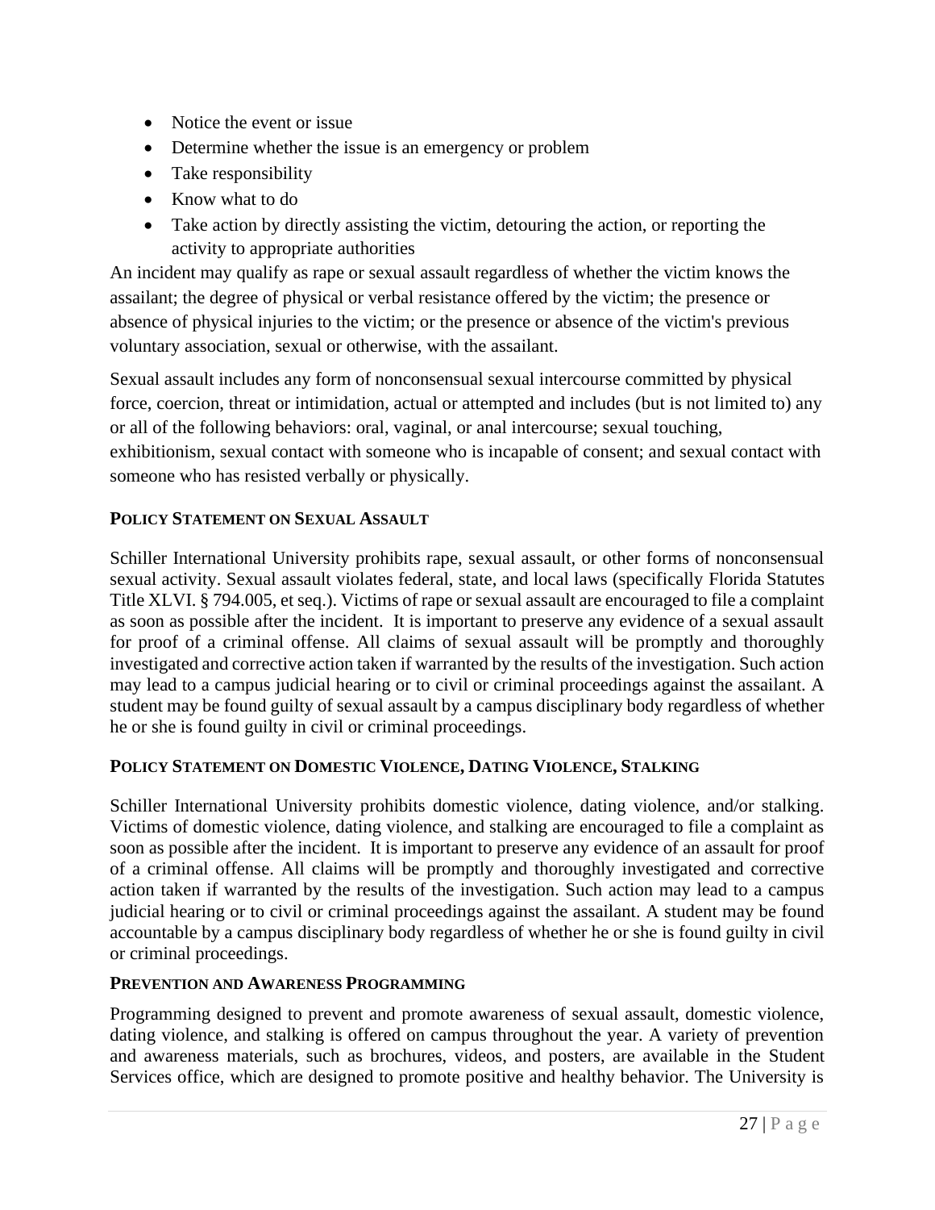- Notice the event or issue
- Determine whether the issue is an emergency or problem
- Take responsibility
- Know what to do
- Take action by directly assisting the victim, detouring the action, or reporting the activity to appropriate authorities

An incident may qualify as rape or sexual assault regardless of whether the victim knows the assailant; the degree of physical or verbal resistance offered by the victim; the presence or absence of physical injuries to the victim; or the presence or absence of the victim's previous voluntary association, sexual or otherwise, with the assailant.

Sexual assault includes any form of nonconsensual sexual intercourse committed by physical force, coercion, threat or intimidation, actual or attempted and includes (but is not limited to) any or all of the following behaviors: oral, vaginal, or anal intercourse; sexual touching, exhibitionism, sexual contact with someone who is incapable of consent; and sexual contact with someone who has resisted verbally or physically.

**POLICY STATEMENT ON SEXUAL ASSAULT**

Schiller International University prohibits rape, sexual assault, or other forms of nonconsensual sexual activity. Sexual assault violates federal, state, and local laws (specifically Florida Statutes Title XLVI. § 794.005, et seq.). Victims of rape or sexual assault are encouraged to file a complaint as soon as possible after the incident. It is important to preserve any evidence of a sexual assault for proof of a criminal offense. All claims of sexual assault will be promptly and thoroughly investigated and corrective action taken if warranted by the results of the investigation. Such action may lead to a campus judicial hearing or to civil or criminal proceedings against the assailant. A student may be found guilty of sexual assault by a campus disciplinary body regardless of whether he or she is found guilty in civil or criminal proceedings.

**POLICY STATEMENT ON DOMESTIC VIOLENCE, DATING VIOLENCE, STALKING**

Schiller International University prohibits domestic violence, dating violence, and/or stalking. Victims of domestic violence, dating violence, and stalking are encouraged to file a complaint as soon as possible after the incident. It is important to preserve any evidence of an assault for proof of a criminal offense. All claims will be promptly and thoroughly investigated and corrective action taken if warranted by the results of the investigation. Such action may lead to a campus judicial hearing or to civil or criminal proceedings against the assailant. A student may be found accountable by a campus disciplinary body regardless of whether he or she is found guilty in civil or criminal proceedings.

**PREVENTION AND AWARENESS PROGRAMMING**

Programming designed to prevent and promote awareness of sexual assault, domestic violence, dating violence, and stalking is offered on campus throughout the year. A variety of prevention and awareness materials, such as brochures, videos, and posters, are available in the Student Services office, which are designed to promote positive and healthy behavior. The University is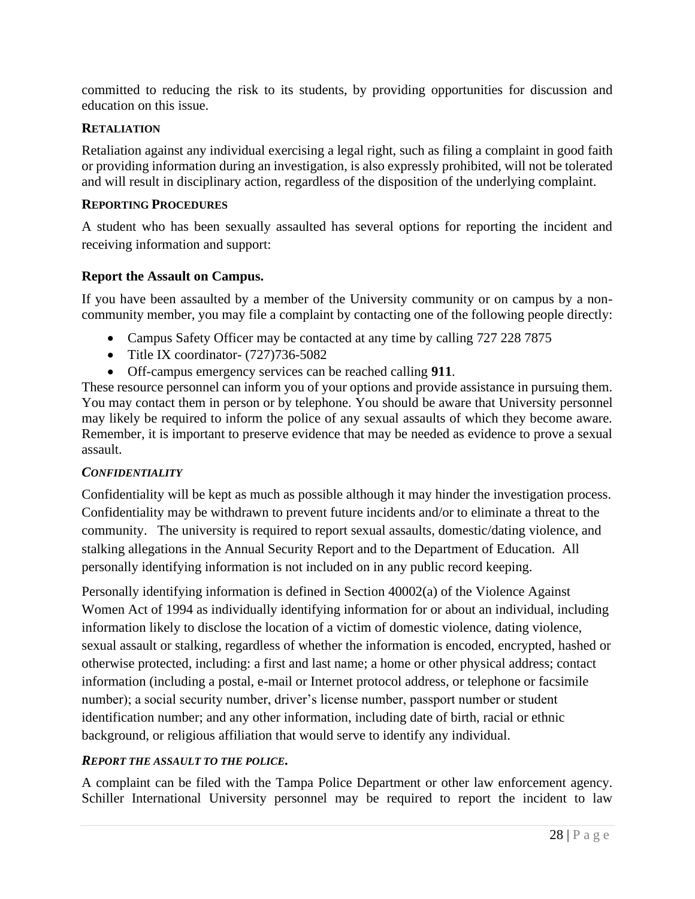committed to reducing the risk to its students, by providing opportunities for discussion and education on this issue.

#### RETALIATION

Retaliation against any individual exercising a legal right, such as filing a complaint in good faith or providing information during an investigation, is also expressly prohibited, will not be tolerated and will result in disciplinary action, regardless of the disposition of the underlying complaint.

#### REPORTING PROCEDURES

A student who has been sexually assaulted has several options for reporting the incident and receiving information and support:

**Report the Assault on Campus.**

If you have been assaulted by a member of the University community or on campus by a non-community member, you may file a complaint by contacting one of the following people directly:

- Campus Safety Officer may be contacted at any time by calling 727 228 7875
- Title IX coordinator- (727)736-5082
- Off-campus emergency services can be reached calling **911**.

These resource personnel can inform you of your options and provide assistance in pursuing them. You may contact them in person or by telephone. You should be aware that University personnel may likely be required to inform the police of any sexual assaults of which they become aware. Remember, it is important to preserve evidence that may be needed as evidence to prove a sexual assault.

#### *CONFIDENTIALITY*

Confidentiality will be kept as much as possible although it may hinder the investigation process. Confidentiality may be withdrawn to prevent future incidents and/or to eliminate a threat to the community. The university is required to report sexual assaults, domestic/dating violence, and stalking allegations in the Annual Security Report and to the Department of Education. All personally identifying information is not included on in any public record keeping.

Personally identifying information is defined in Section 40002(a) of the Violence Against Women Act of 1994 as individually identifying information for or about an individual, including information likely to disclose the location of a victim of domestic violence, dating violence, sexual assault or stalking, regardless of whether the information is encoded, encrypted, hashed or otherwise protected, including: a first and last name; a home or other physical address; contact information (including a postal, e-mail or Internet protocol address, or telephone or facsimile number); a social security number, driver's license number, passport number or student identification number; and any other information, including date of birth, racial or ethnic background, or religious affiliation that would serve to identify any individual.

#### *REPORT THE ASSAULT TO THE POLICE.*

A complaint can be filed with the Tampa Police Department or other law enforcement agency. Schiller International University personnel may be required to report the incident to law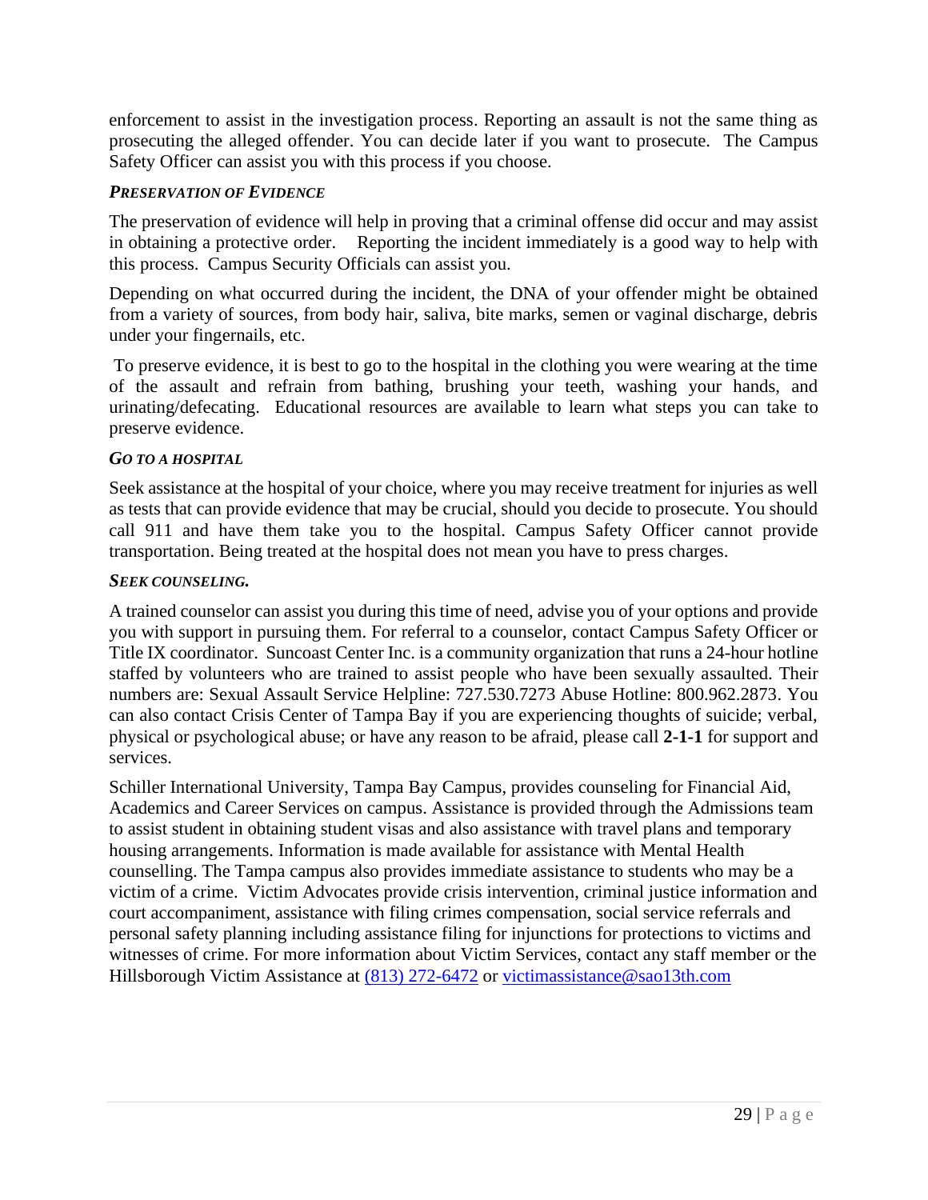enforcement to assist in the investigation process. Reporting an assault is not the same thing as prosecuting the alleged offender. You can decide later if you want to prosecute. The Campus Safety Officer can assist you with this process if you choose.

***PRESERVATION OF EVIDENCE***

The preservation of evidence will help in proving that a criminal offense did occur and may assist in obtaining a protective order. Reporting the incident immediately is a good way to help with this process. Campus Security Officials can assist you.

Depending on what occurred during the incident, the DNA of your offender might be obtained from a variety of sources, from body hair, saliva, bite marks, semen or vaginal discharge, debris under your fingernails, etc.

To preserve evidence, it is best to go to the hospital in the clothing you were wearing at the time of the assault and refrain from bathing, brushing your teeth, washing your hands, and urinating/defecating. Educational resources are available to learn what steps you can take to preserve evidence.

***GO TO A HOSPITAL***

Seek assistance at the hospital of your choice, where you may receive treatment for injuries as well as tests that can provide evidence that may be crucial, should you decide to prosecute. You should call 911 and have them take you to the hospital. Campus Safety Officer cannot provide transportation. Being treated at the hospital does not mean you have to press charges.

***SEEK COUNSELING.***

A trained counselor can assist you during this time of need, advise you of your options and provide you with support in pursuing them. For referral to a counselor, contact Campus Safety Officer or Title IX coordinator. Suncoast Center Inc. is a community organization that runs a 24-hour hotline staffed by volunteers who are trained to assist people who have been sexually assaulted. Their numbers are: Sexual Assault Service Helpline: 727.530.7273 Abuse Hotline: 800.962.2873. You can also contact Crisis Center of Tampa Bay if you are experiencing thoughts of suicide; verbal, physical or psychological abuse; or have any reason to be afraid, please call **2-1-1** for support and services.

Schiller International University, Tampa Bay Campus, provides counseling for Financial Aid, Academics and Career Services on campus. Assistance is provided through the Admissions team to assist student in obtaining student visas and also assistance with travel plans and temporary housing arrangements. Information is made available for assistance with Mental Health counselling. The Tampa campus also provides immediate assistance to students who may be a victim of a crime. Victim Advocates provide crisis intervention, criminal justice information and court accompaniment, assistance with filing crimes compensation, social service referrals and personal safety planning including assistance filing for injunctions for protections to victims and witnesses of crime. For more information about Victim Services, contact any staff member or the Hillsborough Victim Assistance at (813) 272-6472 or victimassistance@sao13th.com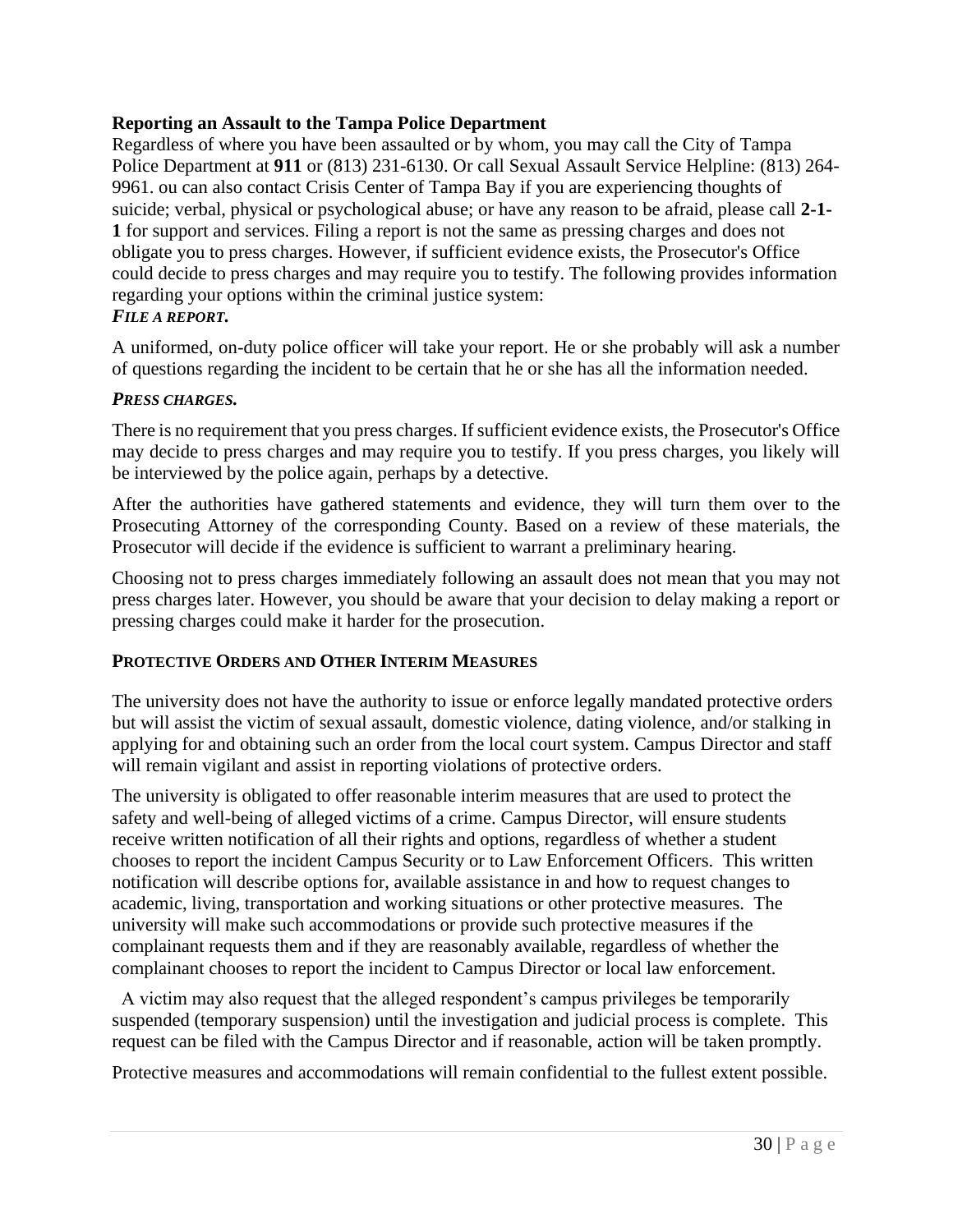**Reporting an Assault to the Tampa Police Department**

Regardless of where you have been assaulted or by whom, you may call the City of Tampa Police Department at **911** or (813) 231-6130. Or call Sexual Assault Service Helpline: (813) 264-9961. ou can also contact Crisis Center of Tampa Bay if you are experiencing thoughts of suicide; verbal, physical or psychological abuse; or have any reason to be afraid, please call **2-1-1** for support and services. Filing a report is not the same as pressing charges and does not obligate you to press charges. However, if sufficient evidence exists, the Prosecutor's Office could decide to press charges and may require you to testify. The following provides information regarding your options within the criminal justice system:

***FILE A REPORT.***

A uniformed, on-duty police officer will take your report. He or she probably will ask a number of questions regarding the incident to be certain that he or she has all the information needed.

***PRESS CHARGES.***

There is no requirement that you press charges. If sufficient evidence exists, the Prosecutor's Office may decide to press charges and may require you to testify. If you press charges, you likely will be interviewed by the police again, perhaps by a detective.

After the authorities have gathered statements and evidence, they will turn them over to the Prosecuting Attorney of the corresponding County. Based on a review of these materials, the Prosecutor will decide if the evidence is sufficient to warrant a preliminary hearing.

Choosing not to press charges immediately following an assault does not mean that you may not press charges later. However, you should be aware that your decision to delay making a report or pressing charges could make it harder for the prosecution.

**PROTECTIVE ORDERS AND OTHER INTERIM MEASURES**

The university does not have the authority to issue or enforce legally mandated protective orders but will assist the victim of sexual assault, domestic violence, dating violence, and/or stalking in applying for and obtaining such an order from the local court system. Campus Director and staff will remain vigilant and assist in reporting violations of protective orders.

The university is obligated to offer reasonable interim measures that are used to protect the safety and well-being of alleged victims of a crime. Campus Director, will ensure students receive written notification of all their rights and options, regardless of whether a student chooses to report the incident Campus Security or to Law Enforcement Officers. This written notification will describe options for, available assistance in and how to request changes to academic, living, transportation and working situations or other protective measures. The university will make such accommodations or provide such protective measures if the complainant requests them and if they are reasonably available, regardless of whether the complainant chooses to report the incident to Campus Director or local law enforcement.

A victim may also request that the alleged respondent's campus privileges be temporarily suspended (temporary suspension) until the investigation and judicial process is complete. This request can be filed with the Campus Director and if reasonable, action will be taken promptly.

Protective measures and accommodations will remain confidential to the fullest extent possible.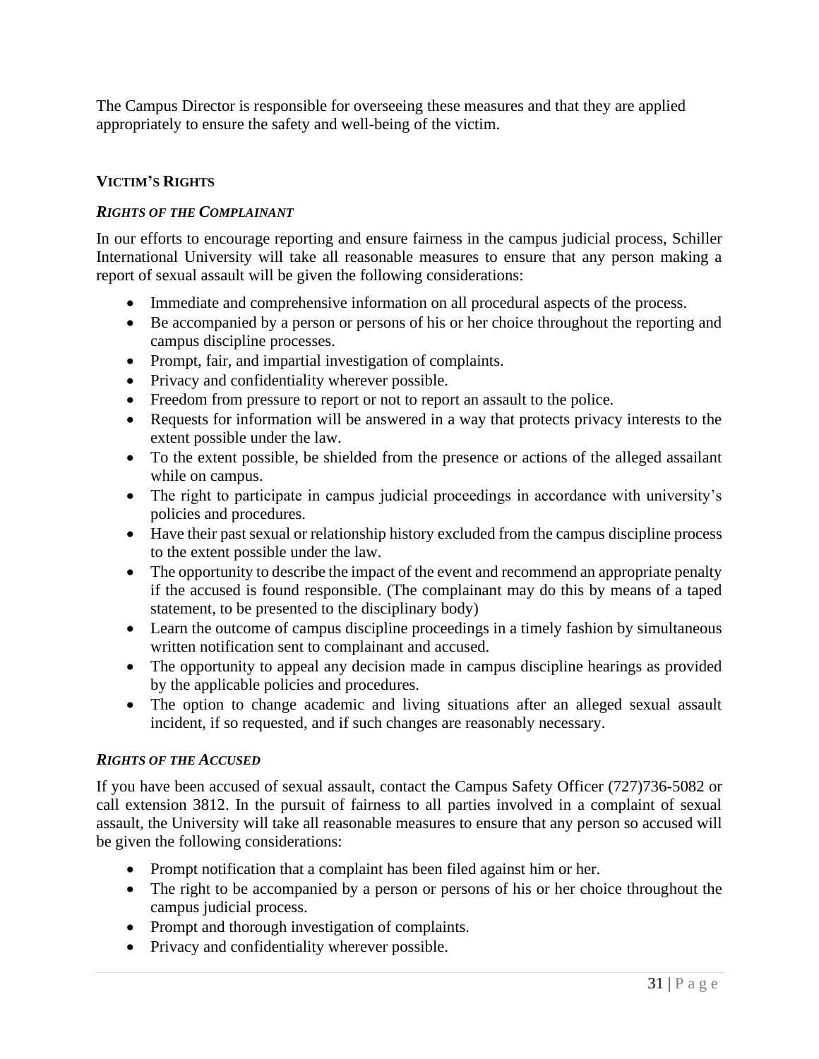The Campus Director is responsible for overseeing these measures and that they are applied appropriately to ensure the safety and well-being of the victim.

## VICTIM'S RIGHTS

### *RIGHTS OF THE COMPLAINANT*

In our efforts to encourage reporting and ensure fairness in the campus judicial process, Schiller International University will take all reasonable measures to ensure that any person making a report of sexual assault will be given the following considerations:

- Immediate and comprehensive information on all procedural aspects of the process.
- Be accompanied by a person or persons of his or her choice throughout the reporting and campus discipline processes.
- Prompt, fair, and impartial investigation of complaints.
- Privacy and confidentiality wherever possible.
- Freedom from pressure to report or not to report an assault to the police.
- Requests for information will be answered in a way that protects privacy interests to the extent possible under the law.
- To the extent possible, be shielded from the presence or actions of the alleged assailant while on campus.
- The right to participate in campus judicial proceedings in accordance with university's policies and procedures.
- Have their past sexual or relationship history excluded from the campus discipline process to the extent possible under the law.
- The opportunity to describe the impact of the event and recommend an appropriate penalty if the accused is found responsible. (The complainant may do this by means of a taped statement, to be presented to the disciplinary body)
- Learn the outcome of campus discipline proceedings in a timely fashion by simultaneous written notification sent to complainant and accused.
- The opportunity to appeal any decision made in campus discipline hearings as provided by the applicable policies and procedures.
- The option to change academic and living situations after an alleged sexual assault incident, if so requested, and if such changes are reasonably necessary.

### *RIGHTS OF THE ACCUSED*

If you have been accused of sexual assault, contact the Campus Safety Officer (727)736-5082 or call extension 3812. In the pursuit of fairness to all parties involved in a complaint of sexual assault, the University will take all reasonable measures to ensure that any person so accused will be given the following considerations:

- Prompt notification that a complaint has been filed against him or her.
- The right to be accompanied by a person or persons of his or her choice throughout the campus judicial process.
- Prompt and thorough investigation of complaints.
- Privacy and confidentiality wherever possible.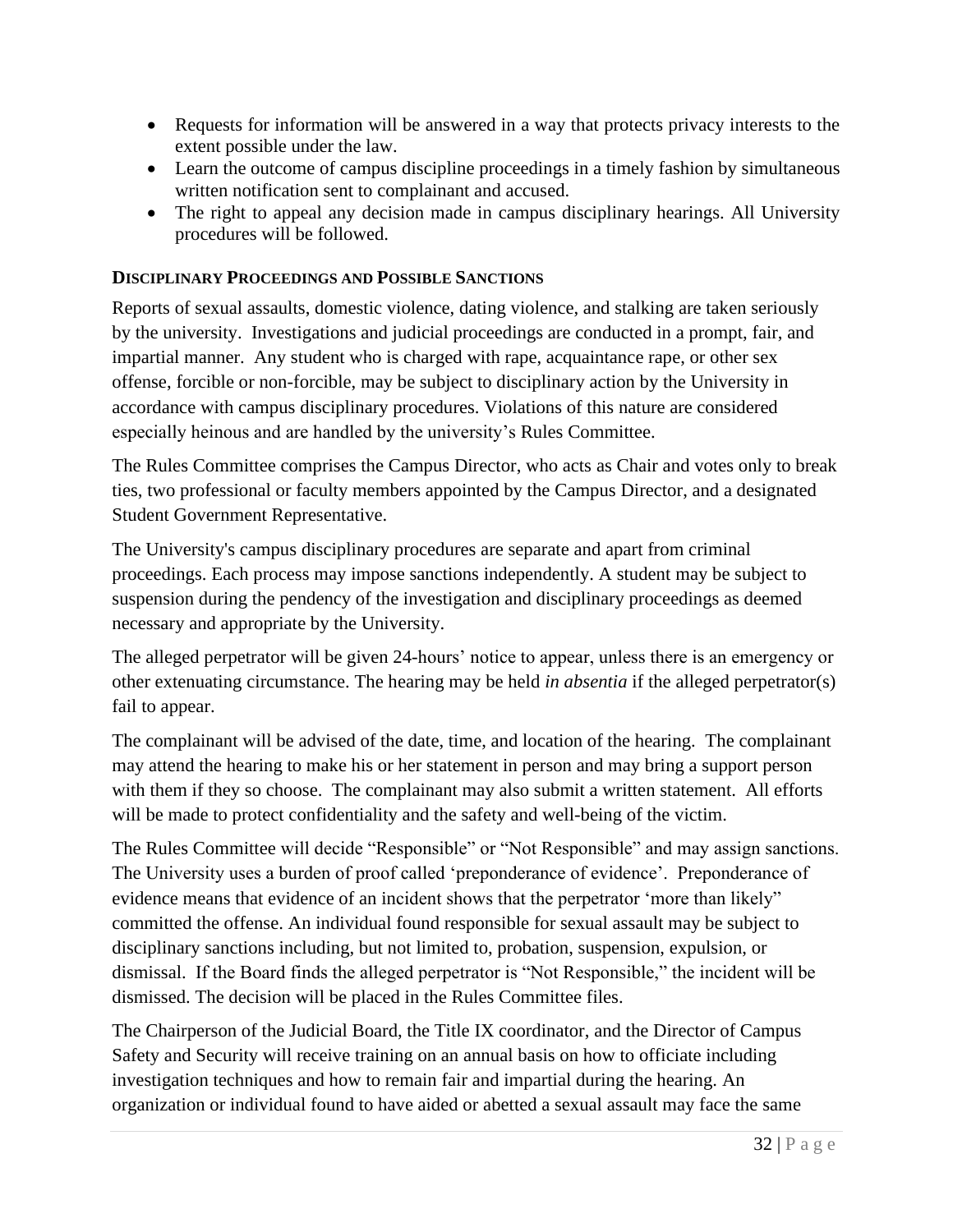- Requests for information will be answered in a way that protects privacy interests to the extent possible under the law.
- Learn the outcome of campus discipline proceedings in a timely fashion by simultaneous written notification sent to complainant and accused.
- The right to appeal any decision made in campus disciplinary hearings. All University procedures will be followed.

### Disciplinary Proceedings and Possible Sanctions

Reports of sexual assaults, domestic violence, dating violence, and stalking are taken seriously by the university. Investigations and judicial proceedings are conducted in a prompt, fair, and impartial manner. Any student who is charged with rape, acquaintance rape, or other sex offense, forcible or non-forcible, may be subject to disciplinary action by the University in accordance with campus disciplinary procedures. Violations of this nature are considered especially heinous and are handled by the university's Rules Committee.

The Rules Committee comprises the Campus Director, who acts as Chair and votes only to break ties, two professional or faculty members appointed by the Campus Director, and a designated Student Government Representative.

The University's campus disciplinary procedures are separate and apart from criminal proceedings. Each process may impose sanctions independently. A student may be subject to suspension during the pendency of the investigation and disciplinary proceedings as deemed necessary and appropriate by the University.

The alleged perpetrator will be given 24-hours' notice to appear, unless there is an emergency or other extenuating circumstance. The hearing may be held *in absentia* if the alleged perpetrator(s) fail to appear.

The complainant will be advised of the date, time, and location of the hearing. The complainant may attend the hearing to make his or her statement in person and may bring a support person with them if they so choose. The complainant may also submit a written statement. All efforts will be made to protect confidentiality and the safety and well-being of the victim.

The Rules Committee will decide "Responsible" or "Not Responsible" and may assign sanctions. The University uses a burden of proof called 'preponderance of evidence'. Preponderance of evidence means that evidence of an incident shows that the perpetrator 'more than likely" committed the offense. An individual found responsible for sexual assault may be subject to disciplinary sanctions including, but not limited to, probation, suspension, expulsion, or dismissal. If the Board finds the alleged perpetrator is "Not Responsible," the incident will be dismissed. The decision will be placed in the Rules Committee files.

The Chairperson of the Judicial Board, the Title IX coordinator, and the Director of Campus Safety and Security will receive training on an annual basis on how to officiate including investigation techniques and how to remain fair and impartial during the hearing. An organization or individual found to have aided or abetted a sexual assault may face the same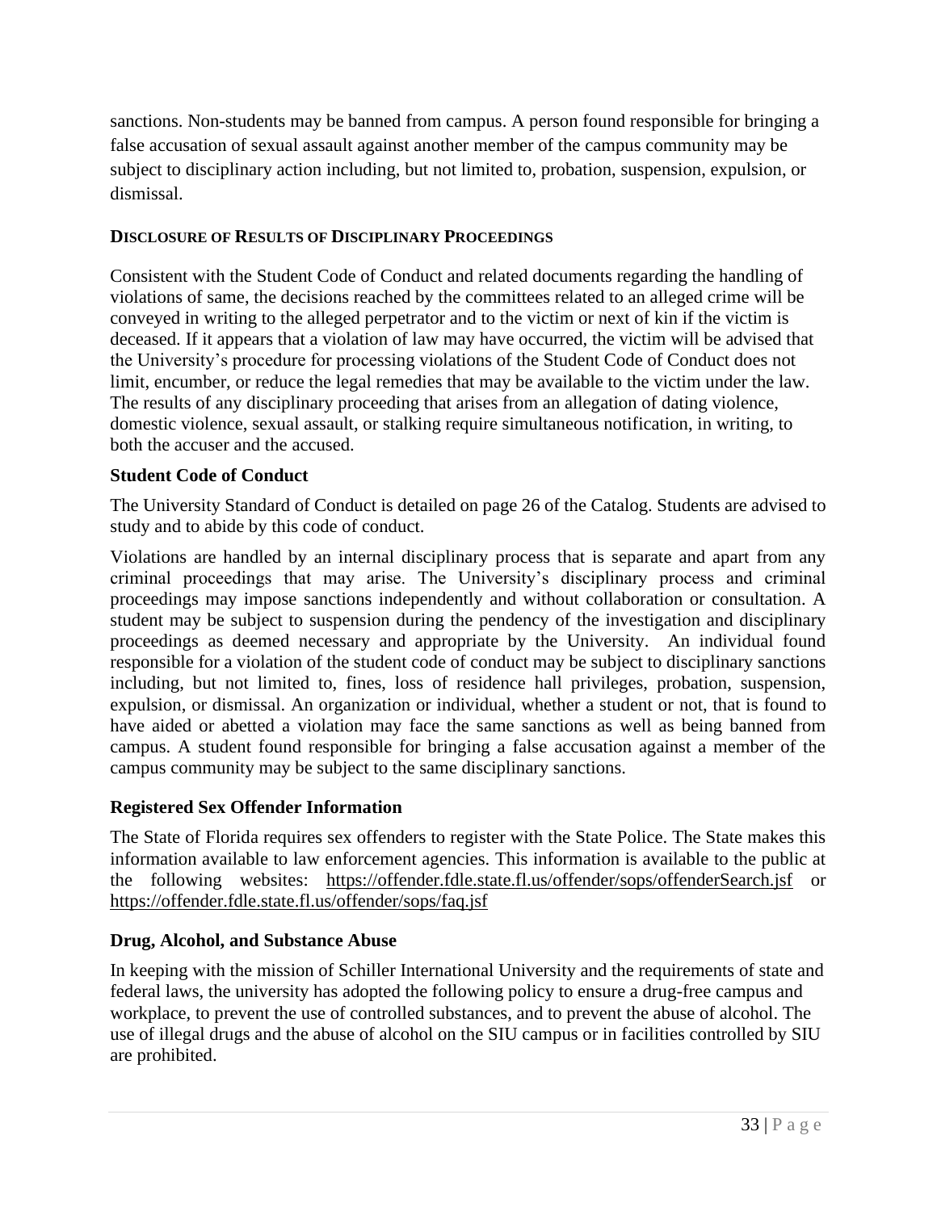sanctions. Non-students may be banned from campus. A person found responsible for bringing a false accusation of sexual assault against another member of the campus community may be subject to disciplinary action including, but not limited to, probation, suspension, expulsion, or dismissal.

#### DISCLOSURE OF RESULTS OF DISCIPLINARY PROCEEDINGS

Consistent with the Student Code of Conduct and related documents regarding the handling of violations of same, the decisions reached by the committees related to an alleged crime will be conveyed in writing to the alleged perpetrator and to the victim or next of kin if the victim is deceased. If it appears that a violation of law may have occurred, the victim will be advised that the University's procedure for processing violations of the Student Code of Conduct does not limit, encumber, or reduce the legal remedies that may be available to the victim under the law. The results of any disciplinary proceeding that arises from an allegation of dating violence, domestic violence, sexual assault, or stalking require simultaneous notification, in writing, to both the accuser and the accused.

### Student Code of Conduct

The University Standard of Conduct is detailed on page 26 of the Catalog. Students are advised to study and to abide by this code of conduct.

Violations are handled by an internal disciplinary process that is separate and apart from any criminal proceedings that may arise. The University's disciplinary process and criminal proceedings may impose sanctions independently and without collaboration or consultation. A student may be subject to suspension during the pendency of the investigation and disciplinary proceedings as deemed necessary and appropriate by the University. An individual found responsible for a violation of the student code of conduct may be subject to disciplinary sanctions including, but not limited to, fines, loss of residence hall privileges, probation, suspension, expulsion, or dismissal. An organization or individual, whether a student or not, that is found to have aided or abetted a violation may face the same sanctions as well as being banned from campus. A student found responsible for bringing a false accusation against a member of the campus community may be subject to the same disciplinary sanctions.

### Registered Sex Offender Information

The State of Florida requires sex offenders to register with the State Police. The State makes this information available to law enforcement agencies. This information is available to the public at the following websites: https://offender.fdle.state.fl.us/offender/sops/offenderSearch.jsf or https://offender.fdle.state.fl.us/offender/sops/faq.jsf

### Drug, Alcohol, and Substance Abuse

In keeping with the mission of Schiller International University and the requirements of state and federal laws, the university has adopted the following policy to ensure a drug-free campus and workplace, to prevent the use of controlled substances, and to prevent the abuse of alcohol. The use of illegal drugs and the abuse of alcohol on the SIU campus or in facilities controlled by SIU are prohibited.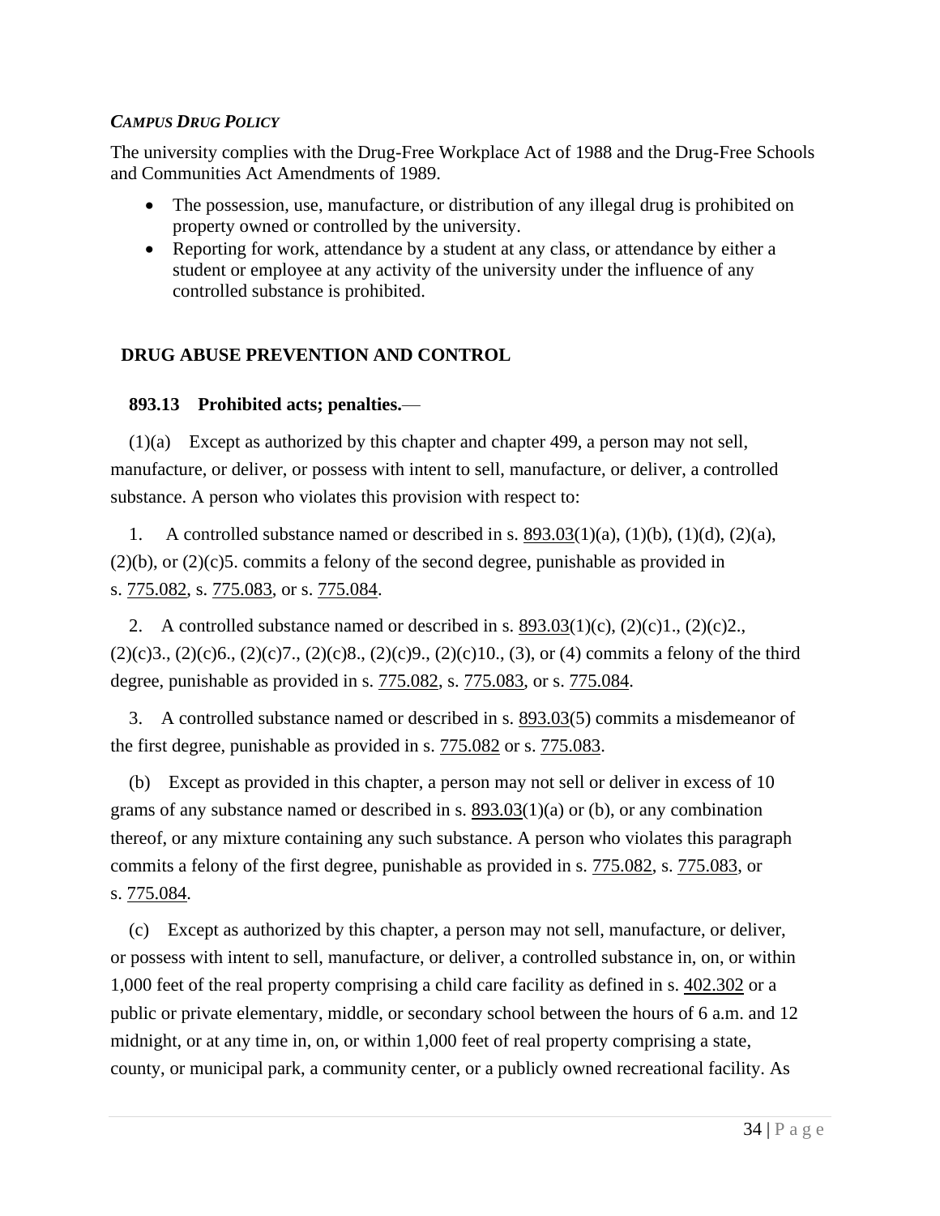***CAMPUS DRUG POLICY***

The university complies with the Drug-Free Workplace Act of 1988 and the Drug-Free Schools and Communities Act Amendments of 1989.

- The possession, use, manufacture, or distribution of any illegal drug is prohibited on property owned or controlled by the university.
- Reporting for work, attendance by a student at any class, or attendance by either a student or employee at any activity of the university under the influence of any controlled substance is prohibited.

## DRUG ABUSE PREVENTION AND CONTROL

**893.13 Prohibited acts; penalties.**—

(1)(a) Except as authorized by this chapter and chapter 499, a person may not sell, manufacture, or deliver, or possess with intent to sell, manufacture, or deliver, a controlled substance. A person who violates this provision with respect to:

1. A controlled substance named or described in s. 893.03(1)(a), (1)(b), (1)(d), (2)(a), (2)(b), or (2)(c)5. commits a felony of the second degree, punishable as provided in s. 775.082, s. 775.083, or s. 775.084.

2. A controlled substance named or described in s. 893.03(1)(c), (2)(c)1., (2)(c)2., (2)(c)3., (2)(c)6., (2)(c)7., (2)(c)8., (2)(c)9., (2)(c)10., (3), or (4) commits a felony of the third degree, punishable as provided in s. 775.082, s. 775.083, or s. 775.084.

3. A controlled substance named or described in s. 893.03(5) commits a misdemeanor of the first degree, punishable as provided in s. 775.082 or s. 775.083.

(b) Except as provided in this chapter, a person may not sell or deliver in excess of 10 grams of any substance named or described in s. 893.03(1)(a) or (b), or any combination thereof, or any mixture containing any such substance. A person who violates this paragraph commits a felony of the first degree, punishable as provided in s. 775.082, s. 775.083, or s. 775.084.

(c) Except as authorized by this chapter, a person may not sell, manufacture, or deliver, or possess with intent to sell, manufacture, or deliver, a controlled substance in, on, or within 1,000 feet of the real property comprising a child care facility as defined in s. 402.302 or a public or private elementary, middle, or secondary school between the hours of 6 a.m. and 12 midnight, or at any time in, on, or within 1,000 feet of real property comprising a state, county, or municipal park, a community center, or a publicly owned recreational facility. As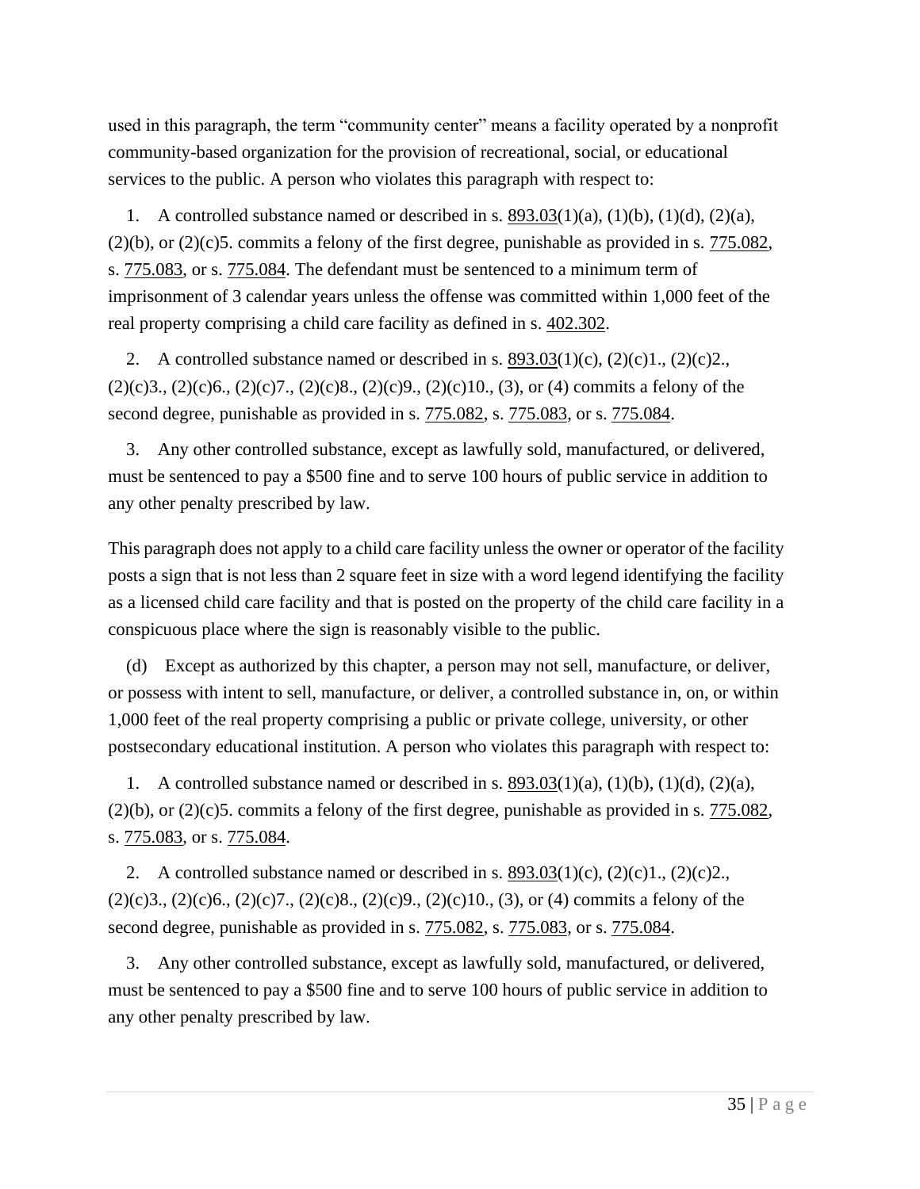used in this paragraph, the term “community center” means a facility operated by a nonprofit community-based organization for the provision of recreational, social, or educational services to the public. A person who violates this paragraph with respect to:

1. A controlled substance named or described in s. 893.03(1)(a), (1)(b), (1)(d), (2)(a), (2)(b), or (2)(c)5. commits a felony of the first degree, punishable as provided in s. 775.082, s. 775.083, or s. 775.084. The defendant must be sentenced to a minimum term of imprisonment of 3 calendar years unless the offense was committed within 1,000 feet of the real property comprising a child care facility as defined in s. 402.302.

2. A controlled substance named or described in s. 893.03(1)(c), (2)(c)1., (2)(c)2., (2)(c)3., (2)(c)6., (2)(c)7., (2)(c)8., (2)(c)9., (2)(c)10., (3), or (4) commits a felony of the second degree, punishable as provided in s. 775.082, s. 775.083, or s. 775.084.

3. Any other controlled substance, except as lawfully sold, manufactured, or delivered, must be sentenced to pay a $500 fine and to serve 100 hours of public service in addition to any other penalty prescribed by law.

This paragraph does not apply to a child care facility unless the owner or operator of the facility posts a sign that is not less than 2 square feet in size with a word legend identifying the facility as a licensed child care facility and that is posted on the property of the child care facility in a conspicuous place where the sign is reasonably visible to the public.

(d) Except as authorized by this chapter, a person may not sell, manufacture, or deliver, or possess with intent to sell, manufacture, or deliver, a controlled substance in, on, or within 1,000 feet of the real property comprising a public or private college, university, or other postsecondary educational institution. A person who violates this paragraph with respect to:

1. A controlled substance named or described in s. 893.03(1)(a), (1)(b), (1)(d), (2)(a), (2)(b), or (2)(c)5. commits a felony of the first degree, punishable as provided in s. 775.082, s. 775.083, or s. 775.084.

2. A controlled substance named or described in s. 893.03(1)(c), (2)(c)1., (2)(c)2., (2)(c)3., (2)(c)6., (2)(c)7., (2)(c)8., (2)(c)9., (2)(c)10., (3), or (4) commits a felony of the second degree, punishable as provided in s. 775.082, s. 775.083, or s. 775.084.

3. Any other controlled substance, except as lawfully sold, manufactured, or delivered, must be sentenced to pay a $500 fine and to serve 100 hours of public service in addition to any other penalty prescribed by law.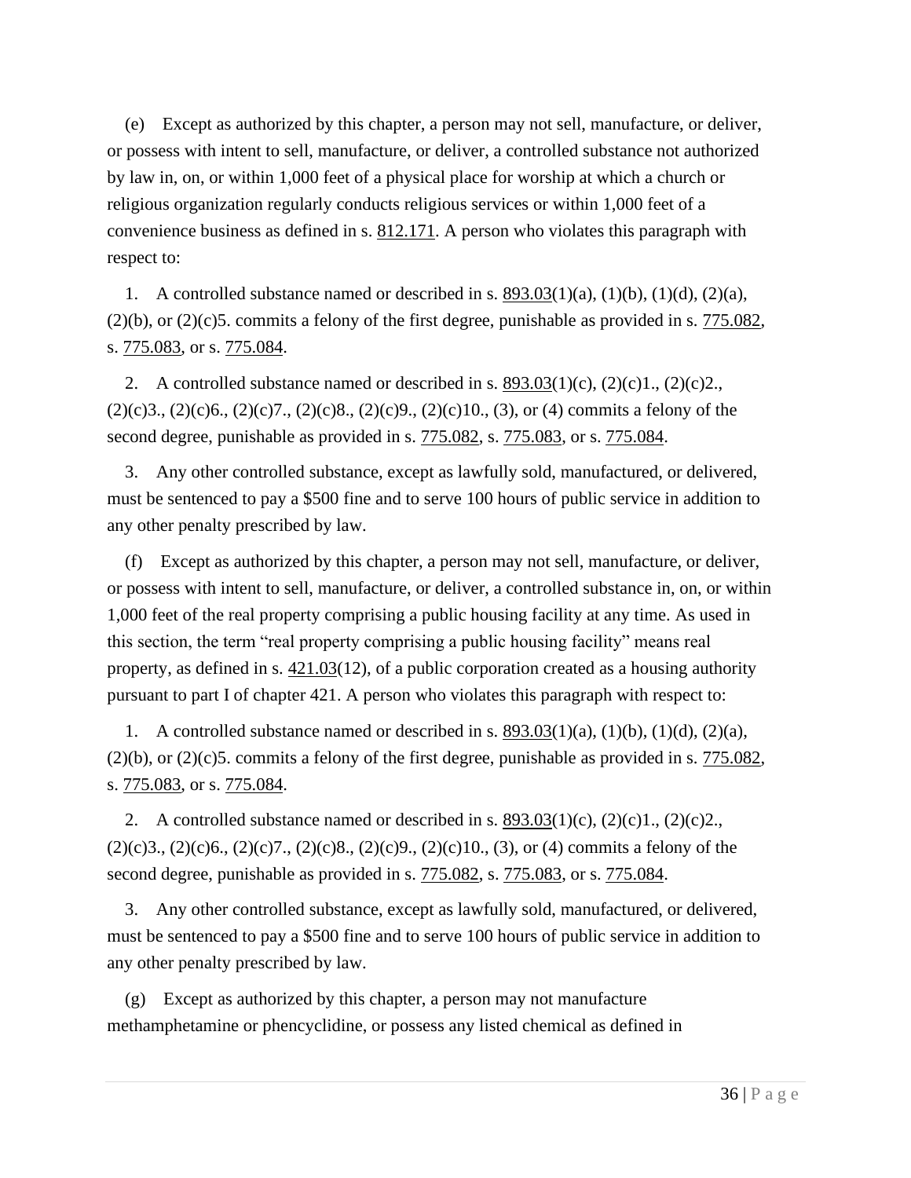(e) Except as authorized by this chapter, a person may not sell, manufacture, or deliver, or possess with intent to sell, manufacture, or deliver, a controlled substance not authorized by law in, on, or within 1,000 feet of a physical place for worship at which a church or religious organization regularly conducts religious services or within 1,000 feet of a convenience business as defined in s. 812.171. A person who violates this paragraph with respect to:

1. A controlled substance named or described in s. 893.03(1)(a), (1)(b), (1)(d), (2)(a), (2)(b), or (2)(c)5. commits a felony of the first degree, punishable as provided in s. 775.082, s. 775.083, or s. 775.084.

2. A controlled substance named or described in s. 893.03(1)(c), (2)(c)1., (2)(c)2., (2)(c)3., (2)(c)6., (2)(c)7., (2)(c)8., (2)(c)9., (2)(c)10., (3), or (4) commits a felony of the second degree, punishable as provided in s. 775.082, s. 775.083, or s. 775.084.

3. Any other controlled substance, except as lawfully sold, manufactured, or delivered, must be sentenced to pay a $500 fine and to serve 100 hours of public service in addition to any other penalty prescribed by law.

(f) Except as authorized by this chapter, a person may not sell, manufacture, or deliver, or possess with intent to sell, manufacture, or deliver, a controlled substance in, on, or within 1,000 feet of the real property comprising a public housing facility at any time. As used in this section, the term "real property comprising a public housing facility" means real property, as defined in s. 421.03(12), of a public corporation created as a housing authority pursuant to part I of chapter 421. A person who violates this paragraph with respect to:

1. A controlled substance named or described in s. 893.03(1)(a), (1)(b), (1)(d), (2)(a), (2)(b), or (2)(c)5. commits a felony of the first degree, punishable as provided in s. 775.082, s. 775.083, or s. 775.084.

2. A controlled substance named or described in s. 893.03(1)(c), (2)(c)1., (2)(c)2., (2)(c)3., (2)(c)6., (2)(c)7., (2)(c)8., (2)(c)9., (2)(c)10., (3), or (4) commits a felony of the second degree, punishable as provided in s. 775.082, s. 775.083, or s. 775.084.

3. Any other controlled substance, except as lawfully sold, manufactured, or delivered, must be sentenced to pay a $500 fine and to serve 100 hours of public service in addition to any other penalty prescribed by law.

(g) Except as authorized by this chapter, a person may not manufacture methamphetamine or phencyclidine, or possess any listed chemical as defined in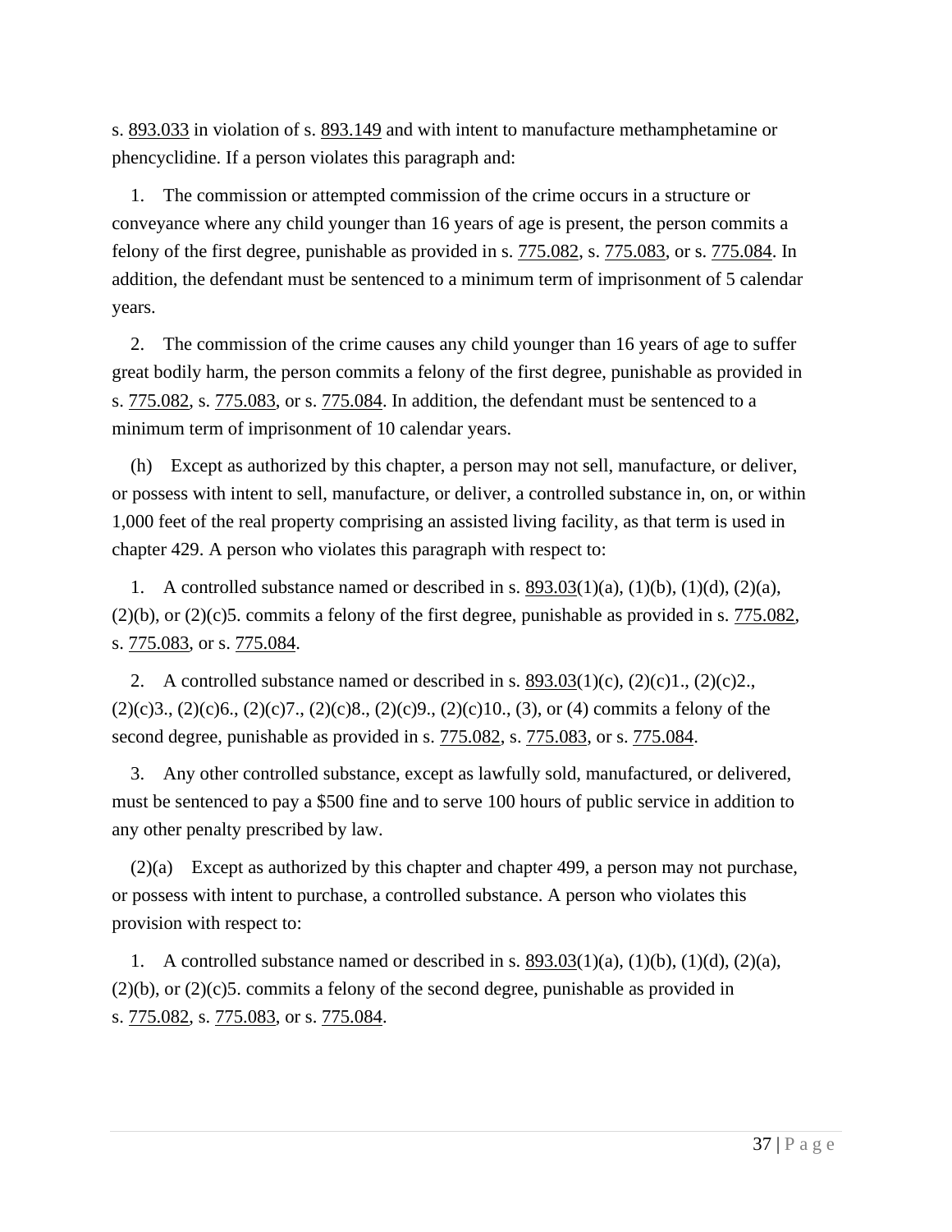s. 893.033 in violation of s. 893.149 and with intent to manufacture methamphetamine or phencyclidine. If a person violates this paragraph and:

1. The commission or attempted commission of the crime occurs in a structure or conveyance where any child younger than 16 years of age is present, the person commits a felony of the first degree, punishable as provided in s. 775.082, s. 775.083, or s. 775.084. In addition, the defendant must be sentenced to a minimum term of imprisonment of 5 calendar years.

2. The commission of the crime causes any child younger than 16 years of age to suffer great bodily harm, the person commits a felony of the first degree, punishable as provided in s. 775.082, s. 775.083, or s. 775.084. In addition, the defendant must be sentenced to a minimum term of imprisonment of 10 calendar years.

(h) Except as authorized by this chapter, a person may not sell, manufacture, or deliver, or possess with intent to sell, manufacture, or deliver, a controlled substance in, on, or within 1,000 feet of the real property comprising an assisted living facility, as that term is used in chapter 429. A person who violates this paragraph with respect to:

1. A controlled substance named or described in s. 893.03(1)(a), (1)(b), (1)(d), (2)(a), (2)(b), or (2)(c)5. commits a felony of the first degree, punishable as provided in s. 775.082, s. 775.083, or s. 775.084.

2. A controlled substance named or described in s. 893.03(1)(c), (2)(c)1., (2)(c)2., (2)(c)3., (2)(c)6., (2)(c)7., (2)(c)8., (2)(c)9., (2)(c)10., (3), or (4) commits a felony of the second degree, punishable as provided in s. 775.082, s. 775.083, or s. 775.084.

3. Any other controlled substance, except as lawfully sold, manufactured, or delivered, must be sentenced to pay a $500 fine and to serve 100 hours of public service in addition to any other penalty prescribed by law.

(2)(a) Except as authorized by this chapter and chapter 499, a person may not purchase, or possess with intent to purchase, a controlled substance. A person who violates this provision with respect to:

1. A controlled substance named or described in s. 893.03(1)(a), (1)(b), (1)(d), (2)(a), (2)(b), or (2)(c)5. commits a felony of the second degree, punishable as provided in s. 775.082, s. 775.083, or s. 775.084.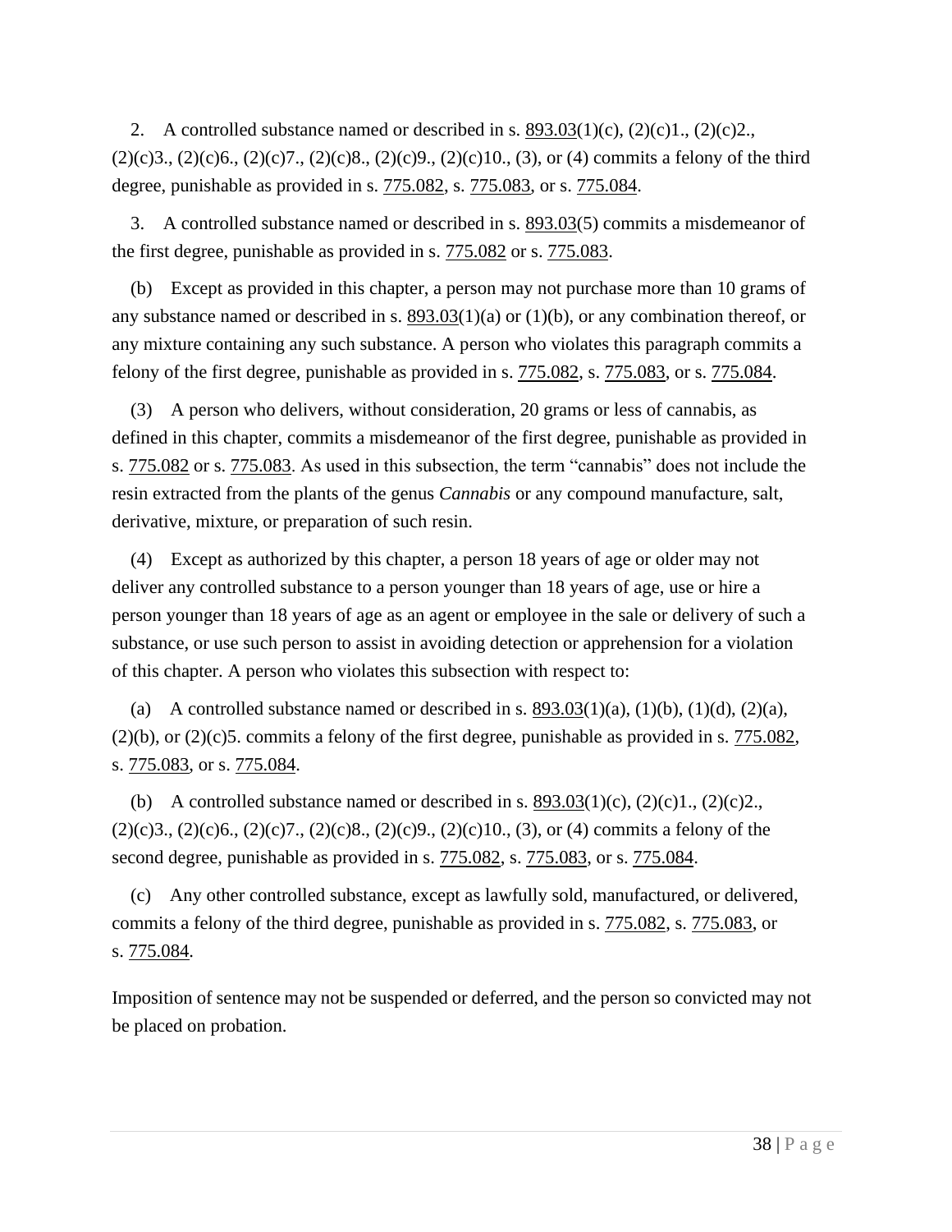2. A controlled substance named or described in s. 893.03(1)(c), (2)(c)1., (2)(c)2., (2)(c)3., (2)(c)6., (2)(c)7., (2)(c)8., (2)(c)9., (2)(c)10., (3), or (4) commits a felony of the third degree, punishable as provided in s. 775.082, s. 775.083, or s. 775.084.

3. A controlled substance named or described in s. 893.03(5) commits a misdemeanor of the first degree, punishable as provided in s. 775.082 or s. 775.083.

(b) Except as provided in this chapter, a person may not purchase more than 10 grams of any substance named or described in s. 893.03(1)(a) or (1)(b), or any combination thereof, or any mixture containing any such substance. A person who violates this paragraph commits a felony of the first degree, punishable as provided in s. 775.082, s. 775.083, or s. 775.084.

(3) A person who delivers, without consideration, 20 grams or less of cannabis, as defined in this chapter, commits a misdemeanor of the first degree, punishable as provided in s. 775.082 or s. 775.083. As used in this subsection, the term "cannabis" does not include the resin extracted from the plants of the genus *Cannabis* or any compound manufacture, salt, derivative, mixture, or preparation of such resin.

(4) Except as authorized by this chapter, a person 18 years of age or older may not deliver any controlled substance to a person younger than 18 years of age, use or hire a person younger than 18 years of age as an agent or employee in the sale or delivery of such a substance, or use such person to assist in avoiding detection or apprehension for a violation of this chapter. A person who violates this subsection with respect to:

(a) A controlled substance named or described in s. 893.03(1)(a), (1)(b), (1)(d), (2)(a), (2)(b), or (2)(c)5. commits a felony of the first degree, punishable as provided in s. 775.082, s. 775.083, or s. 775.084.

(b) A controlled substance named or described in s. 893.03(1)(c), (2)(c)1., (2)(c)2., (2)(c)3., (2)(c)6., (2)(c)7., (2)(c)8., (2)(c)9., (2)(c)10., (3), or (4) commits a felony of the second degree, punishable as provided in s. 775.082, s. 775.083, or s. 775.084.

(c) Any other controlled substance, except as lawfully sold, manufactured, or delivered, commits a felony of the third degree, punishable as provided in s. 775.082, s. 775.083, or s. 775.084.

Imposition of sentence may not be suspended or deferred, and the person so convicted may not be placed on probation.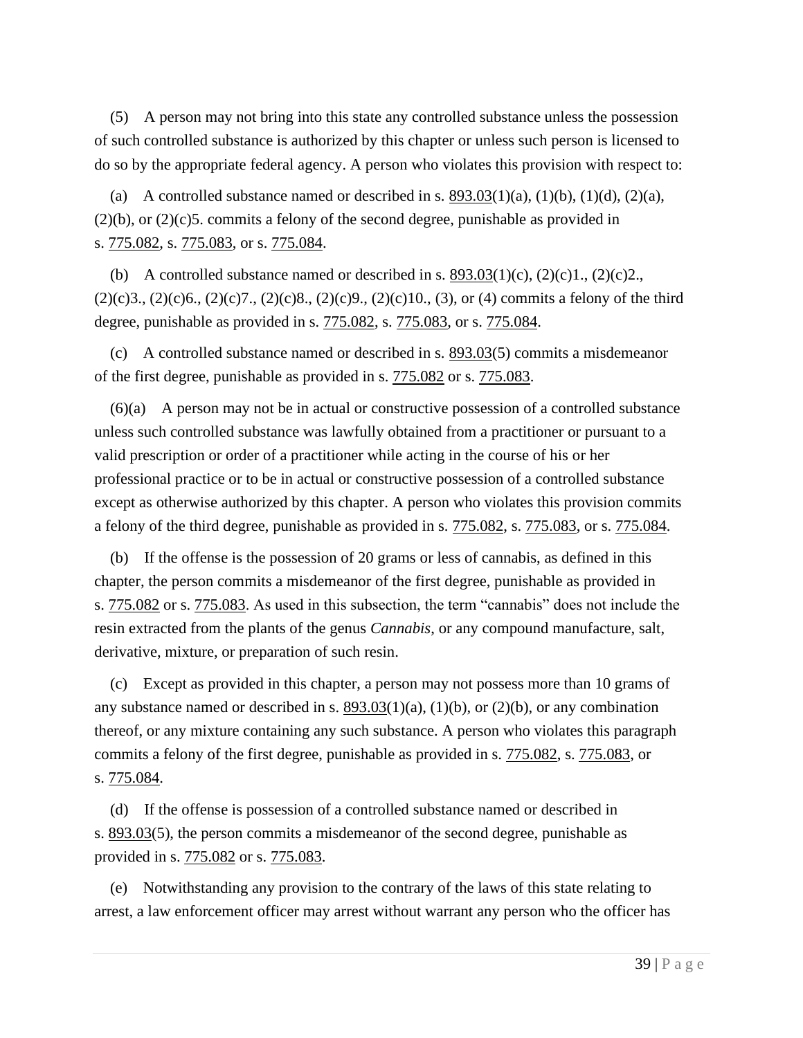(5) A person may not bring into this state any controlled substance unless the possession of such controlled substance is authorized by this chapter or unless such person is licensed to do so by the appropriate federal agency. A person who violates this provision with respect to:

(a) A controlled substance named or described in s. 893.03(1)(a), (1)(b), (1)(d), (2)(a), (2)(b), or (2)(c)5. commits a felony of the second degree, punishable as provided in s. 775.082, s. 775.083, or s. 775.084.

(b) A controlled substance named or described in s. 893.03(1)(c), (2)(c)1., (2)(c)2., (2)(c)3., (2)(c)6., (2)(c)7., (2)(c)8., (2)(c)9., (2)(c)10., (3), or (4) commits a felony of the third degree, punishable as provided in s. 775.082, s. 775.083, or s. 775.084.

(c) A controlled substance named or described in s. 893.03(5) commits a misdemeanor of the first degree, punishable as provided in s. 775.082 or s. 775.083.

(6)(a) A person may not be in actual or constructive possession of a controlled substance unless such controlled substance was lawfully obtained from a practitioner or pursuant to a valid prescription or order of a practitioner while acting in the course of his or her professional practice or to be in actual or constructive possession of a controlled substance except as otherwise authorized by this chapter. A person who violates this provision commits a felony of the third degree, punishable as provided in s. 775.082, s. 775.083, or s. 775.084.

(b) If the offense is the possession of 20 grams or less of cannabis, as defined in this chapter, the person commits a misdemeanor of the first degree, punishable as provided in s. 775.082 or s. 775.083. As used in this subsection, the term “cannabis” does not include the resin extracted from the plants of the genus *Cannabis*, or any compound manufacture, salt, derivative, mixture, or preparation of such resin.

(c) Except as provided in this chapter, a person may not possess more than 10 grams of any substance named or described in s. 893.03(1)(a), (1)(b), or (2)(b), or any combination thereof, or any mixture containing any such substance. A person who violates this paragraph commits a felony of the first degree, punishable as provided in s. 775.082, s. 775.083, or s. 775.084.

(d) If the offense is possession of a controlled substance named or described in s. 893.03(5), the person commits a misdemeanor of the second degree, punishable as provided in s. 775.082 or s. 775.083.

(e) Notwithstanding any provision to the contrary of the laws of this state relating to arrest, a law enforcement officer may arrest without warrant any person who the officer has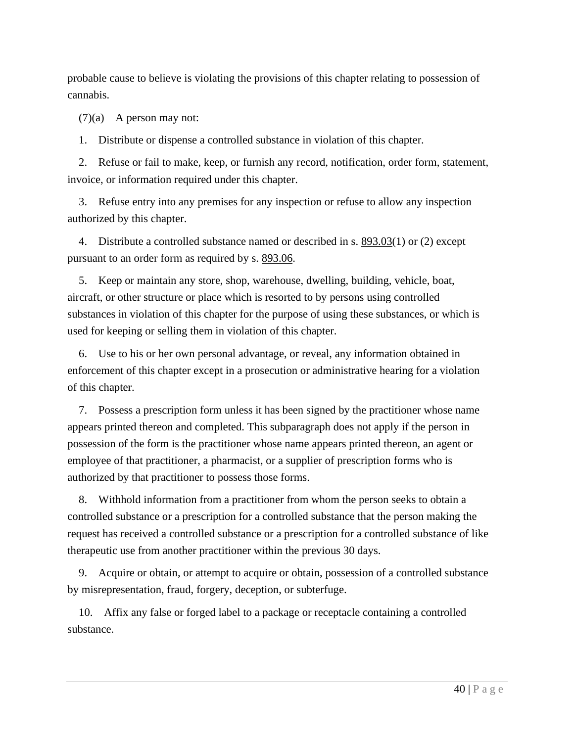probable cause to believe is violating the provisions of this chapter relating to possession of cannabis.

(7)(a) A person may not:

1. Distribute or dispense a controlled substance in violation of this chapter.

2. Refuse or fail to make, keep, or furnish any record, notification, order form, statement, invoice, or information required under this chapter.

3. Refuse entry into any premises for any inspection or refuse to allow any inspection authorized by this chapter.

4. Distribute a controlled substance named or described in s. 893.03(1) or (2) except pursuant to an order form as required by s. 893.06.

5. Keep or maintain any store, shop, warehouse, dwelling, building, vehicle, boat, aircraft, or other structure or place which is resorted to by persons using controlled substances in violation of this chapter for the purpose of using these substances, or which is used for keeping or selling them in violation of this chapter.

6. Use to his or her own personal advantage, or reveal, any information obtained in enforcement of this chapter except in a prosecution or administrative hearing for a violation of this chapter.

7. Possess a prescription form unless it has been signed by the practitioner whose name appears printed thereon and completed. This subparagraph does not apply if the person in possession of the form is the practitioner whose name appears printed thereon, an agent or employee of that practitioner, a pharmacist, or a supplier of prescription forms who is authorized by that practitioner to possess those forms.

8. Withhold information from a practitioner from whom the person seeks to obtain a controlled substance or a prescription for a controlled substance that the person making the request has received a controlled substance or a prescription for a controlled substance of like therapeutic use from another practitioner within the previous 30 days.

9. Acquire or obtain, or attempt to acquire or obtain, possession of a controlled substance by misrepresentation, fraud, forgery, deception, or subterfuge.

10. Affix any false or forged label to a package or receptacle containing a controlled substance.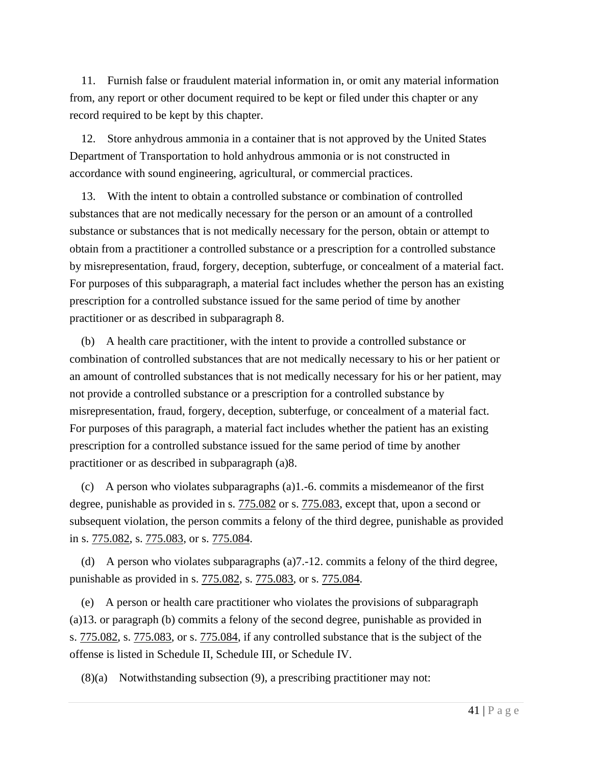11. Furnish false or fraudulent material information in, or omit any material information from, any report or other document required to be kept or filed under this chapter or any record required to be kept by this chapter.

12. Store anhydrous ammonia in a container that is not approved by the United States Department of Transportation to hold anhydrous ammonia or is not constructed in accordance with sound engineering, agricultural, or commercial practices.

13. With the intent to obtain a controlled substance or combination of controlled substances that are not medically necessary for the person or an amount of a controlled substance or substances that is not medically necessary for the person, obtain or attempt to obtain from a practitioner a controlled substance or a prescription for a controlled substance by misrepresentation, fraud, forgery, deception, subterfuge, or concealment of a material fact. For purposes of this subparagraph, a material fact includes whether the person has an existing prescription for a controlled substance issued for the same period of time by another practitioner or as described in subparagraph 8.

(b) A health care practitioner, with the intent to provide a controlled substance or combination of controlled substances that are not medically necessary to his or her patient or an amount of controlled substances that is not medically necessary for his or her patient, may not provide a controlled substance or a prescription for a controlled substance by misrepresentation, fraud, forgery, deception, subterfuge, or concealment of a material fact. For purposes of this paragraph, a material fact includes whether the patient has an existing prescription for a controlled substance issued for the same period of time by another practitioner or as described in subparagraph (a)8.

(c) A person who violates subparagraphs (a)1.-6. commits a misdemeanor of the first degree, punishable as provided in s. 775.082 or s. 775.083, except that, upon a second or subsequent violation, the person commits a felony of the third degree, punishable as provided in s. 775.082, s. 775.083, or s. 775.084.

(d) A person who violates subparagraphs (a)7.-12. commits a felony of the third degree, punishable as provided in s. 775.082, s. 775.083, or s. 775.084.

(e) A person or health care practitioner who violates the provisions of subparagraph (a)13. or paragraph (b) commits a felony of the second degree, punishable as provided in s. 775.082, s. 775.083, or s. 775.084, if any controlled substance that is the subject of the offense is listed in Schedule II, Schedule III, or Schedule IV.

(8)(a) Notwithstanding subsection (9), a prescribing practitioner may not: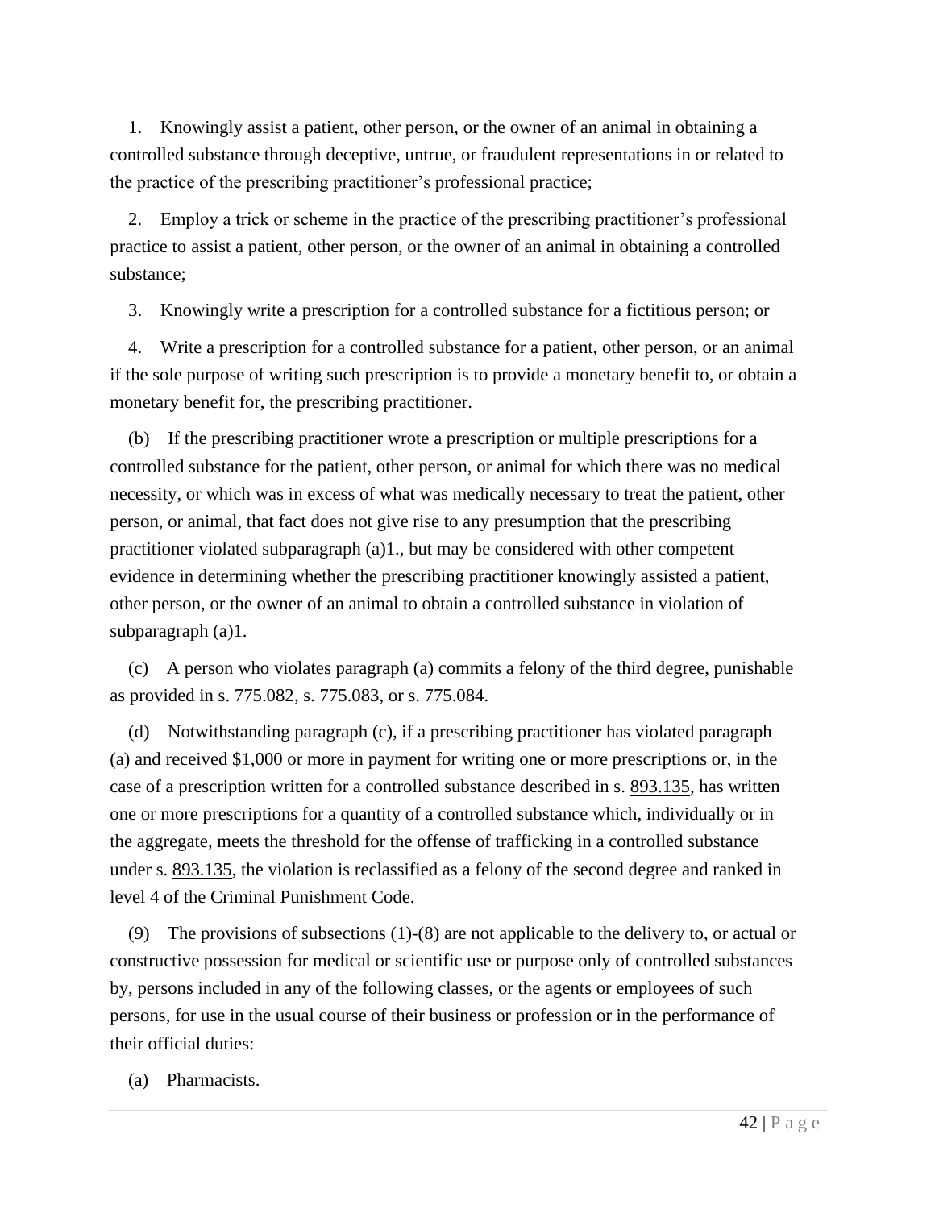1. Knowingly assist a patient, other person, or the owner of an animal in obtaining a controlled substance through deceptive, untrue, or fraudulent representations in or related to the practice of the prescribing practitioner's professional practice;

2. Employ a trick or scheme in the practice of the prescribing practitioner's professional practice to assist a patient, other person, or the owner of an animal in obtaining a controlled substance;

3. Knowingly write a prescription for a controlled substance for a fictitious person; or

4. Write a prescription for a controlled substance for a patient, other person, or an animal if the sole purpose of writing such prescription is to provide a monetary benefit to, or obtain a monetary benefit for, the prescribing practitioner.

(b) If the prescribing practitioner wrote a prescription or multiple prescriptions for a controlled substance for the patient, other person, or animal for which there was no medical necessity, or which was in excess of what was medically necessary to treat the patient, other person, or animal, that fact does not give rise to any presumption that the prescribing practitioner violated subparagraph (a)1., but may be considered with other competent evidence in determining whether the prescribing practitioner knowingly assisted a patient, other person, or the owner of an animal to obtain a controlled substance in violation of subparagraph (a)1.

(c) A person who violates paragraph (a) commits a felony of the third degree, punishable as provided in s. 775.082, s. 775.083, or s. 775.084.

(d) Notwithstanding paragraph (c), if a prescribing practitioner has violated paragraph (a) and received $1,000 or more in payment for writing one or more prescriptions or, in the case of a prescription written for a controlled substance described in s. 893.135, has written one or more prescriptions for a quantity of a controlled substance which, individually or in the aggregate, meets the threshold for the offense of trafficking in a controlled substance under s. 893.135, the violation is reclassified as a felony of the second degree and ranked in level 4 of the Criminal Punishment Code.

(9) The provisions of subsections (1)-(8) are not applicable to the delivery to, or actual or constructive possession for medical or scientific use or purpose only of controlled substances by, persons included in any of the following classes, or the agents or employees of such persons, for use in the usual course of their business or profession or in the performance of their official duties:

(a) Pharmacists.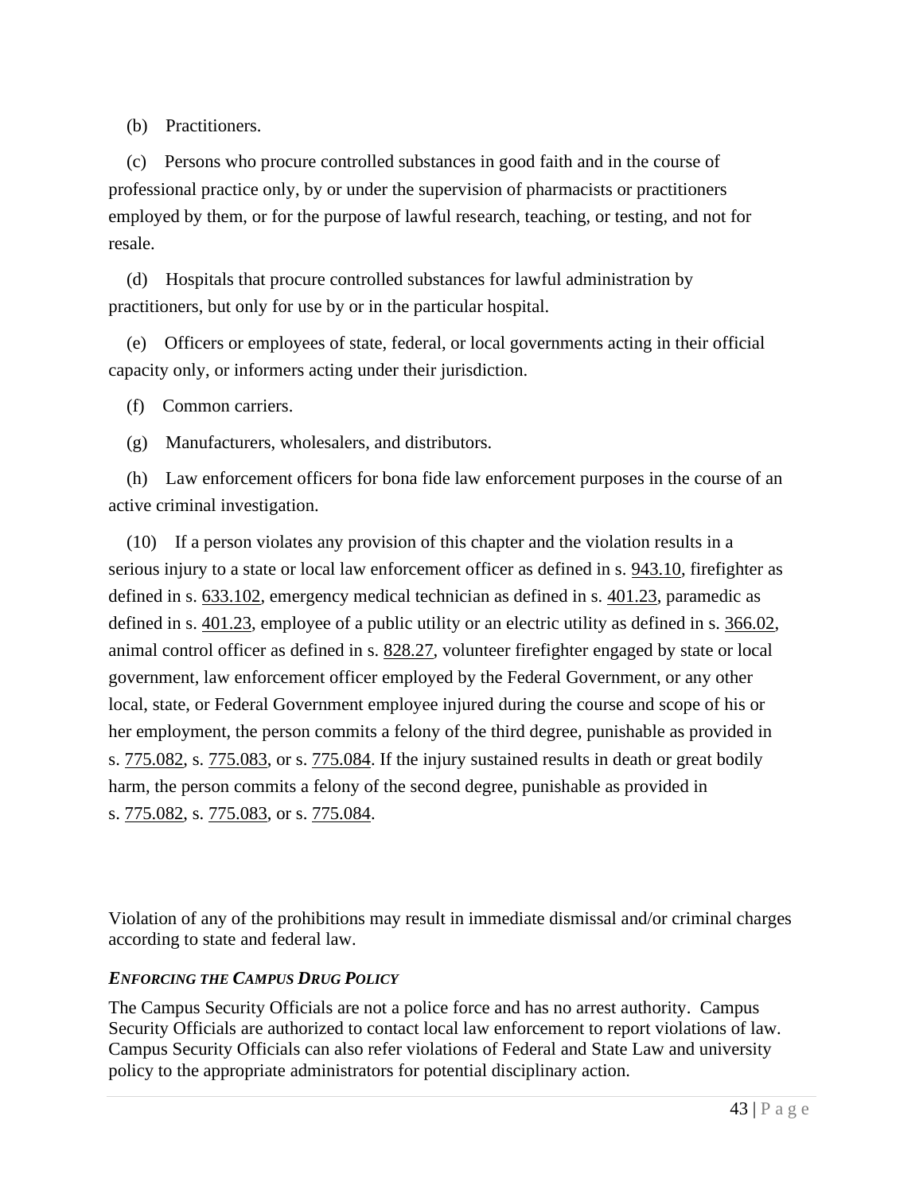(b) Practitioners.

(c) Persons who procure controlled substances in good faith and in the course of professional practice only, by or under the supervision of pharmacists or practitioners employed by them, or for the purpose of lawful research, teaching, or testing, and not for resale.

(d) Hospitals that procure controlled substances for lawful administration by practitioners, but only for use by or in the particular hospital.

(e) Officers or employees of state, federal, or local governments acting in their official capacity only, or informers acting under their jurisdiction.

(f) Common carriers.

(g) Manufacturers, wholesalers, and distributors.

(h) Law enforcement officers for bona fide law enforcement purposes in the course of an active criminal investigation.

(10) If a person violates any provision of this chapter and the violation results in a serious injury to a state or local law enforcement officer as defined in s. 943.10, firefighter as defined in s. 633.102, emergency medical technician as defined in s. 401.23, paramedic as defined in s. 401.23, employee of a public utility or an electric utility as defined in s. 366.02, animal control officer as defined in s. 828.27, volunteer firefighter engaged by state or local government, law enforcement officer employed by the Federal Government, or any other local, state, or Federal Government employee injured during the course and scope of his or her employment, the person commits a felony of the third degree, punishable as provided in s. 775.082, s. 775.083, or s. 775.084. If the injury sustained results in death or great bodily harm, the person commits a felony of the second degree, punishable as provided in s. 775.082, s. 775.083, or s. 775.084.

Violation of any of the prohibitions may result in immediate dismissal and/or criminal charges according to state and federal law.

***ENFORCING THE CAMPUS DRUG POLICY***

The Campus Security Officials are not a police force and has no arrest authority. Campus Security Officials are authorized to contact local law enforcement to report violations of law. Campus Security Officials can also refer violations of Federal and State Law and university policy to the appropriate administrators for potential disciplinary action.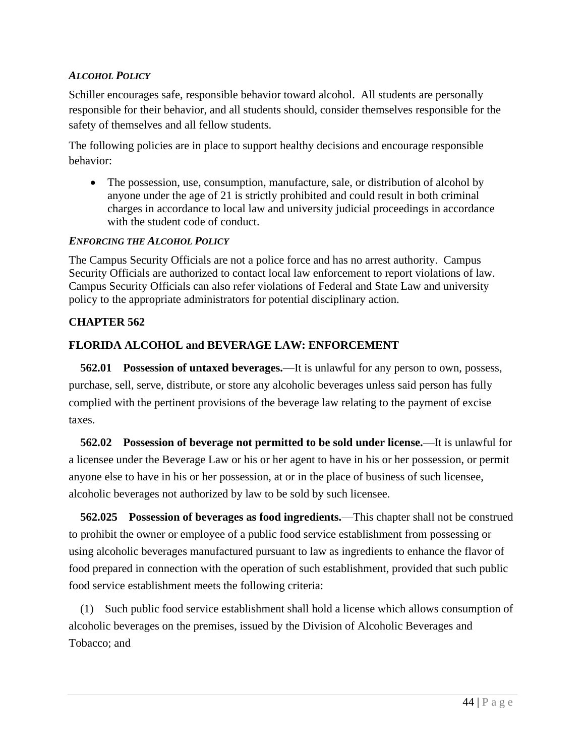### *ALCOHOL POLICY*

Schiller encourages safe, responsible behavior toward alcohol. All students are personally responsible for their behavior, and all students should, consider themselves responsible for the safety of themselves and all fellow students.

The following policies are in place to support healthy decisions and encourage responsible behavior:

- The possession, use, consumption, manufacture, sale, or distribution of alcohol by anyone under the age of 21 is strictly prohibited and could result in both criminal charges in accordance to local law and university judicial proceedings in accordance with the student code of conduct.

### *ENFORCING THE ALCOHOL POLICY*

The Campus Security Officials are not a police force and has no arrest authority. Campus Security Officials are authorized to contact local law enforcement to report violations of law. Campus Security Officials can also refer violations of Federal and State Law and university policy to the appropriate administrators for potential disciplinary action.

## CHAPTER 562

## FLORIDA ALCOHOL and BEVERAGE LAW: ENFORCEMENT

**562.01 Possession of untaxed beverages.**—It is unlawful for any person to own, possess, purchase, sell, serve, distribute, or store any alcoholic beverages unless said person has fully complied with the pertinent provisions of the beverage law relating to the payment of excise taxes.

**562.02 Possession of beverage not permitted to be sold under license.**—It is unlawful for a licensee under the Beverage Law or his or her agent to have in his or her possession, or permit anyone else to have in his or her possession, at or in the place of business of such licensee, alcoholic beverages not authorized by law to be sold by such licensee.

**562.025 Possession of beverages as food ingredients.**—This chapter shall not be construed to prohibit the owner or employee of a public food service establishment from possessing or using alcoholic beverages manufactured pursuant to law as ingredients to enhance the flavor of food prepared in connection with the operation of such establishment, provided that such public food service establishment meets the following criteria:

(1) Such public food service establishment shall hold a license which allows consumption of alcoholic beverages on the premises, issued by the Division of Alcoholic Beverages and Tobacco; and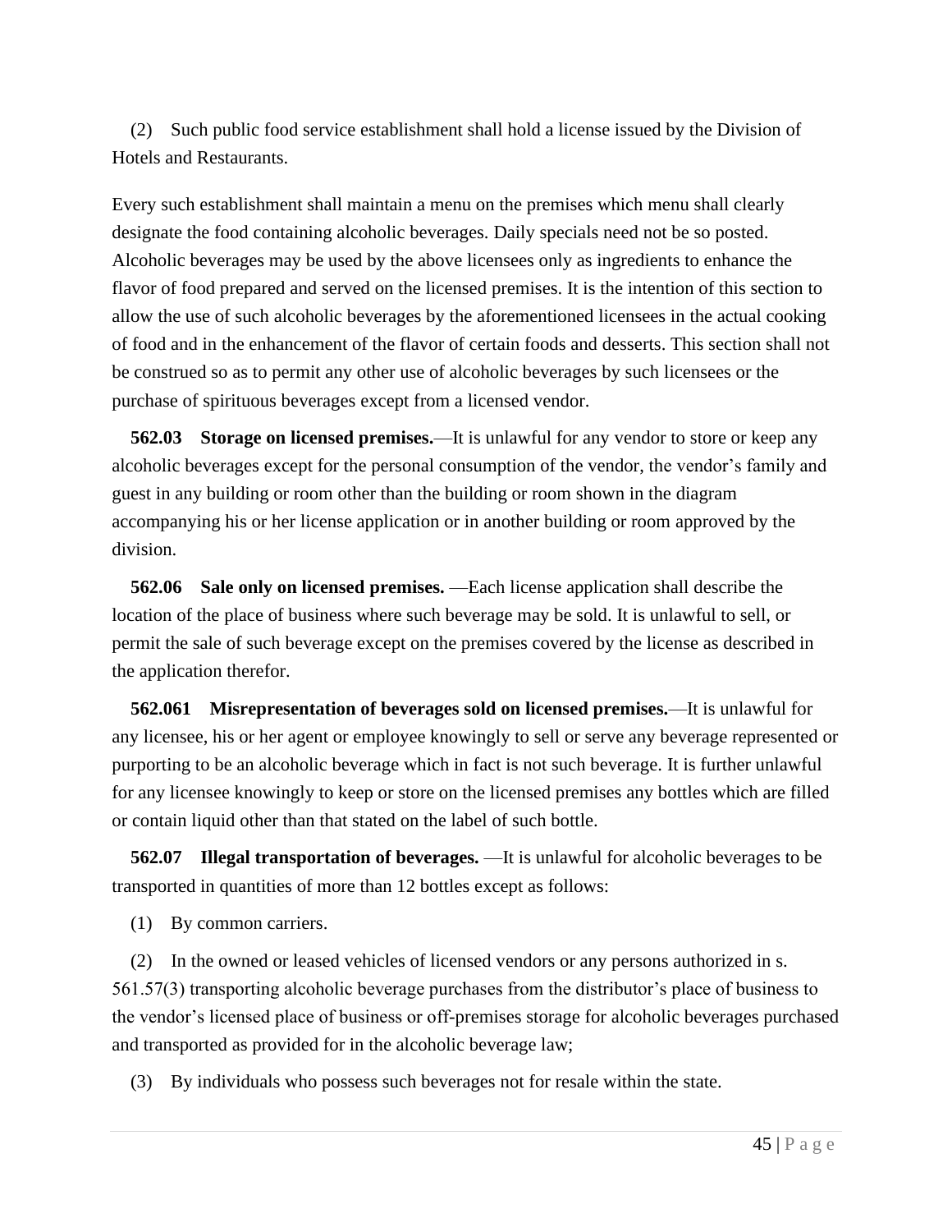(2) Such public food service establishment shall hold a license issued by the Division of Hotels and Restaurants.

Every such establishment shall maintain a menu on the premises which menu shall clearly designate the food containing alcoholic beverages. Daily specials need not be so posted. Alcoholic beverages may be used by the above licensees only as ingredients to enhance the flavor of food prepared and served on the licensed premises. It is the intention of this section to allow the use of such alcoholic beverages by the aforementioned licensees in the actual cooking of food and in the enhancement of the flavor of certain foods and desserts. This section shall not be construed so as to permit any other use of alcoholic beverages by such licensees or the purchase of spirituous beverages except from a licensed vendor.

**562.03 Storage on licensed premises.**—It is unlawful for any vendor to store or keep any alcoholic beverages except for the personal consumption of the vendor, the vendor's family and guest in any building or room other than the building or room shown in the diagram accompanying his or her license application or in another building or room approved by the division.

**562.06 Sale only on licensed premises.** —Each license application shall describe the location of the place of business where such beverage may be sold. It is unlawful to sell, or permit the sale of such beverage except on the premises covered by the license as described in the application therefor.

**562.061 Misrepresentation of beverages sold on licensed premises.**—It is unlawful for any licensee, his or her agent or employee knowingly to sell or serve any beverage represented or purporting to be an alcoholic beverage which in fact is not such beverage. It is further unlawful for any licensee knowingly to keep or store on the licensed premises any bottles which are filled or contain liquid other than that stated on the label of such bottle.

**562.07 Illegal transportation of beverages.** —It is unlawful for alcoholic beverages to be transported in quantities of more than 12 bottles except as follows:

(1) By common carriers.

(2) In the owned or leased vehicles of licensed vendors or any persons authorized in s. 561.57(3) transporting alcoholic beverage purchases from the distributor's place of business to the vendor's licensed place of business or off-premises storage for alcoholic beverages purchased and transported as provided for in the alcoholic beverage law;

(3) By individuals who possess such beverages not for resale within the state.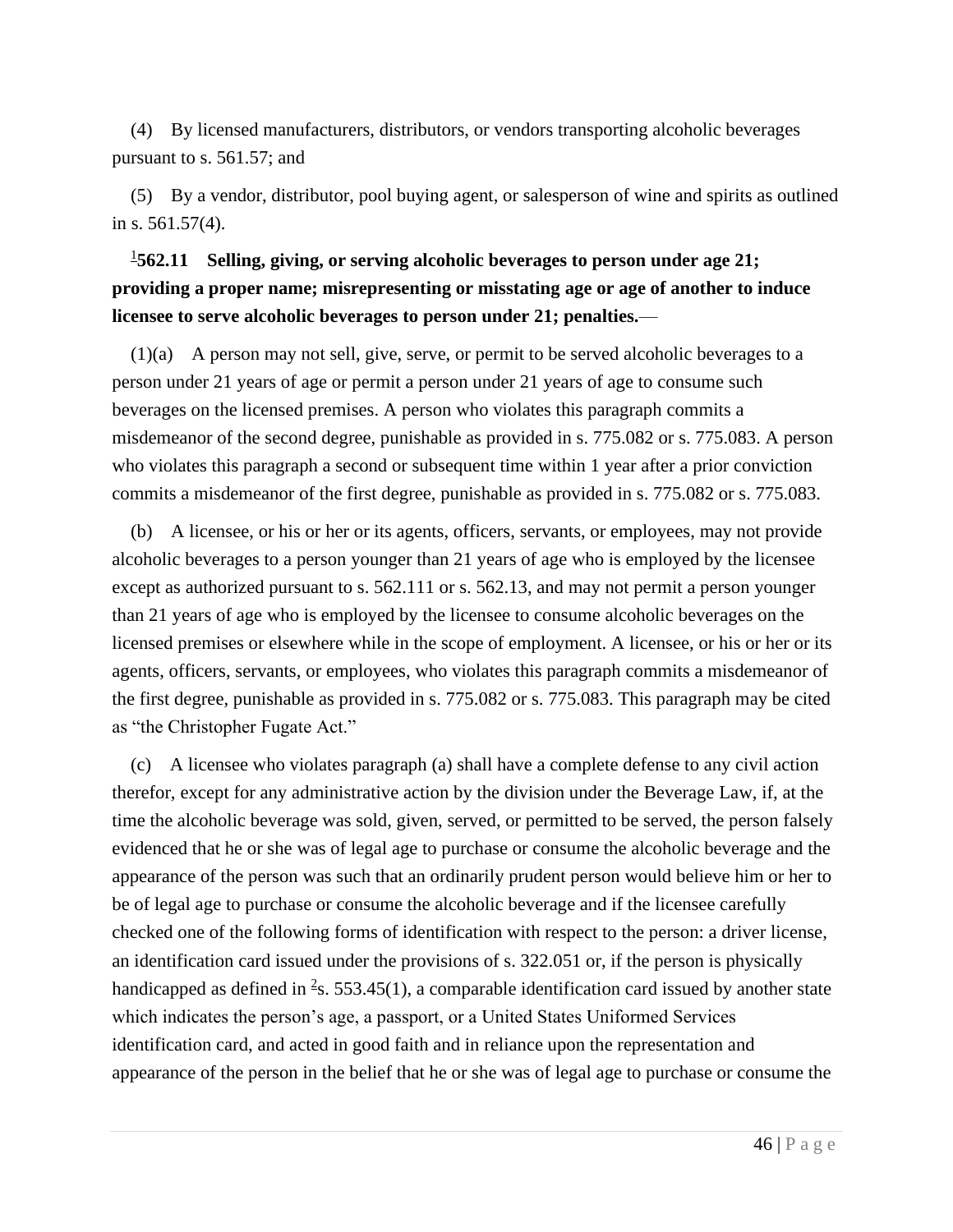(4) By licensed manufacturers, distributors, or vendors transporting alcoholic beverages pursuant to s. 561.57; and

(5) By a vendor, distributor, pool buying agent, or salesperson of wine and spirits as outlined in s. 561.57(4).

**[1]562.11 Selling, giving, or serving alcoholic beverages to person under age 21; providing a proper name; misrepresenting or misstating age or age of another to induce licensee to serve alcoholic beverages to person under 21; penalties.**—

(1)(a) A person may not sell, give, serve, or permit to be served alcoholic beverages to a person under 21 years of age or permit a person under 21 years of age to consume such beverages on the licensed premises. A person who violates this paragraph commits a misdemeanor of the second degree, punishable as provided in s. 775.082 or s. 775.083. A person who violates this paragraph a second or subsequent time within 1 year after a prior conviction commits a misdemeanor of the first degree, punishable as provided in s. 775.082 or s. 775.083.

(b) A licensee, or his or her or its agents, officers, servants, or employees, may not provide alcoholic beverages to a person younger than 21 years of age who is employed by the licensee except as authorized pursuant to s. 562.111 or s. 562.13, and may not permit a person younger than 21 years of age who is employed by the licensee to consume alcoholic beverages on the licensed premises or elsewhere while in the scope of employment. A licensee, or his or her or its agents, officers, servants, or employees, who violates this paragraph commits a misdemeanor of the first degree, punishable as provided in s. 775.082 or s. 775.083. This paragraph may be cited as "the Christopher Fugate Act."

(c) A licensee who violates paragraph (a) shall have a complete defense to any civil action therefor, except for any administrative action by the division under the Beverage Law, if, at the time the alcoholic beverage was sold, given, served, or permitted to be served, the person falsely evidenced that he or she was of legal age to purchase or consume the alcoholic beverage and the appearance of the person was such that an ordinarily prudent person would believe him or her to be of legal age to purchase or consume the alcoholic beverage and if the licensee carefully checked one of the following forms of identification with respect to the person: a driver license, an identification card issued under the provisions of s. 322.051 or, if the person is physically handicapped as defined in [2]s. 553.45(1), a comparable identification card issued by another state which indicates the person's age, a passport, or a United States Uniformed Services identification card, and acted in good faith and in reliance upon the representation and appearance of the person in the belief that he or she was of legal age to purchase or consume the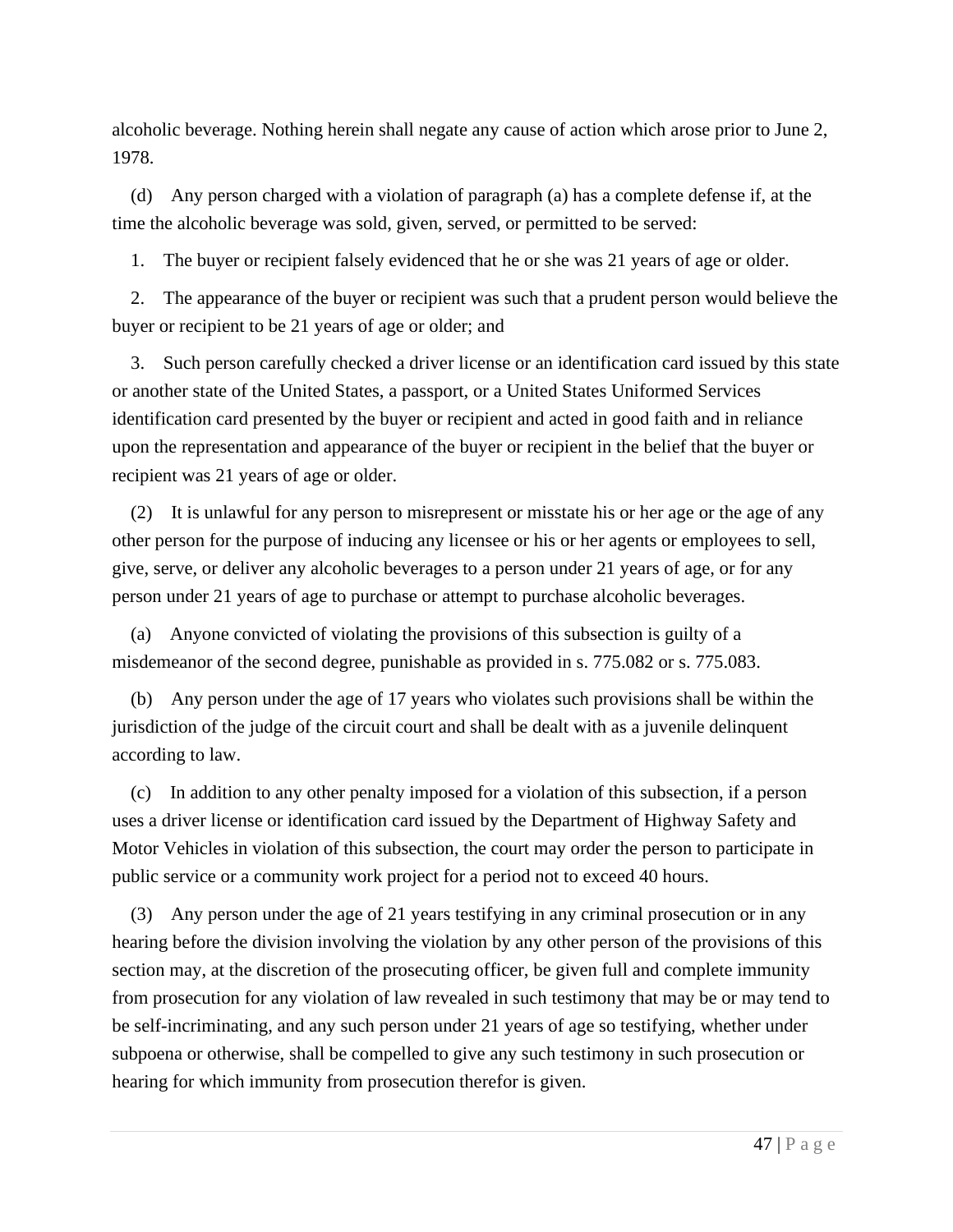alcoholic beverage. Nothing herein shall negate any cause of action which arose prior to June 2, 1978.

(d) Any person charged with a violation of paragraph (a) has a complete defense if, at the time the alcoholic beverage was sold, given, served, or permitted to be served:

1. The buyer or recipient falsely evidenced that he or she was 21 years of age or older.

2. The appearance of the buyer or recipient was such that a prudent person would believe the buyer or recipient to be 21 years of age or older; and

3. Such person carefully checked a driver license or an identification card issued by this state or another state of the United States, a passport, or a United States Uniformed Services identification card presented by the buyer or recipient and acted in good faith and in reliance upon the representation and appearance of the buyer or recipient in the belief that the buyer or recipient was 21 years of age or older.

(2) It is unlawful for any person to misrepresent or misstate his or her age or the age of any other person for the purpose of inducing any licensee or his or her agents or employees to sell, give, serve, or deliver any alcoholic beverages to a person under 21 years of age, or for any person under 21 years of age to purchase or attempt to purchase alcoholic beverages.

(a) Anyone convicted of violating the provisions of this subsection is guilty of a misdemeanor of the second degree, punishable as provided in s. 775.082 or s. 775.083.

(b) Any person under the age of 17 years who violates such provisions shall be within the jurisdiction of the judge of the circuit court and shall be dealt with as a juvenile delinquent according to law.

(c) In addition to any other penalty imposed for a violation of this subsection, if a person uses a driver license or identification card issued by the Department of Highway Safety and Motor Vehicles in violation of this subsection, the court may order the person to participate in public service or a community work project for a period not to exceed 40 hours.

(3) Any person under the age of 21 years testifying in any criminal prosecution or in any hearing before the division involving the violation by any other person of the provisions of this section may, at the discretion of the prosecuting officer, be given full and complete immunity from prosecution for any violation of law revealed in such testimony that may be or may tend to be self-incriminating, and any such person under 21 years of age so testifying, whether under subpoena or otherwise, shall be compelled to give any such testimony in such prosecution or hearing for which immunity from prosecution therefor is given.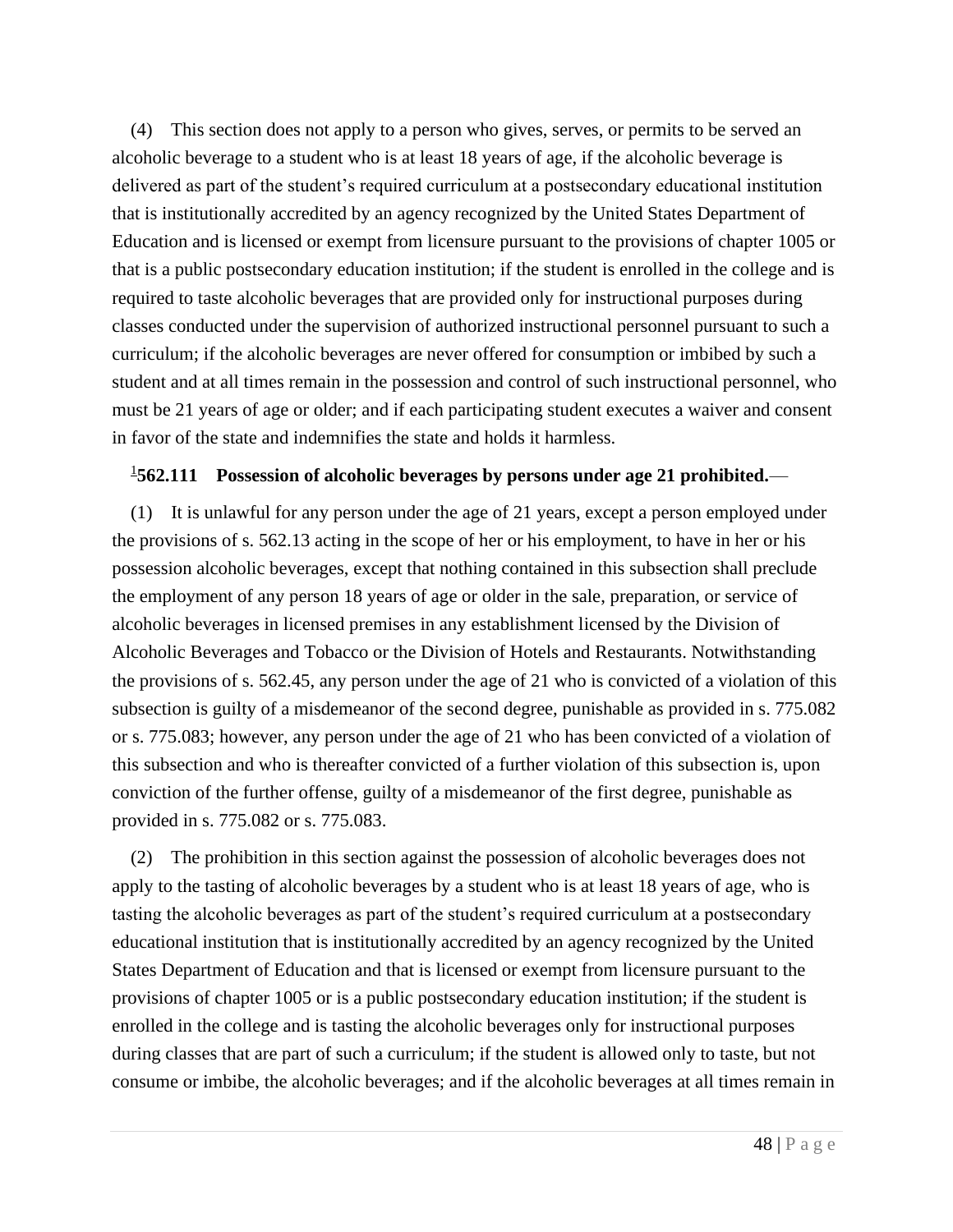(4) This section does not apply to a person who gives, serves, or permits to be served an alcoholic beverage to a student who is at least 18 years of age, if the alcoholic beverage is delivered as part of the student's required curriculum at a postsecondary educational institution that is institutionally accredited by an agency recognized by the United States Department of Education and is licensed or exempt from licensure pursuant to the provisions of chapter 1005 or that is a public postsecondary education institution; if the student is enrolled in the college and is required to taste alcoholic beverages that are provided only for instructional purposes during classes conducted under the supervision of authorized instructional personnel pursuant to such a curriculum; if the alcoholic beverages are never offered for consumption or imbibed by such a student and at all times remain in the possession and control of such instructional personnel, who must be 21 years of age or older; and if each participating student executes a waiver and consent in favor of the state and indemnifies the state and holds it harmless.

[1]**562.111 Possession of alcoholic beverages by persons under age 21 prohibited.**—

(1) It is unlawful for any person under the age of 21 years, except a person employed under the provisions of s. 562.13 acting in the scope of her or his employment, to have in her or his possession alcoholic beverages, except that nothing contained in this subsection shall preclude the employment of any person 18 years of age or older in the sale, preparation, or service of alcoholic beverages in licensed premises in any establishment licensed by the Division of Alcoholic Beverages and Tobacco or the Division of Hotels and Restaurants. Notwithstanding the provisions of s. 562.45, any person under the age of 21 who is convicted of a violation of this subsection is guilty of a misdemeanor of the second degree, punishable as provided in s. 775.082 or s. 775.083; however, any person under the age of 21 who has been convicted of a violation of this subsection and who is thereafter convicted of a further violation of this subsection is, upon conviction of the further offense, guilty of a misdemeanor of the first degree, punishable as provided in s. 775.082 or s. 775.083.

(2) The prohibition in this section against the possession of alcoholic beverages does not apply to the tasting of alcoholic beverages by a student who is at least 18 years of age, who is tasting the alcoholic beverages as part of the student's required curriculum at a postsecondary educational institution that is institutionally accredited by an agency recognized by the United States Department of Education and that is licensed or exempt from licensure pursuant to the provisions of chapter 1005 or is a public postsecondary education institution; if the student is enrolled in the college and is tasting the alcoholic beverages only for instructional purposes during classes that are part of such a curriculum; if the student is allowed only to taste, but not consume or imbibe, the alcoholic beverages; and if the alcoholic beverages at all times remain in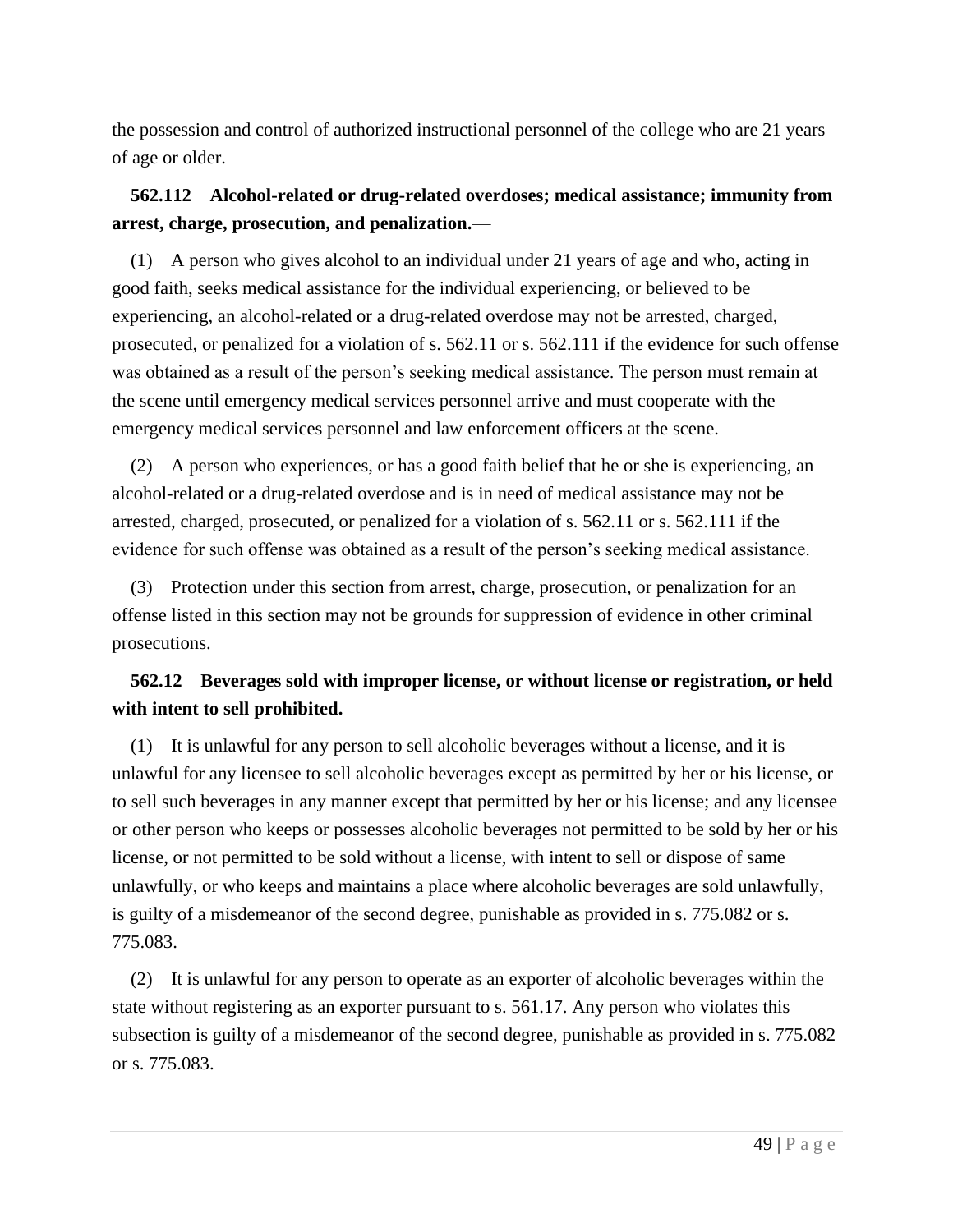the possession and control of authorized instructional personnel of the college who are 21 years of age or older.

**562.112 Alcohol-related or drug-related overdoses; medical assistance; immunity from arrest, charge, prosecution, and penalization.**—

(1) A person who gives alcohol to an individual under 21 years of age and who, acting in good faith, seeks medical assistance for the individual experiencing, or believed to be experiencing, an alcohol-related or a drug-related overdose may not be arrested, charged, prosecuted, or penalized for a violation of s. 562.11 or s. 562.111 if the evidence for such offense was obtained as a result of the person's seeking medical assistance. The person must remain at the scene until emergency medical services personnel arrive and must cooperate with the emergency medical services personnel and law enforcement officers at the scene.

(2) A person who experiences, or has a good faith belief that he or she is experiencing, an alcohol-related or a drug-related overdose and is in need of medical assistance may not be arrested, charged, prosecuted, or penalized for a violation of s. 562.11 or s. 562.111 if the evidence for such offense was obtained as a result of the person's seeking medical assistance.

(3) Protection under this section from arrest, charge, prosecution, or penalization for an offense listed in this section may not be grounds for suppression of evidence in other criminal prosecutions.

**562.12 Beverages sold with improper license, or without license or registration, or held with intent to sell prohibited.**—

(1) It is unlawful for any person to sell alcoholic beverages without a license, and it is unlawful for any licensee to sell alcoholic beverages except as permitted by her or his license, or to sell such beverages in any manner except that permitted by her or his license; and any licensee or other person who keeps or possesses alcoholic beverages not permitted to be sold by her or his license, or not permitted to be sold without a license, with intent to sell or dispose of same unlawfully, or who keeps and maintains a place where alcoholic beverages are sold unlawfully, is guilty of a misdemeanor of the second degree, punishable as provided in s. 775.082 or s. 775.083.

(2) It is unlawful for any person to operate as an exporter of alcoholic beverages within the state without registering as an exporter pursuant to s. 561.17. Any person who violates this subsection is guilty of a misdemeanor of the second degree, punishable as provided in s. 775.082 or s. 775.083.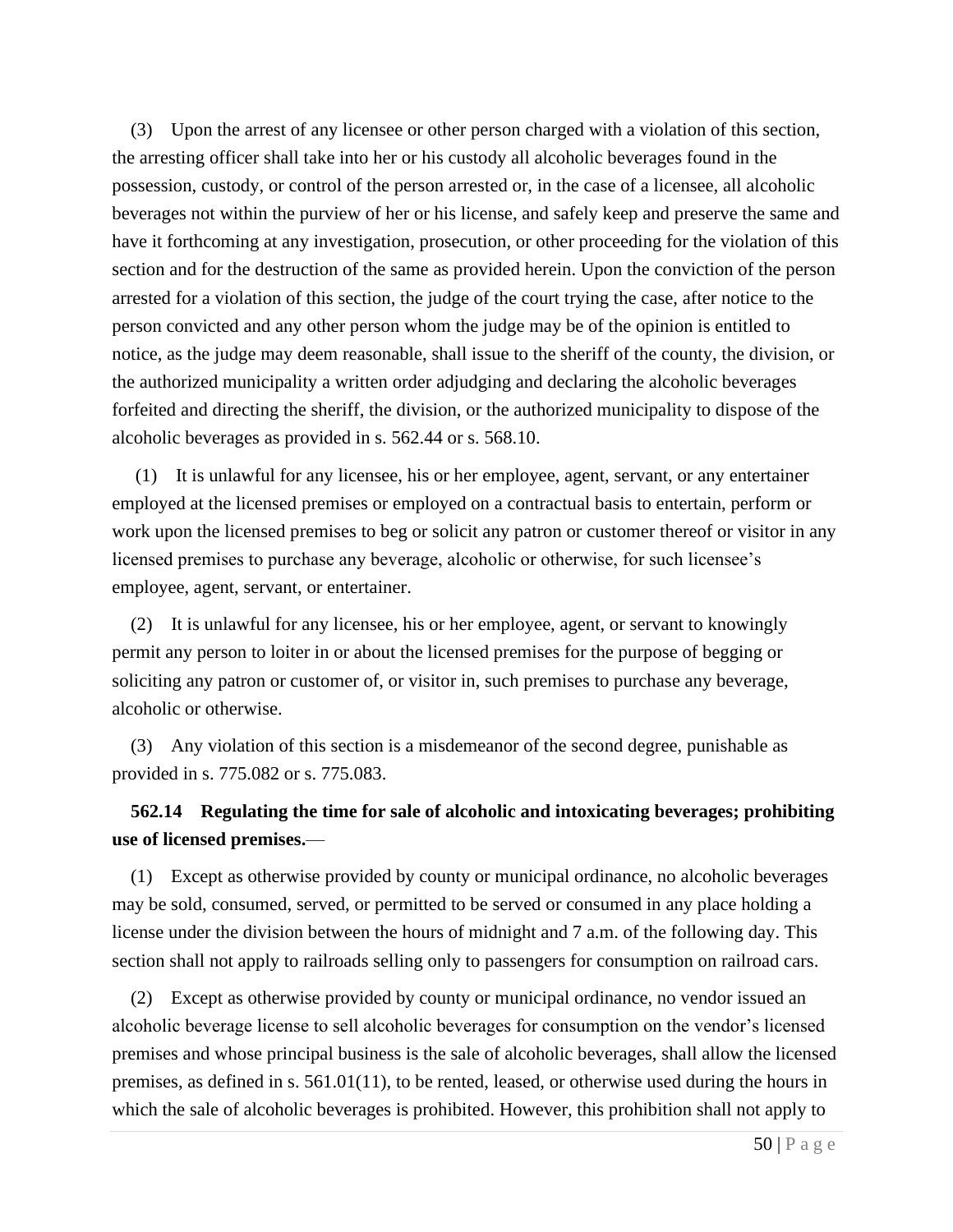(3) Upon the arrest of any licensee or other person charged with a violation of this section, the arresting officer shall take into her or his custody all alcoholic beverages found in the possession, custody, or control of the person arrested or, in the case of a licensee, all alcoholic beverages not within the purview of her or his license, and safely keep and preserve the same and have it forthcoming at any investigation, prosecution, or other proceeding for the violation of this section and for the destruction of the same as provided herein. Upon the conviction of the person arrested for a violation of this section, the judge of the court trying the case, after notice to the person convicted and any other person whom the judge may be of the opinion is entitled to notice, as the judge may deem reasonable, shall issue to the sheriff of the county, the division, or the authorized municipality a written order adjudging and declaring the alcoholic beverages forfeited and directing the sheriff, the division, or the authorized municipality to dispose of the alcoholic beverages as provided in s. 562.44 or s. 568.10.

(1) It is unlawful for any licensee, his or her employee, agent, servant, or any entertainer employed at the licensed premises or employed on a contractual basis to entertain, perform or work upon the licensed premises to beg or solicit any patron or customer thereof or visitor in any licensed premises to purchase any beverage, alcoholic or otherwise, for such licensee's employee, agent, servant, or entertainer.

(2) It is unlawful for any licensee, his or her employee, agent, or servant to knowingly permit any person to loiter in or about the licensed premises for the purpose of begging or soliciting any patron or customer of, or visitor in, such premises to purchase any beverage, alcoholic or otherwise.

(3) Any violation of this section is a misdemeanor of the second degree, punishable as provided in s. 775.082 or s. 775.083.

**562.14 Regulating the time for sale of alcoholic and intoxicating beverages; prohibiting use of licensed premises.**—

(1) Except as otherwise provided by county or municipal ordinance, no alcoholic beverages may be sold, consumed, served, or permitted to be served or consumed in any place holding a license under the division between the hours of midnight and 7 a.m. of the following day. This section shall not apply to railroads selling only to passengers for consumption on railroad cars.

(2) Except as otherwise provided by county or municipal ordinance, no vendor issued an alcoholic beverage license to sell alcoholic beverages for consumption on the vendor's licensed premises and whose principal business is the sale of alcoholic beverages, shall allow the licensed premises, as defined in s. 561.01(11), to be rented, leased, or otherwise used during the hours in which the sale of alcoholic beverages is prohibited. However, this prohibition shall not apply to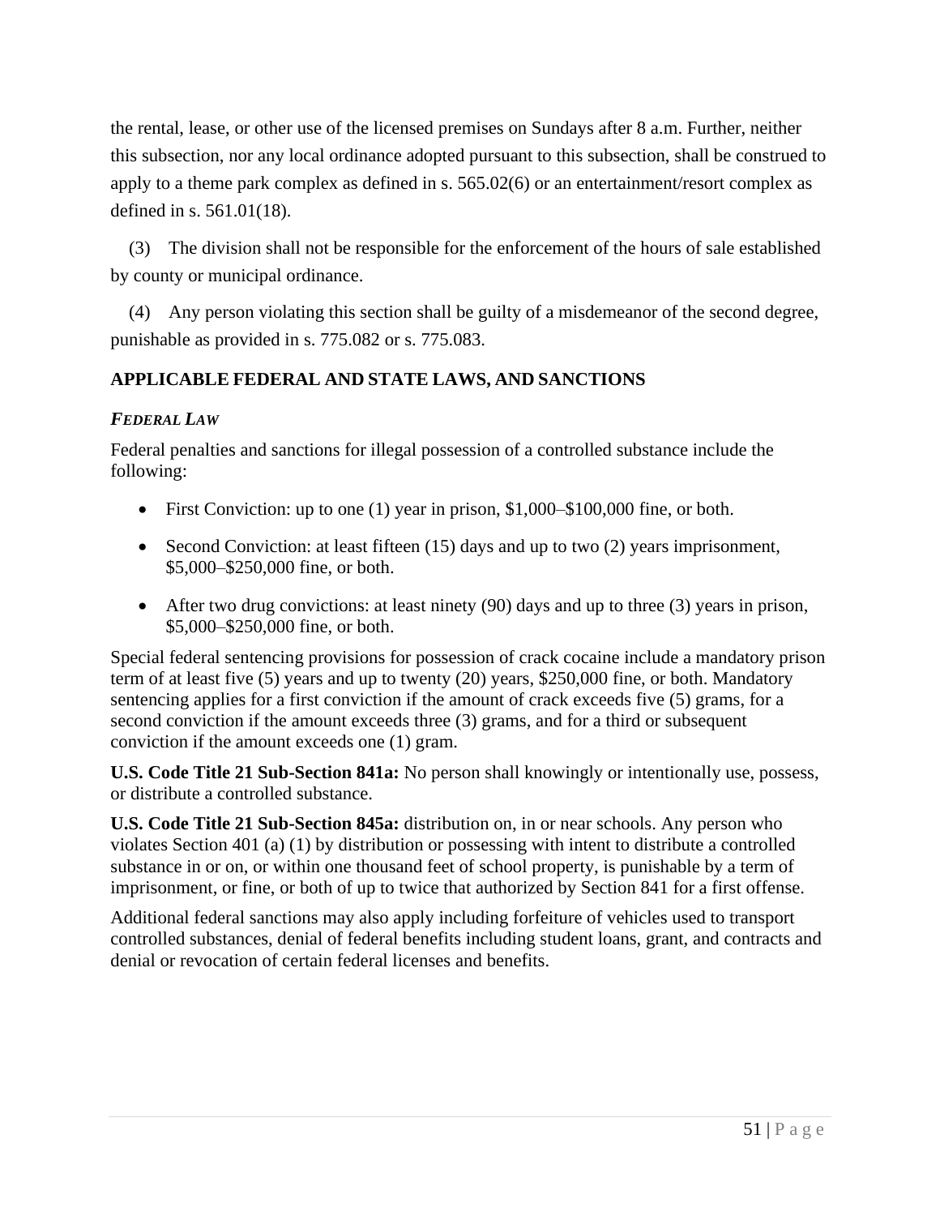the rental, lease, or other use of the licensed premises on Sundays after 8 a.m. Further, neither this subsection, nor any local ordinance adopted pursuant to this subsection, shall be construed to apply to a theme park complex as defined in s. 565.02(6) or an entertainment/resort complex as defined in s. 561.01(18).

(3) The division shall not be responsible for the enforcement of the hours of sale established by county or municipal ordinance.

(4) Any person violating this section shall be guilty of a misdemeanor of the second degree, punishable as provided in s. 775.082 or s. 775.083.

## APPLICABLE FEDERAL AND STATE LAWS, AND SANCTIONS

### *FEDERAL LAW*

Federal penalties and sanctions for illegal possession of a controlled substance include the following:

- First Conviction: up to one (1) year in prison, $1,000–$100,000 fine, or both.
- Second Conviction: at least fifteen (15) days and up to two (2) years imprisonment, $5,000–$250,000 fine, or both.
- After two drug convictions: at least ninety (90) days and up to three (3) years in prison, $5,000–$250,000 fine, or both.

Special federal sentencing provisions for possession of crack cocaine include a mandatory prison term of at least five (5) years and up to twenty (20) years, $250,000 fine, or both. Mandatory sentencing applies for a first conviction if the amount of crack exceeds five (5) grams, for a second conviction if the amount exceeds three (3) grams, and for a third or subsequent conviction if the amount exceeds one (1) gram.

**U.S. Code Title 21 Sub-Section 841a:** No person shall knowingly or intentionally use, possess, or distribute a controlled substance.

**U.S. Code Title 21 Sub-Section 845a:** distribution on, in or near schools. Any person who violates Section 401 (a) (1) by distribution or possessing with intent to distribute a controlled substance in or on, or within one thousand feet of school property, is punishable by a term of imprisonment, or fine, or both of up to twice that authorized by Section 841 for a first offense.

Additional federal sanctions may also apply including forfeiture of vehicles used to transport controlled substances, denial of federal benefits including student loans, grant, and contracts and denial or revocation of certain federal licenses and benefits.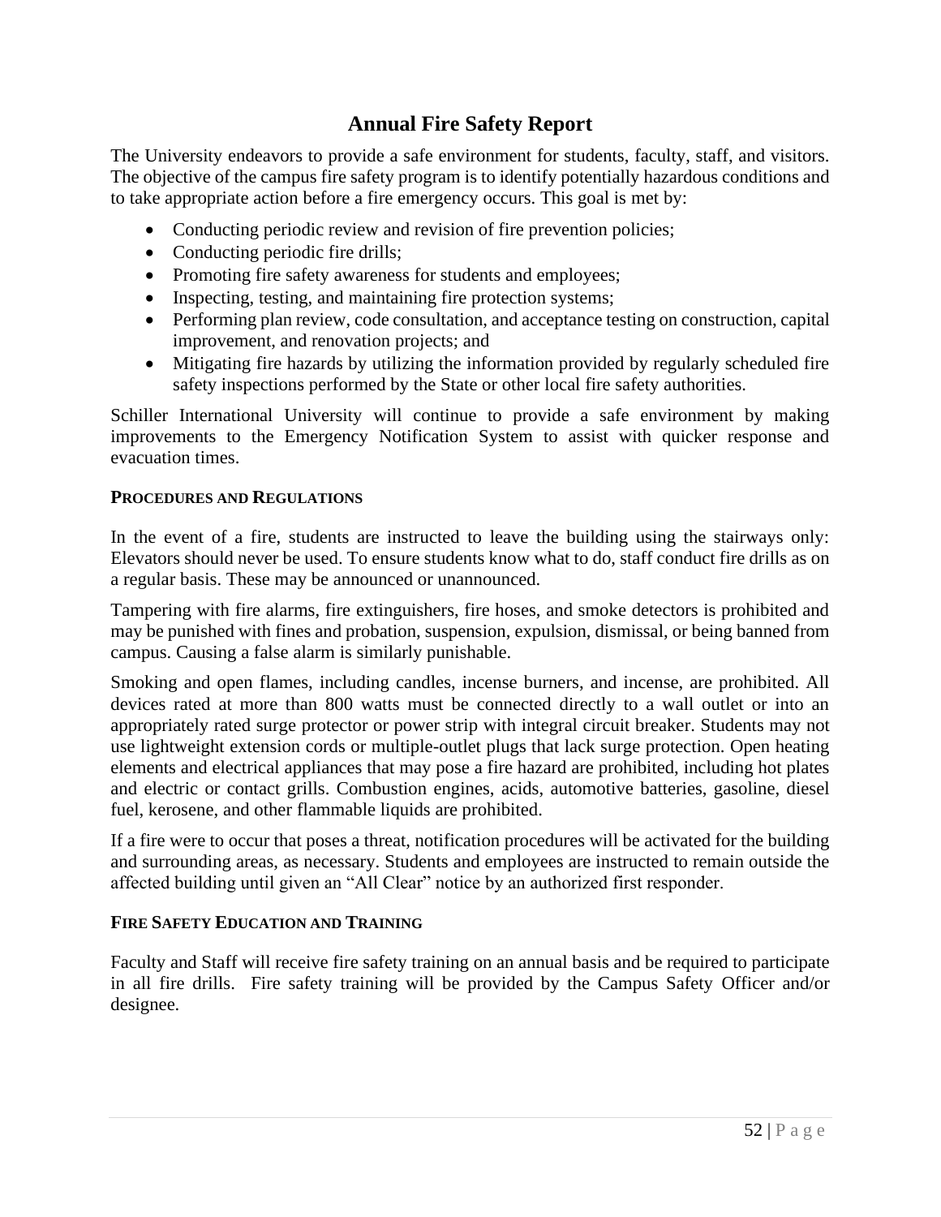# Annual Fire Safety Report

The University endeavors to provide a safe environment for students, faculty, staff, and visitors. The objective of the campus fire safety program is to identify potentially hazardous conditions and to take appropriate action before a fire emergency occurs. This goal is met by:

- Conducting periodic review and revision of fire prevention policies;
- Conducting periodic fire drills;
- Promoting fire safety awareness for students and employees;
- Inspecting, testing, and maintaining fire protection systems;
- Performing plan review, code consultation, and acceptance testing on construction, capital improvement, and renovation projects; and
- Mitigating fire hazards by utilizing the information provided by regularly scheduled fire safety inspections performed by the State or other local fire safety authorities.

Schiller International University will continue to provide a safe environment by making improvements to the Emergency Notification System to assist with quicker response and evacuation times.

### PROCEDURES AND REGULATIONS

In the event of a fire, students are instructed to leave the building using the stairways only: Elevators should never be used. To ensure students know what to do, staff conduct fire drills as on a regular basis. These may be announced or unannounced.

Tampering with fire alarms, fire extinguishers, fire hoses, and smoke detectors is prohibited and may be punished with fines and probation, suspension, expulsion, dismissal, or being banned from campus. Causing a false alarm is similarly punishable.

Smoking and open flames, including candles, incense burners, and incense, are prohibited. All devices rated at more than 800 watts must be connected directly to a wall outlet or into an appropriately rated surge protector or power strip with integral circuit breaker. Students may not use lightweight extension cords or multiple-outlet plugs that lack surge protection. Open heating elements and electrical appliances that may pose a fire hazard are prohibited, including hot plates and electric or contact grills. Combustion engines, acids, automotive batteries, gasoline, diesel fuel, kerosene, and other flammable liquids are prohibited.

If a fire were to occur that poses a threat, notification procedures will be activated for the building and surrounding areas, as necessary. Students and employees are instructed to remain outside the affected building until given an "All Clear" notice by an authorized first responder.

### FIRE SAFETY EDUCATION AND TRAINING

Faculty and Staff will receive fire safety training on an annual basis and be required to participate in all fire drills. Fire safety training will be provided by the Campus Safety Officer and/or designee.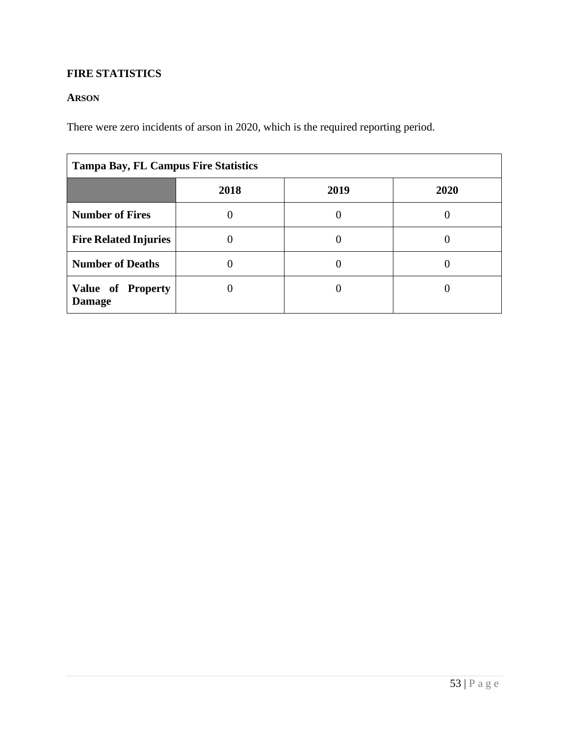## FIRE STATISTICS

### ARSON

There were zero incidents of arson in 2020, which is the required reporting period.

| Tampa Bay, FL Campus Fire Statistics | | | |
|---|---|---|---|
| | **2018** | **2019** | **2020** |
| **Number of Fires** | 0 | 0 | 0 |
| **Fire Related Injuries** | 0 | 0 | 0 |
| **Number of Deaths** | 0 | 0 | 0 |
| **Value of Property Damage** | 0 | 0 | 0 |